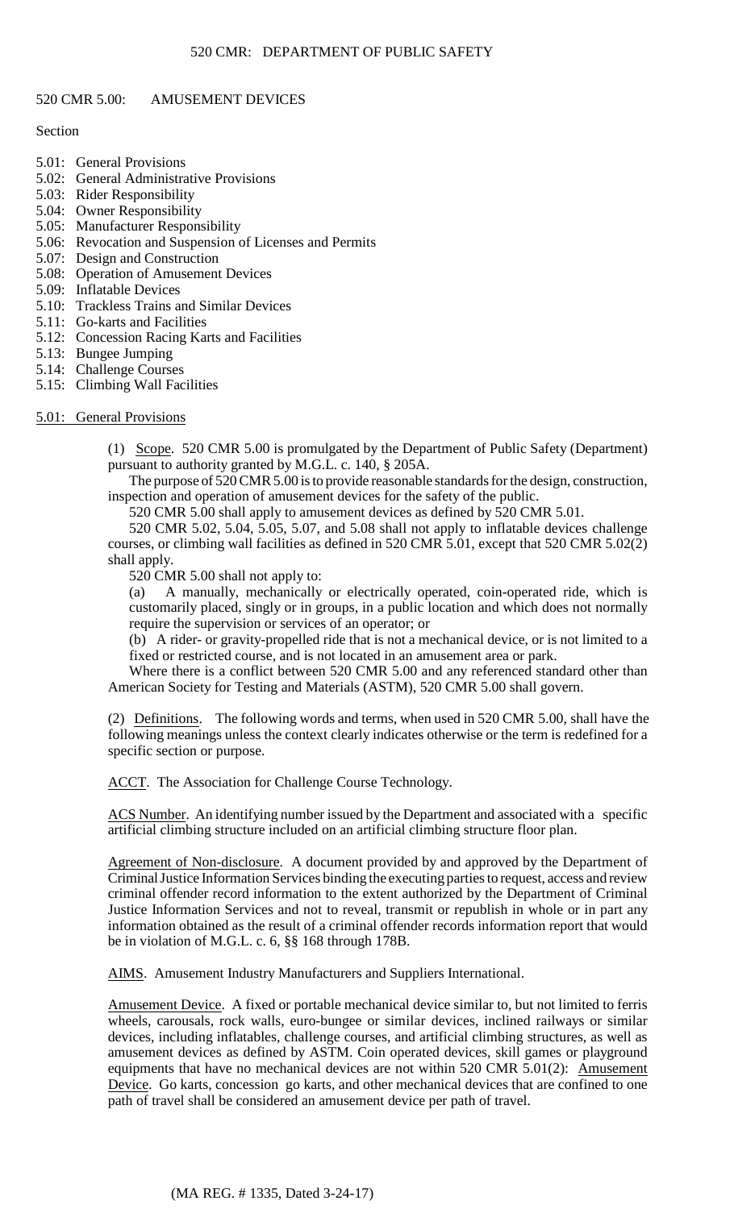# 520 CMR 5.00: AMUSEMENT DEVICES

Section

- 5.01: General Provisions
- 5.02: General Administrative Provisions
- 5.03: Rider Responsibility
- 5.04: Owner Responsibility
- 5.05: Manufacturer Responsibility
- 5.06: Revocation and Suspension of Licenses and Permits
- 5.07: Design and Construction
- 5.08: Operation of Amusement Devices
- 5.09: Inflatable Devices
- 5.10: Trackless Trains and Similar Devices
- 5.11: Go-karts and Facilities
- 5.12: Concession Racing Karts and Facilities
- 5.13: Bungee Jumping
- 5.14: Challenge Courses
- 5.15: Climbing Wall Facilities

## 5.01: General Provisions

(1) Scope. 520 CMR 5.00 is promulgated by the Department of Public Safety (Department) pursuant to authority granted by M.G.L. c. 140, § 205A.

The purpose of 520 CMR 5.00 is to provide reasonable standards for the design, construction, inspection and operation of amusement devices for the safety of the public.

520 CMR 5.00 shall apply to amusement devices as defined by 520 CMR 5.01.

520 CMR 5.02, 5.04, 5.05, 5.07, and 5.08 shall not apply to inflatable devices challenge courses, or climbing wall facilities as defined in 520 CMR 5.01, except that 520 CMR 5.02(2) shall apply.

520 CMR 5.00 shall not apply to:

(a) A manually, mechanically or electrically operated, coin-operated ride, which is customarily placed, singly or in groups, in a public location and which does not normally require the supervision or services of an operator; or

(b) A rider- or gravity-propelled ride that is not a mechanical device, or is not limited to a fixed or restricted course, and is not located in an amusement area or park.

Where there is a conflict between 520 CMR 5.00 and any referenced standard other than American Society for Testing and Materials (ASTM), 520 CMR 5.00 shall govern.

(2) Definitions. The following words and terms, when used in 520 CMR 5.00, shall have the following meanings unless the context clearly indicates otherwise or the term is redefined for a specific section or purpose.

ACCT. The Association for Challenge Course Technology.

ACS Number. An identifying number issued by the Department and associated with a specific artificial climbing structure included on an artificial climbing structure floor plan.

Agreement of Non-disclosure. A document provided by and approved by the Department of Criminal Justice Information Services binding the executing parties to request, access and review criminal offender record information to the extent authorized by the Department of Criminal Justice Information Services and not to reveal, transmit or republish in whole or in part any information obtained as the result of a criminal offender records information report that would be in violation of M.G.L. c. 6, §§ 168 through 178B.

AIMS. Amusement Industry Manufacturers and Suppliers International.

Amusement Device. A fixed or portable mechanical device similar to, but not limited to ferris wheels, carousals, rock walls, euro-bungee or similar devices, inclined railways or similar devices, including inflatables, challenge courses, and artificial climbing structures, as well as amusement devices as defined by ASTM. Coin operated devices, skill games or playground equipments that have no mechanical devices are not within 520 CMR 5.01(2): Amusement Device. Go karts, concession go karts, and other mechanical devices that are confined to one path of travel shall be considered an amusement device per path of travel.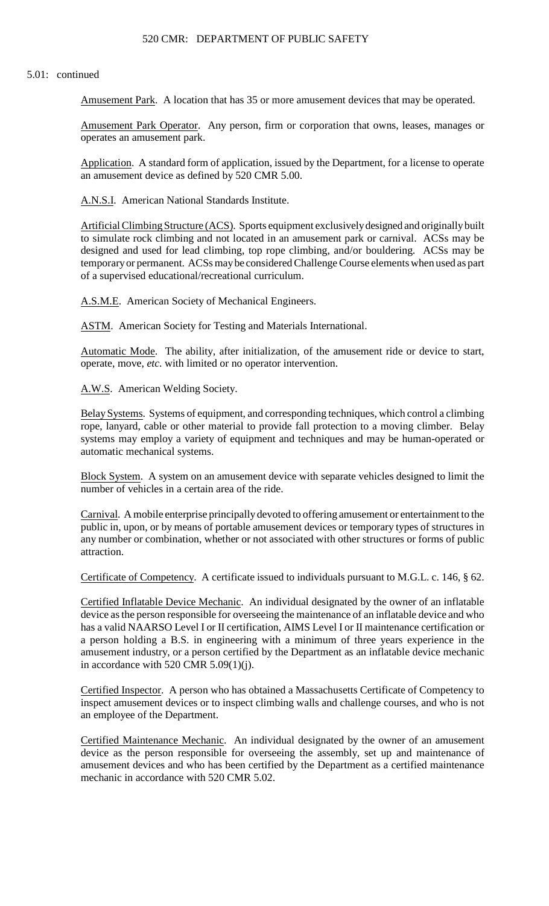5.01: continued

Amusement Park. A location that has 35 or more amusement devices that may be operated.

Amusement Park Operator. Any person, firm or corporation that owns, leases, manages or operates an amusement park.

Application. A standard form of application, issued by the Department, for a license to operate an amusement device as defined by 520 CMR 5.00.

A.N.S.I. American National Standards Institute.

Artificial Climbing Structure (ACS). Sports equipment exclusively designed and originally built to simulate rock climbing and not located in an amusement park or carnival. ACSs may be designed and used for lead climbing, top rope climbing, and/or bouldering. ACSs may be temporary or permanent. ACSs may be considered Challenge Course elements when used as part of a supervised educational/recreational curriculum.

A.S.M.E. American Society of Mechanical Engineers.

ASTM. American Society for Testing and Materials International.

Automatic Mode. The ability, after initialization, of the amusement ride or device to start, operate, move, *etc.* with limited or no operator intervention.

A.W.S. American Welding Society.

Belay Systems. Systems of equipment, and corresponding techniques, which control a climbing rope, lanyard, cable or other material to provide fall protection to a moving climber. Belay systems may employ a variety of equipment and techniques and may be human-operated or automatic mechanical systems.

Block System. A system on an amusement device with separate vehicles designed to limit the number of vehicles in a certain area of the ride.

Carnival. A mobile enterprise principally devoted to offering amusement or entertainment to the public in, upon, or by means of portable amusement devices or temporary types of structures in any number or combination, whether or not associated with other structures or forms of public attraction.

Certificate of Competency. A certificate issued to individuals pursuant to M.G.L. c. 146, § 62.

Certified Inflatable Device Mechanic. An individual designated by the owner of an inflatable device as the person responsible for overseeing the maintenance of an inflatable device and who has a valid NAARSO Level I or II certification, AIMS Level I or II maintenance certification or a person holding a B.S. in engineering with a minimum of three years experience in the amusement industry, or a person certified by the Department as an inflatable device mechanic in accordance with 520 CMR 5.09(1)(j).

Certified Inspector. A person who has obtained a Massachusetts Certificate of Competency to inspect amusement devices or to inspect climbing walls and challenge courses, and who is not an employee of the Department.

Certified Maintenance Mechanic. An individual designated by the owner of an amusement device as the person responsible for overseeing the assembly, set up and maintenance of amusement devices and who has been certified by the Department as a certified maintenance mechanic in accordance with 520 CMR 5.02.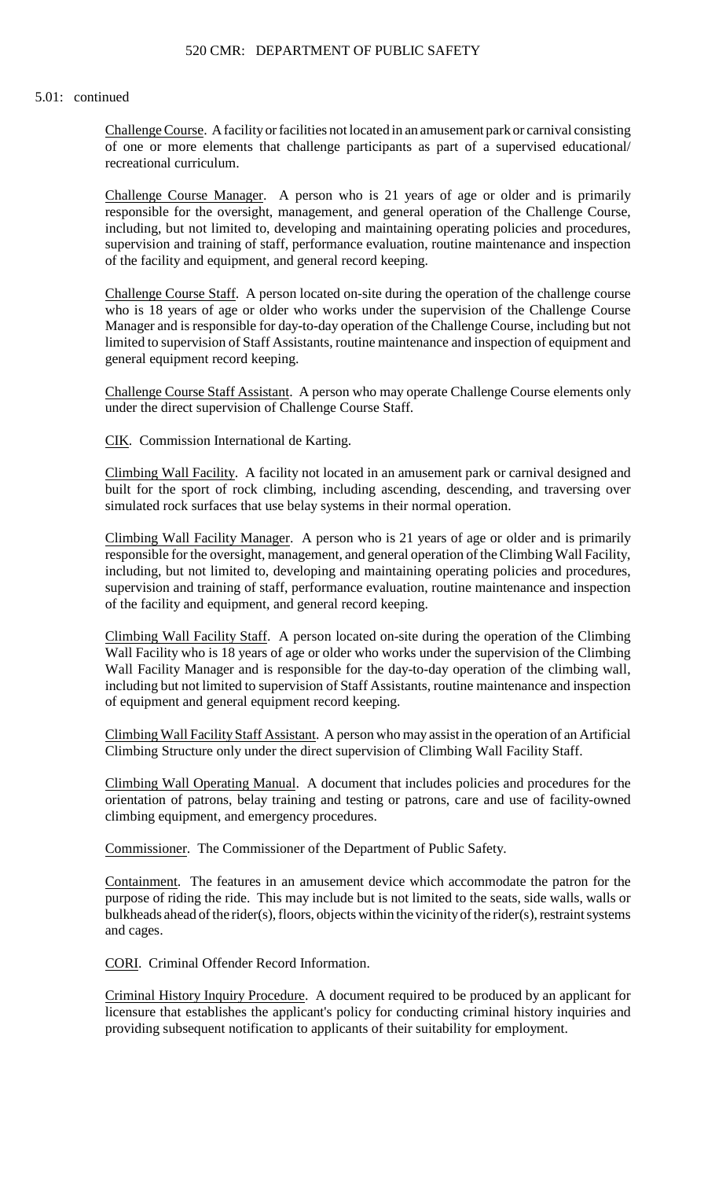5.01: continued

Challenge Course. A facility or facilities not located in an amusement park or carnival consisting of one or more elements that challenge participants as part of a supervised educational/ recreational curriculum.

Challenge Course Manager. A person who is 21 years of age or older and is primarily responsible for the oversight, management, and general operation of the Challenge Course, including, but not limited to, developing and maintaining operating policies and procedures, supervision and training of staff, performance evaluation, routine maintenance and inspection of the facility and equipment, and general record keeping.

Challenge Course Staff. A person located on-site during the operation of the challenge course who is 18 years of age or older who works under the supervision of the Challenge Course Manager and is responsible for day-to-day operation of the Challenge Course, including but not limited to supervision of Staff Assistants, routine maintenance and inspection of equipment and general equipment record keeping.

Challenge Course Staff Assistant. A person who may operate Challenge Course elements only under the direct supervision of Challenge Course Staff.

CIK. Commission International de Karting.

Climbing Wall Facility. A facility not located in an amusement park or carnival designed and built for the sport of rock climbing, including ascending, descending, and traversing over simulated rock surfaces that use belay systems in their normal operation.

Climbing Wall Facility Manager. A person who is 21 years of age or older and is primarily responsible for the oversight, management, and general operation of the Climbing Wall Facility, including, but not limited to, developing and maintaining operating policies and procedures, supervision and training of staff, performance evaluation, routine maintenance and inspection of the facility and equipment, and general record keeping.

Climbing Wall Facility Staff. A person located on-site during the operation of the Climbing Wall Facility who is 18 years of age or older who works under the supervision of the Climbing Wall Facility Manager and is responsible for the day-to-day operation of the climbing wall, including but not limited to supervision of Staff Assistants, routine maintenance and inspection of equipment and general equipment record keeping.

Climbing Wall Facility Staff Assistant. A person who may assist in the operation of an Artificial Climbing Structure only under the direct supervision of Climbing Wall Facility Staff.

Climbing Wall Operating Manual. A document that includes policies and procedures for the orientation of patrons, belay training and testing or patrons, care and use of facility-owned climbing equipment, and emergency procedures.

Commissioner. The Commissioner of the Department of Public Safety.

Containment. The features in an amusement device which accommodate the patron for the purpose of riding the ride. This may include but is not limited to the seats, side walls, walls or bulkheads ahead of the rider(s), floors, objects within the vicinity of the rider(s), restraint systems and cages.

CORI. Criminal Offender Record Information.

Criminal History Inquiry Procedure. A document required to be produced by an applicant for licensure that establishes the applicant's policy for conducting criminal history inquiries and providing subsequent notification to applicants of their suitability for employment.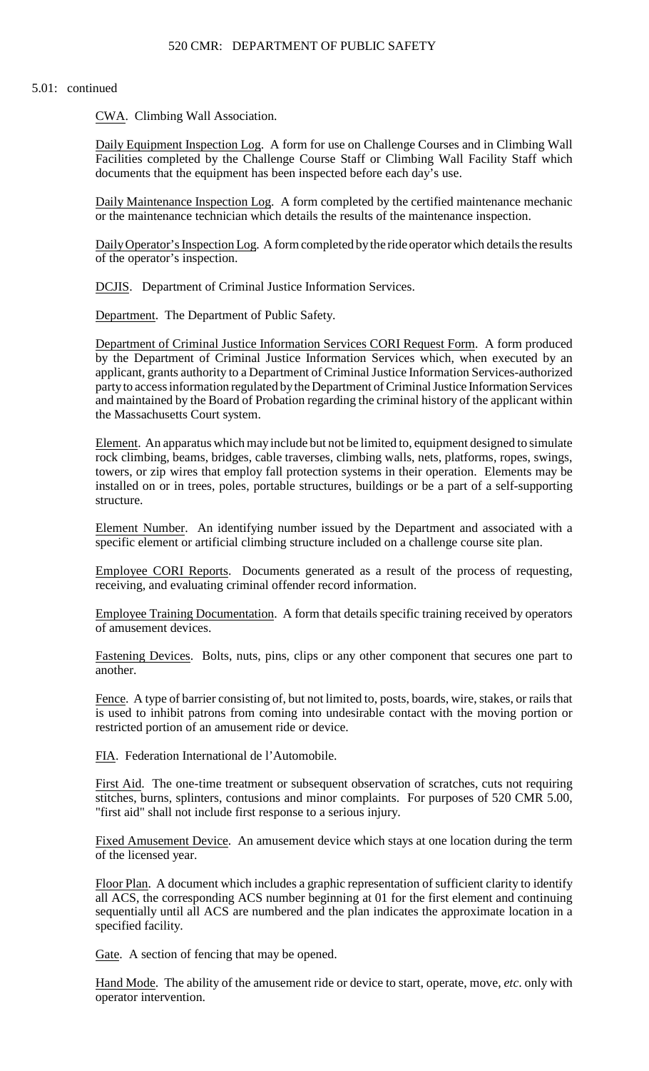5.01: continued

CWA. Climbing Wall Association.

Daily Equipment Inspection Log. A form for use on Challenge Courses and in Climbing Wall Facilities completed by the Challenge Course Staff or Climbing Wall Facility Staff which documents that the equipment has been inspected before each day's use.

Daily Maintenance Inspection Log. A form completed by the certified maintenance mechanic or the maintenance technician which details the results of the maintenance inspection.

Daily Operator's Inspection Log. A form completed by the ride operator which details the results of the operator's inspection.

DCJIS. Department of Criminal Justice Information Services.

Department. The Department of Public Safety.

Department of Criminal Justice Information Services CORI Request Form. A form produced by the Department of Criminal Justice Information Services which, when executed by an applicant, grants authority to a Department of Criminal Justice Information Services-authorized party to access information regulated by the Department of Criminal Justice Information Services and maintained by the Board of Probation regarding the criminal history of the applicant within the Massachusetts Court system.

Element. An apparatus which may include but not be limited to, equipment designed to simulate rock climbing, beams, bridges, cable traverses, climbing walls, nets, platforms, ropes, swings, towers, or zip wires that employ fall protection systems in their operation. Elements may be installed on or in trees, poles, portable structures, buildings or be a part of a self-supporting structure.

Element Number. An identifying number issued by the Department and associated with a specific element or artificial climbing structure included on a challenge course site plan.

Employee CORI Reports. Documents generated as a result of the process of requesting, receiving, and evaluating criminal offender record information.

Employee Training Documentation. A form that details specific training received by operators of amusement devices.

Fastening Devices. Bolts, nuts, pins, clips or any other component that secures one part to another.

Fence. A type of barrier consisting of, but not limited to, posts, boards, wire, stakes, or rails that is used to inhibit patrons from coming into undesirable contact with the moving portion or restricted portion of an amusement ride or device.

FIA. Federation International de l'Automobile.

First Aid. The one-time treatment or subsequent observation of scratches, cuts not requiring stitches, burns, splinters, contusions and minor complaints. For purposes of 520 CMR 5.00, "first aid" shall not include first response to a serious injury.

Fixed Amusement Device. An amusement device which stays at one location during the term of the licensed year.

Floor Plan. A document which includes a graphic representation of sufficient clarity to identify all ACS, the corresponding ACS number beginning at 01 for the first element and continuing sequentially until all ACS are numbered and the plan indicates the approximate location in a specified facility.

Gate. A section of fencing that may be opened.

Hand Mode. The ability of the amusement ride or device to start, operate, move, *etc.* only with operator intervention.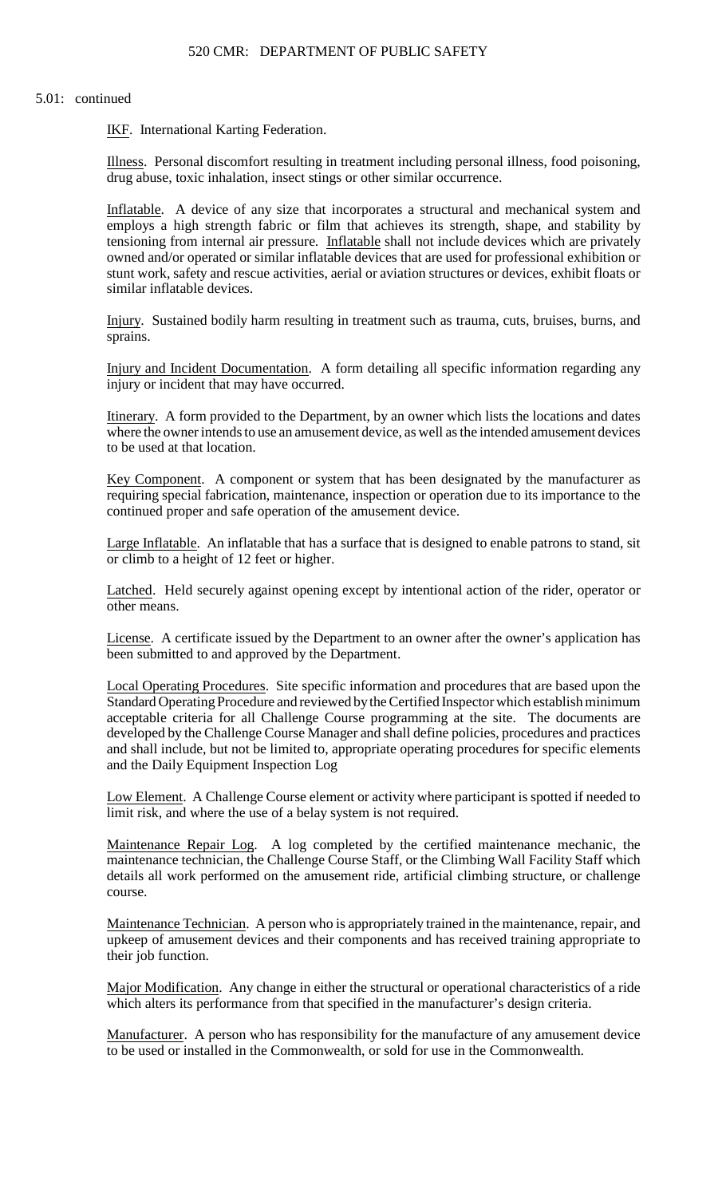5.01: continued

IKF. International Karting Federation.

Illness. Personal discomfort resulting in treatment including personal illness, food poisoning, drug abuse, toxic inhalation, insect stings or other similar occurrence.

Inflatable. A device of any size that incorporates a structural and mechanical system and employs a high strength fabric or film that achieves its strength, shape, and stability by tensioning from internal air pressure. Inflatable shall not include devices which are privately owned and/or operated or similar inflatable devices that are used for professional exhibition or stunt work, safety and rescue activities, aerial or aviation structures or devices, exhibit floats or similar inflatable devices.

Injury. Sustained bodily harm resulting in treatment such as trauma, cuts, bruises, burns, and sprains.

Injury and Incident Documentation. A form detailing all specific information regarding any injury or incident that may have occurred.

Itinerary. A form provided to the Department, by an owner which lists the locations and dates where the owner intends to use an amusement device, as well as the intended amusement devices to be used at that location.

Key Component. A component or system that has been designated by the manufacturer as requiring special fabrication, maintenance, inspection or operation due to its importance to the continued proper and safe operation of the amusement device.

Large Inflatable. An inflatable that has a surface that is designed to enable patrons to stand, sit or climb to a height of 12 feet or higher.

Latched. Held securely against opening except by intentional action of the rider, operator or other means.

License. A certificate issued by the Department to an owner after the owner's application has been submitted to and approved by the Department.

Local Operating Procedures. Site specific information and procedures that are based upon the Standard Operating Procedure and reviewed by the Certified Inspector which establish minimum acceptable criteria for all Challenge Course programming at the site. The documents are developed by the Challenge Course Manager and shall define policies, procedures and practices and shall include, but not be limited to, appropriate operating procedures for specific elements and the Daily Equipment Inspection Log

Low Element. A Challenge Course element or activity where participant is spotted if needed to limit risk, and where the use of a belay system is not required.

Maintenance Repair Log. A log completed by the certified maintenance mechanic, the maintenance technician, the Challenge Course Staff, or the Climbing Wall Facility Staff which details all work performed on the amusement ride, artificial climbing structure, or challenge course.

Maintenance Technician. A person who is appropriately trained in the maintenance, repair, and upkeep of amusement devices and their components and has received training appropriate to their job function.

Major Modification. Any change in either the structural or operational characteristics of a ride which alters its performance from that specified in the manufacturer's design criteria.

Manufacturer. A person who has responsibility for the manufacture of any amusement device to be used or installed in the Commonwealth, or sold for use in the Commonwealth.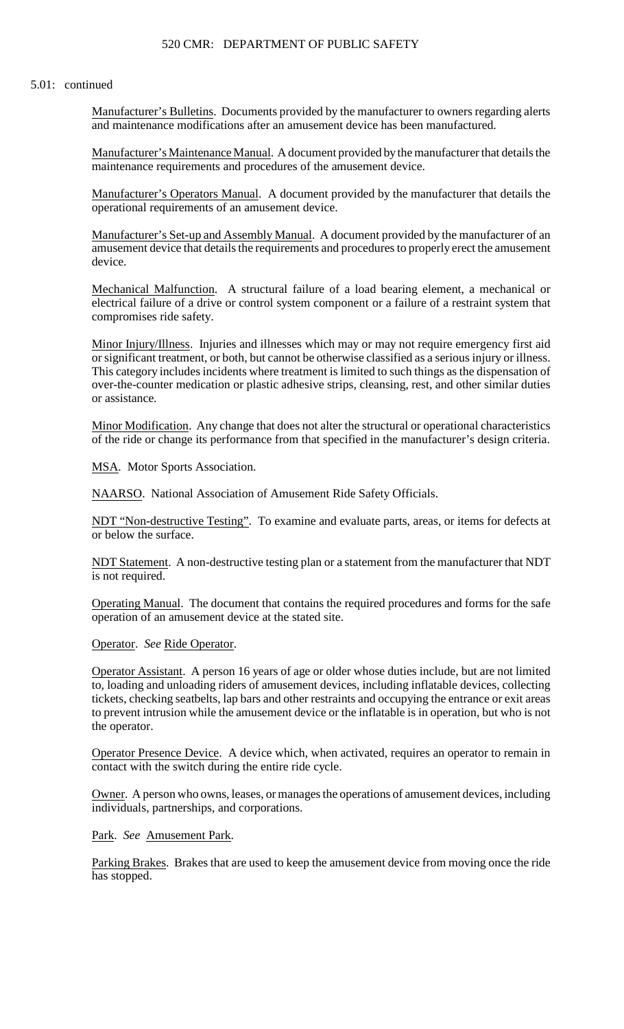5.01: continued

Manufacturer's Bulletins. Documents provided by the manufacturer to owners regarding alerts and maintenance modifications after an amusement device has been manufactured.

Manufacturer's Maintenance Manual. A document provided by the manufacturer that details the maintenance requirements and procedures of the amusement device.

Manufacturer's Operators Manual. A document provided by the manufacturer that details the operational requirements of an amusement device.

Manufacturer's Set-up and Assembly Manual. A document provided by the manufacturer of an amusement device that details the requirements and procedures to properly erect the amusement device.

Mechanical Malfunction. A structural failure of a load bearing element, a mechanical or electrical failure of a drive or control system component or a failure of a restraint system that compromises ride safety.

Minor Injury/Illness. Injuries and illnesses which may or may not require emergency first aid or significant treatment, or both, but cannot be otherwise classified as a serious injury or illness. This category includes incidents where treatment is limited to such things as the dispensation of over-the-counter medication or plastic adhesive strips, cleansing, rest, and other similar duties or assistance.

Minor Modification. Any change that does not alter the structural or operational characteristics of the ride or change its performance from that specified in the manufacturer's design criteria.

MSA. Motor Sports Association.

NAARSO. National Association of Amusement Ride Safety Officials.

NDT "Non-destructive Testing". To examine and evaluate parts, areas, or items for defects at or below the surface.

NDT Statement. A non-destructive testing plan or a statement from the manufacturer that NDT is not required.

Operating Manual. The document that contains the required procedures and forms for the safe operation of an amusement device at the stated site.

Operator. *See* Ride Operator.

Operator Assistant. A person 16 years of age or older whose duties include, but are not limited to, loading and unloading riders of amusement devices, including inflatable devices, collecting tickets, checking seatbelts, lap bars and other restraints and occupying the entrance or exit areas to prevent intrusion while the amusement device or the inflatable is in operation, but who is not the operator.

Operator Presence Device. A device which, when activated, requires an operator to remain in contact with the switch during the entire ride cycle.

Owner. A person who owns, leases, or manages the operations of amusement devices, including individuals, partnerships, and corporations.

Park. *See* Amusement Park.

Parking Brakes. Brakes that are used to keep the amusement device from moving once the ride has stopped.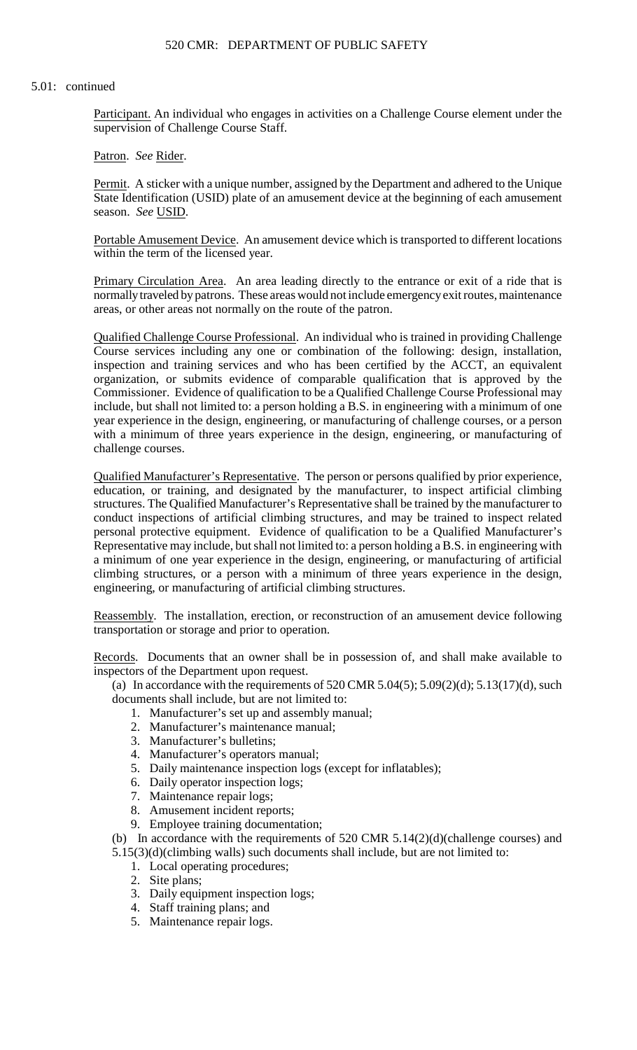5.01: continued

Participant. An individual who engages in activities on a Challenge Course element under the supervision of Challenge Course Staff.

Patron. *See* Rider.

Permit. A sticker with a unique number, assigned by the Department and adhered to the Unique State Identification (USID) plate of an amusement device at the beginning of each amusement season. *See* USID.

Portable Amusement Device. An amusement device which is transported to different locations within the term of the licensed year.

Primary Circulation Area. An area leading directly to the entrance or exit of a ride that is normally traveled by patrons. These areas would not include emergency exit routes, maintenance areas, or other areas not normally on the route of the patron.

Qualified Challenge Course Professional. An individual who is trained in providing Challenge Course services including any one or combination of the following: design, installation, inspection and training services and who has been certified by the ACCT, an equivalent organization, or submits evidence of comparable qualification that is approved by the Commissioner. Evidence of qualification to be a Qualified Challenge Course Professional may include, but shall not limited to: a person holding a B.S. in engineering with a minimum of one year experience in the design, engineering, or manufacturing of challenge courses, or a person with a minimum of three years experience in the design, engineering, or manufacturing of challenge courses.

Qualified Manufacturer's Representative. The person or persons qualified by prior experience, education, or training, and designated by the manufacturer, to inspect artificial climbing structures. The Qualified Manufacturer's Representative shall be trained by the manufacturer to conduct inspections of artificial climbing structures, and may be trained to inspect related personal protective equipment. Evidence of qualification to be a Qualified Manufacturer's Representative may include, but shall not limited to: a person holding a B.S. in engineering with a minimum of one year experience in the design, engineering, or manufacturing of artificial climbing structures, or a person with a minimum of three years experience in the design, engineering, or manufacturing of artificial climbing structures.

Reassembly. The installation, erection, or reconstruction of an amusement device following transportation or storage and prior to operation.

Records. Documents that an owner shall be in possession of, and shall make available to inspectors of the Department upon request.

(a) In accordance with the requirements of 520 CMR 5.04(5); 5.09(2)(d); 5.13(17)(d), such documents shall include, but are not limited to:
1. Manufacturer's set up and assembly manual;
2. Manufacturer's maintenance manual;
3. Manufacturer's bulletins;
4. Manufacturer's operators manual;
5. Daily maintenance inspection logs (except for inflatables);
6. Daily operator inspection logs;
7. Maintenance repair logs;
8. Amusement incident reports;
9. Employee training documentation;

(b) In accordance with the requirements of 520 CMR 5.14(2)(d)(challenge courses) and 5.15(3)(d)(climbing walls) such documents shall include, but are not limited to:
1. Local operating procedures;
2. Site plans;
3. Daily equipment inspection logs;
4. Staff training plans; and
5. Maintenance repair logs.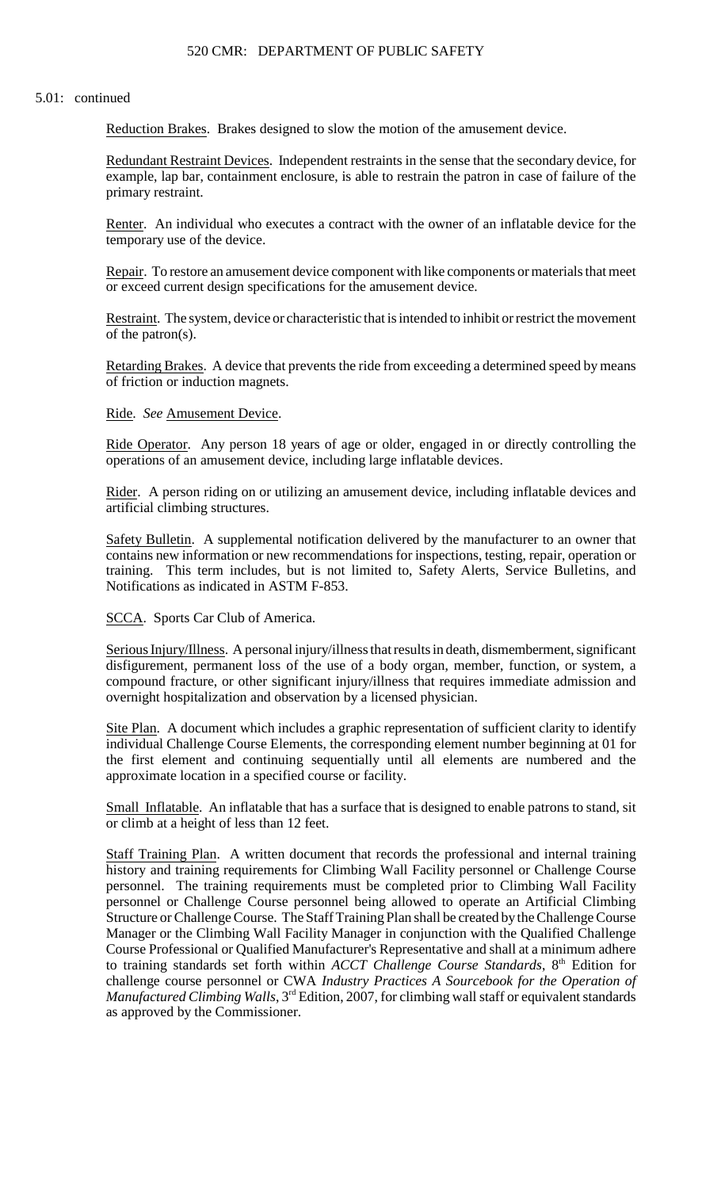5.01: continued

Reduction Brakes. Brakes designed to slow the motion of the amusement device.

Redundant Restraint Devices. Independent restraints in the sense that the secondary device, for example, lap bar, containment enclosure, is able to restrain the patron in case of failure of the primary restraint.

Renter. An individual who executes a contract with the owner of an inflatable device for the temporary use of the device.

Repair. To restore an amusement device component with like components or materials that meet or exceed current design specifications for the amusement device.

Restraint. The system, device or characteristic that is intended to inhibit or restrict the movement of the patron(s).

Retarding Brakes. A device that prevents the ride from exceeding a determined speed by means of friction or induction magnets.

Ride. *See* Amusement Device.

Ride Operator. Any person 18 years of age or older, engaged in or directly controlling the operations of an amusement device, including large inflatable devices.

Rider. A person riding on or utilizing an amusement device, including inflatable devices and artificial climbing structures.

Safety Bulletin. A supplemental notification delivered by the manufacturer to an owner that contains new information or new recommendations for inspections, testing, repair, operation or training. This term includes, but is not limited to, Safety Alerts, Service Bulletins, and Notifications as indicated in ASTM F-853.

SCCA. Sports Car Club of America.

Serious Injury/Illness. A personal injury/illness that results in death, dismemberment, significant disfigurement, permanent loss of the use of a body organ, member, function, or system, a compound fracture, or other significant injury/illness that requires immediate admission and overnight hospitalization and observation by a licensed physician.

Site Plan. A document which includes a graphic representation of sufficient clarity to identify individual Challenge Course Elements, the corresponding element number beginning at 01 for the first element and continuing sequentially until all elements are numbered and the approximate location in a specified course or facility.

Small Inflatable. An inflatable that has a surface that is designed to enable patrons to stand, sit or climb at a height of less than 12 feet.

Staff Training Plan. A written document that records the professional and internal training history and training requirements for Climbing Wall Facility personnel or Challenge Course personnel. The training requirements must be completed prior to Climbing Wall Facility personnel or Challenge Course personnel being allowed to operate an Artificial Climbing Structure or Challenge Course. The Staff Training Plan shall be created by the Challenge Course Manager or the Climbing Wall Facility Manager in conjunction with the Qualified Challenge Course Professional or Qualified Manufacturer's Representative and shall at a minimum adhere to training standards set forth within *ACCT Challenge Course Standards*, 8th Edition for challenge course personnel or CWA *Industry Practices A Sourcebook for the Operation of Manufactured Climbing Walls*, 3rd Edition, 2007, for climbing wall staff or equivalent standards as approved by the Commissioner.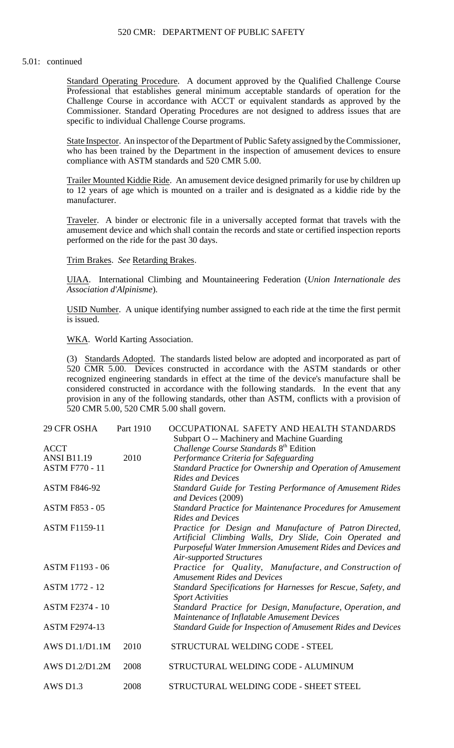5.01: continued

Standard Operating Procedure. A document approved by the Qualified Challenge Course Professional that establishes general minimum acceptable standards of operation for the Challenge Course in accordance with ACCT or equivalent standards as approved by the Commissioner. Standard Operating Procedures are not designed to address issues that are specific to individual Challenge Course programs.

State Inspector. An inspector of the Department of Public Safety assigned by the Commissioner, who has been trained by the Department in the inspection of amusement devices to ensure compliance with ASTM standards and 520 CMR 5.00.

Trailer Mounted Kiddie Ride. An amusement device designed primarily for use by children up to 12 years of age which is mounted on a trailer and is designated as a kiddie ride by the manufacturer.

Traveler. A binder or electronic file in a universally accepted format that travels with the amusement device and which shall contain the records and state or certified inspection reports performed on the ride for the past 30 days.

Trim Brakes. *See* Retarding Brakes.

UIAA. International Climbing and Mountaineering Federation (*Union Internationale des Association d'Alpinisme*).

USID Number. A unique identifying number assigned to each ride at the time the first permit is issued.

WKA. World Karting Association.

(3) Standards Adopted. The standards listed below are adopted and incorporated as part of 520 CMR 5.00. Devices constructed in accordance with the ASTM standards or other recognized engineering standards in effect at the time of the device's manufacture shall be considered constructed in accordance with the following standards. In the event that any provision in any of the following standards, other than ASTM, conflicts with a provision of 520 CMR 5.00, 520 CMR 5.00 shall govern.

| | | |
|---|---|---|
| 29 CFR OSHA | Part 1910 | OCCUPATIONAL SAFETY AND HEALTH STANDARDS Subpart O -- Machinery and Machine Guarding |
| ACCT | | *Challenge Course Standards* 8th Edition |
| ANSI B11.19 | 2010 | *Performance Criteria for Safeguarding* |
| ASTM F770 - 11 | | *Standard Practice for Ownership and Operation of Amusement Rides and Devices* |
| ASTM F846-92 | | *Standard Guide for Testing Performance of Amusement Rides and Devices* (2009) |
| ASTM F853 - 05 | | *Standard Practice for Maintenance Procedures for Amusement Rides and Devices* |
| ASTM F1159-11 | | *Practice for Design and Manufacture of Patron Directed, Artificial Climbing Walls, Dry Slide, Coin Operated and Purposeful Water Immersion Amusement Rides and Devices and Air-supported Structures* |
| ASTM F1193 - 06 | | *Practice for Quality, Manufacture, and Construction of Amusement Rides and Devices* |
| ASTM 1772 - 12 | | *Standard Specifications for Harnesses for Rescue, Safety, and Sport Activities* |
| ASTM F2374 - 10 | | *Standard Practice for Design, Manufacture, Operation, and Maintenance of Inflatable Amusement Devices* |
| ASTM F2974-13 | | *Standard Guide for Inspection of Amusement Rides and Devices* |
| AWS D1.1/D1.1M | 2010 | STRUCTURAL WELDING CODE - STEEL |
| AWS D1.2/D1.2M | 2008 | STRUCTURAL WELDING CODE - ALUMINUM |
| AWS D1.3 | 2008 | STRUCTURAL WELDING CODE - SHEET STEEL |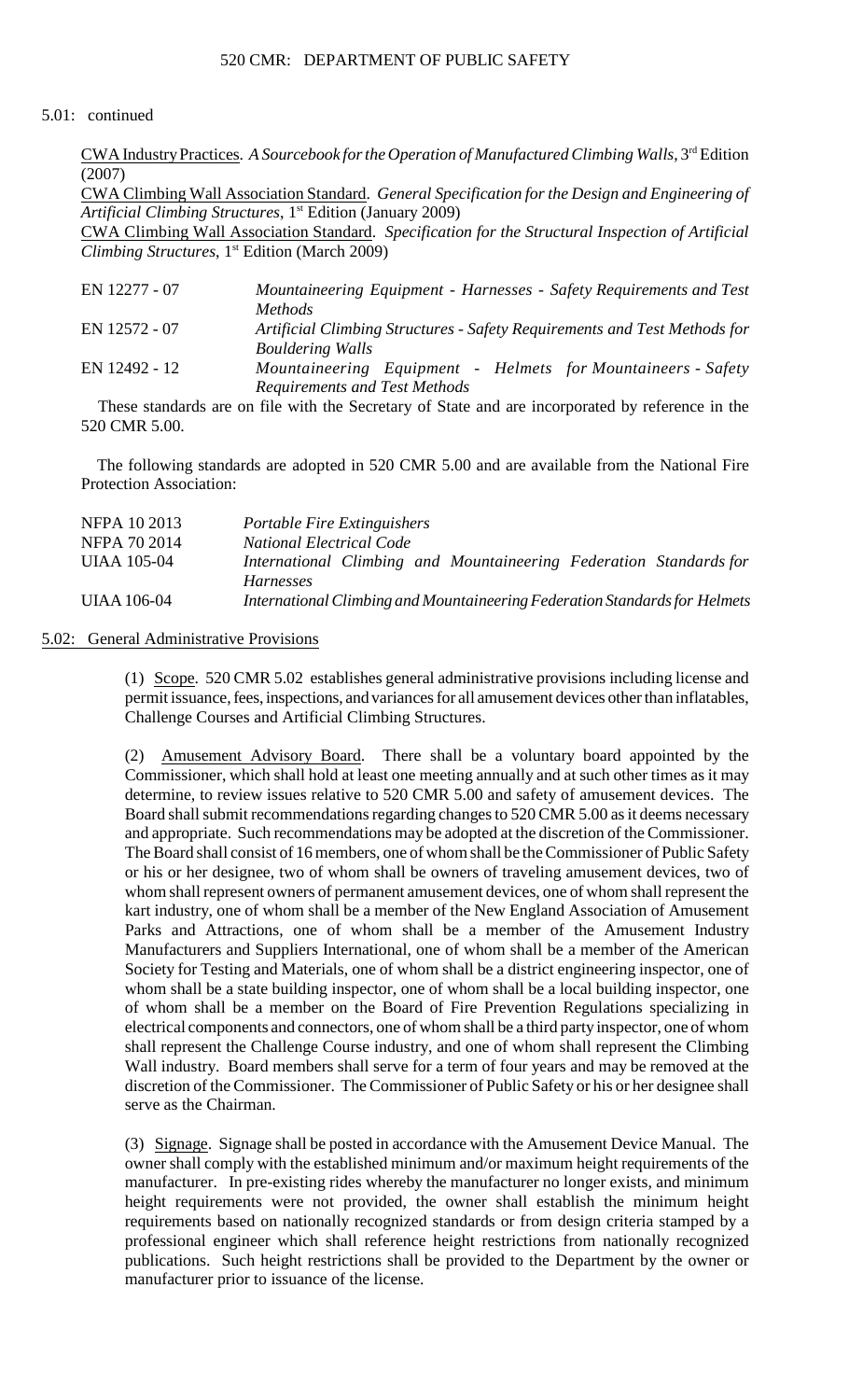5.01: continued

CWA Industry Practices. *A Sourcebook for the Operation of Manufactured Climbing Walls*, 3rd Edition (2007)

CWA Climbing Wall Association Standard. *General Specification for the Design and Engineering of Artificial Climbing Structures*, 1st Edition (January 2009)

CWA Climbing Wall Association Standard. *Specification for the Structural Inspection of Artificial Climbing Structures*, 1st Edition (March 2009)

| | |
|---|---|
| EN 12277 - 07 | *Mountaineering Equipment - Harnesses - Safety Requirements and Test Methods* |
| EN 12572 - 07 | *Artificial Climbing Structures - Safety Requirements and Test Methods for Bouldering Walls* |
| EN 12492 - 12 | *Mountaineering Equipment - Helmets for Mountaineers - Safety Requirements and Test Methods* |

These standards are on file with the Secretary of State and are incorporated by reference in the 520 CMR 5.00.

The following standards are adopted in 520 CMR 5.00 and are available from the National Fire Protection Association:

| | |
|---|---|
| NFPA 10 2013 | *Portable Fire Extinguishers* |
| NFPA 70 2014 | *National Electrical Code* |
| UIAA 105-04 | *International Climbing and Mountaineering Federation Standards for Harnesses* |
| UIAA 106-04 | *International Climbing and Mountaineering Federation Standards for Helmets* |

## 5.02: General Administrative Provisions

(1) Scope. 520 CMR 5.02 establishes general administrative provisions including license and permit issuance, fees, inspections, and variances for all amusement devices other than inflatables, Challenge Courses and Artificial Climbing Structures.

(2) Amusement Advisory Board. There shall be a voluntary board appointed by the Commissioner, which shall hold at least one meeting annually and at such other times as it may determine, to review issues relative to 520 CMR 5.00 and safety of amusement devices. The Board shall submit recommendations regarding changes to 520 CMR 5.00 as it deems necessary and appropriate. Such recommendations may be adopted at the discretion of the Commissioner. The Board shall consist of 16 members, one of whom shall be the Commissioner of Public Safety or his or her designee, two of whom shall be owners of traveling amusement devices, two of whom shall represent owners of permanent amusement devices, one of whom shall represent the kart industry, one of whom shall be a member of the New England Association of Amusement Parks and Attractions, one of whom shall be a member of the Amusement Industry Manufacturers and Suppliers International, one of whom shall be a member of the American Society for Testing and Materials, one of whom shall be a district engineering inspector, one of whom shall be a state building inspector, one of whom shall be a local building inspector, one of whom shall be a member on the Board of Fire Prevention Regulations specializing in electrical components and connectors, one of whom shall be a third party inspector, one of whom shall represent the Challenge Course industry, and one of whom shall represent the Climbing Wall industry. Board members shall serve for a term of four years and may be removed at the discretion of the Commissioner. The Commissioner of Public Safety or his or her designee shall serve as the Chairman.

(3) Signage. Signage shall be posted in accordance with the Amusement Device Manual. The owner shall comply with the established minimum and/or maximum height requirements of the manufacturer. In pre-existing rides whereby the manufacturer no longer exists, and minimum height requirements were not provided, the owner shall establish the minimum height requirements based on nationally recognized standards or from design criteria stamped by a professional engineer which shall reference height restrictions from nationally recognized publications. Such height restrictions shall be provided to the Department by the owner or manufacturer prior to issuance of the license.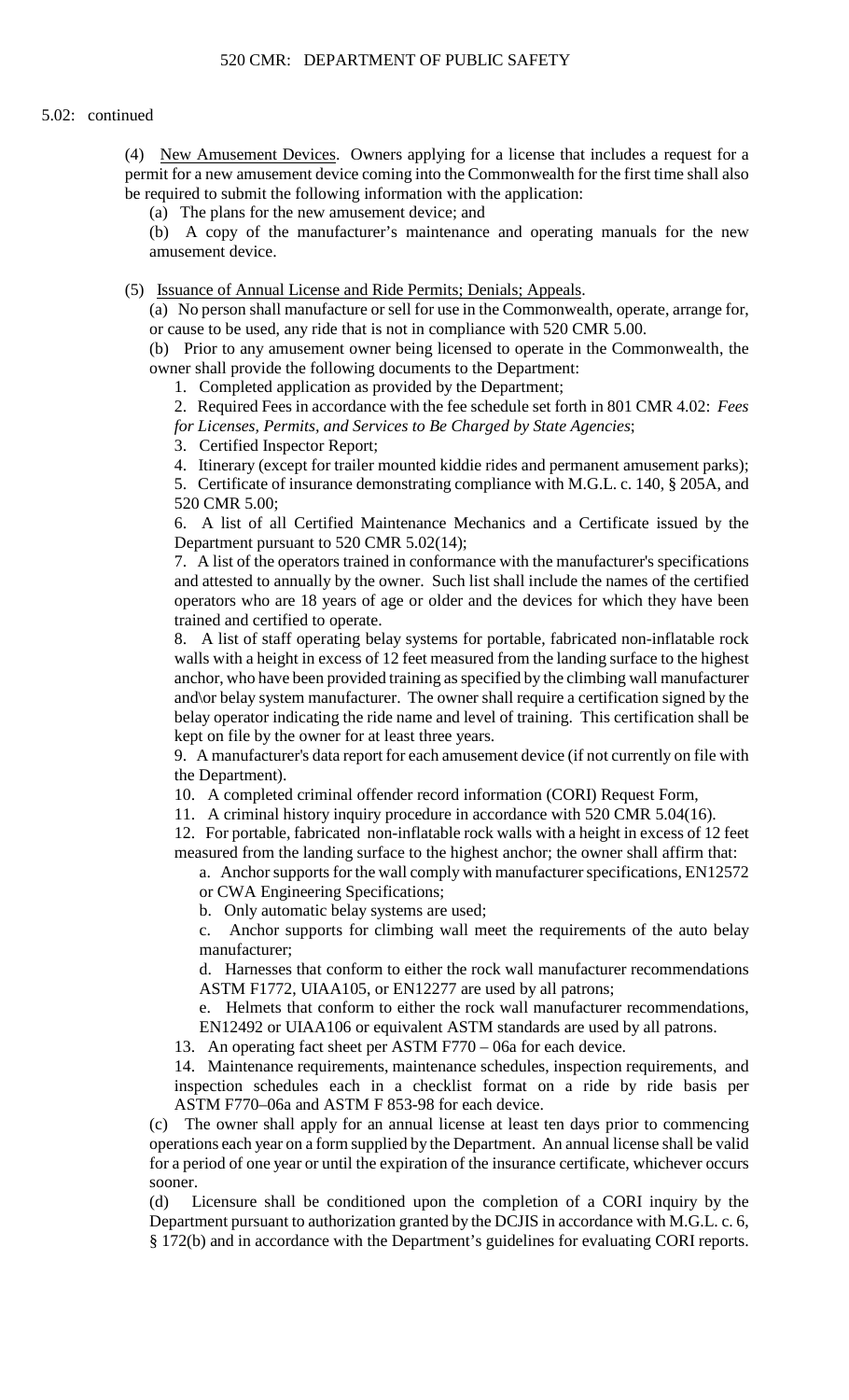5.02: continued

(4) New Amusement Devices. Owners applying for a license that includes a request for a permit for a new amusement device coming into the Commonwealth for the first time shall also be required to submit the following information with the application:

(a) The plans for the new amusement device; and

(b) A copy of the manufacturer's maintenance and operating manuals for the new amusement device.

(5) Issuance of Annual License and Ride Permits; Denials; Appeals.

(a) No person shall manufacture or sell for use in the Commonwealth, operate, arrange for, or cause to be used, any ride that is not in compliance with 520 CMR 5.00.

(b) Prior to any amusement owner being licensed to operate in the Commonwealth, the owner shall provide the following documents to the Department:

1. Completed application as provided by the Department;

2. Required Fees in accordance with the fee schedule set forth in 801 CMR 4.02: *Fees for Licenses, Permits, and Services to Be Charged by State Agencies*;

3. Certified Inspector Report;

4. Itinerary (except for trailer mounted kiddie rides and permanent amusement parks);

5. Certificate of insurance demonstrating compliance with M.G.L. c. 140, § 205A, and 520 CMR 5.00;

6. A list of all Certified Maintenance Mechanics and a Certificate issued by the Department pursuant to 520 CMR 5.02(14);

7. A list of the operators trained in conformance with the manufacturer's specifications and attested to annually by the owner. Such list shall include the names of the certified operators who are 18 years of age or older and the devices for which they have been trained and certified to operate.

8. A list of staff operating belay systems for portable, fabricated non-inflatable rock walls with a height in excess of 12 feet measured from the landing surface to the highest anchor, who have been provided training as specified by the climbing wall manufacturer and\or belay system manufacturer. The owner shall require a certification signed by the belay operator indicating the ride name and level of training. This certification shall be kept on file by the owner for at least three years.

9. A manufacturer's data report for each amusement device (if not currently on file with the Department).

10. A completed criminal offender record information (CORI) Request Form,

11. A criminal history inquiry procedure in accordance with 520 CMR 5.04(16).

12. For portable, fabricated non-inflatable rock walls with a height in excess of 12 feet measured from the landing surface to the highest anchor; the owner shall affirm that:

a. Anchor supports for the wall comply with manufacturer specifications, EN12572 or CWA Engineering Specifications;

b. Only automatic belay systems are used;

c. Anchor supports for climbing wall meet the requirements of the auto belay manufacturer;

d. Harnesses that conform to either the rock wall manufacturer recommendations ASTM F1772, UIAA105, or EN12277 are used by all patrons;

e. Helmets that conform to either the rock wall manufacturer recommendations, EN12492 or UIAA106 or equivalent ASTM standards are used by all patrons.

13. An operating fact sheet per ASTM F770 – 06a for each device.

14. Maintenance requirements, maintenance schedules, inspection requirements, and inspection schedules each in a checklist format on a ride by ride basis per ASTM F770–06a and ASTM F 853-98 for each device.

(c) The owner shall apply for an annual license at least ten days prior to commencing operations each year on a form supplied by the Department. An annual license shall be valid for a period of one year or until the expiration of the insurance certificate, whichever occurs sooner.

(d) Licensure shall be conditioned upon the completion of a CORI inquiry by the Department pursuant to authorization granted by the DCJIS in accordance with M.G.L. c. 6, § 172(b) and in accordance with the Department's guidelines for evaluating CORI reports.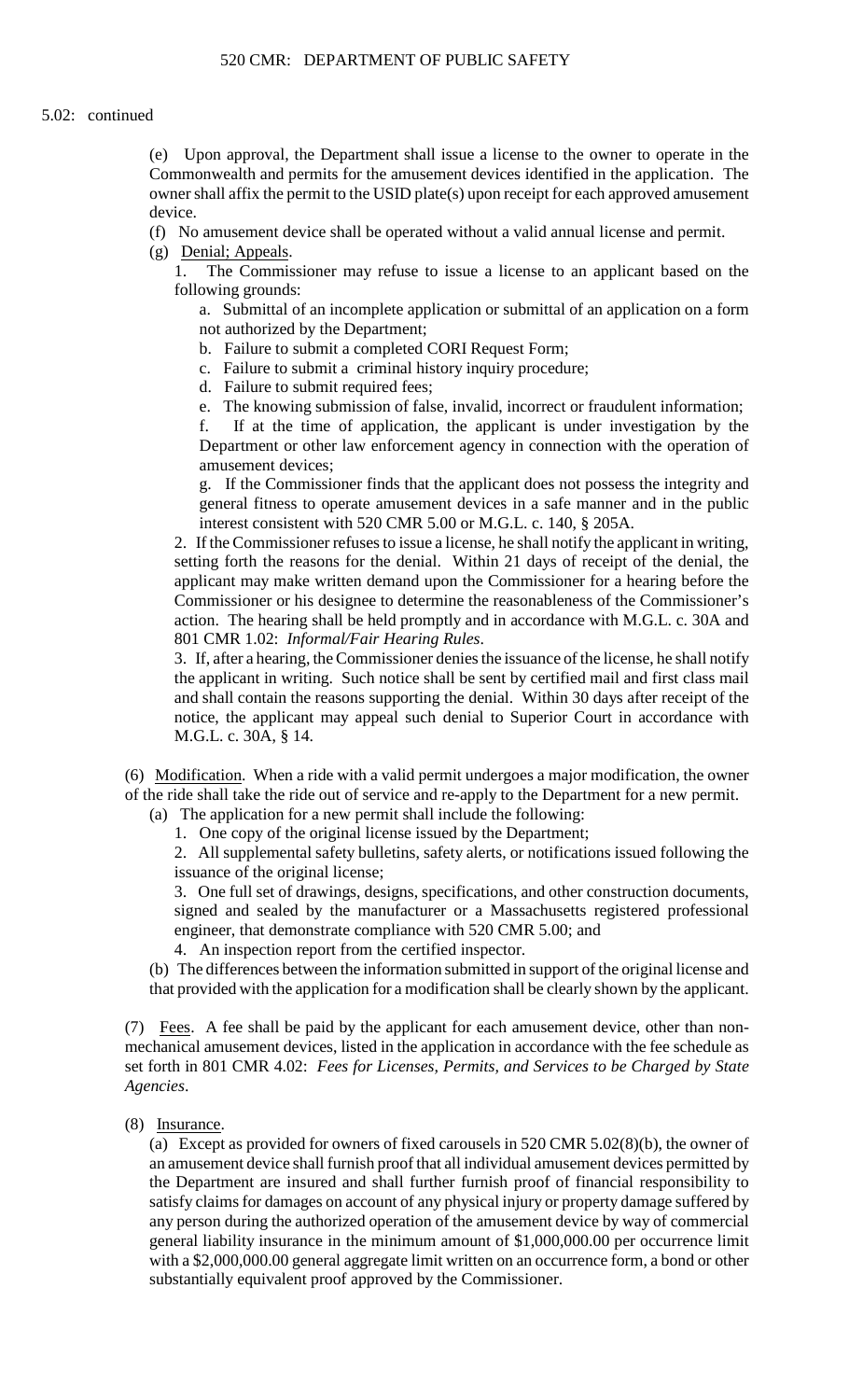5.02: continued

(e) Upon approval, the Department shall issue a license to the owner to operate in the Commonwealth and permits for the amusement devices identified in the application. The owner shall affix the permit to the USID plate(s) upon receipt for each approved amusement device.

(f) No amusement device shall be operated without a valid annual license and permit.

(g) Denial; Appeals.

1. The Commissioner may refuse to issue a license to an applicant based on the following grounds:

a. Submittal of an incomplete application or submittal of an application on a form not authorized by the Department;

b. Failure to submit a completed CORI Request Form;

c. Failure to submit a criminal history inquiry procedure;

d. Failure to submit required fees;

e. The knowing submission of false, invalid, incorrect or fraudulent information;

f. If at the time of application, the applicant is under investigation by the Department or other law enforcement agency in connection with the operation of amusement devices;

g. If the Commissioner finds that the applicant does not possess the integrity and general fitness to operate amusement devices in a safe manner and in the public interest consistent with 520 CMR 5.00 or M.G.L. c. 140, § 205A.

2. If the Commissioner refuses to issue a license, he shall notify the applicant in writing, setting forth the reasons for the denial. Within 21 days of receipt of the denial, the applicant may make written demand upon the Commissioner for a hearing before the Commissioner or his designee to determine the reasonableness of the Commissioner's action. The hearing shall be held promptly and in accordance with M.G.L. c. 30A and 801 CMR 1.02: *Informal/Fair Hearing Rules*.

3. If, after a hearing, the Commissioner denies the issuance of the license, he shall notify the applicant in writing. Such notice shall be sent by certified mail and first class mail and shall contain the reasons supporting the denial. Within 30 days after receipt of the notice, the applicant may appeal such denial to Superior Court in accordance with M.G.L. c. 30A, § 14.

(6) Modification. When a ride with a valid permit undergoes a major modification, the owner of the ride shall take the ride out of service and re-apply to the Department for a new permit.

(a) The application for a new permit shall include the following:

1. One copy of the original license issued by the Department;

2. All supplemental safety bulletins, safety alerts, or notifications issued following the issuance of the original license;

3. One full set of drawings, designs, specifications, and other construction documents, signed and sealed by the manufacturer or a Massachusetts registered professional engineer, that demonstrate compliance with 520 CMR 5.00; and

4. An inspection report from the certified inspector.

(b) The differences between the information submitted in support of the original license and that provided with the application for a modification shall be clearly shown by the applicant.

(7) Fees. A fee shall be paid by the applicant for each amusement device, other than non-mechanical amusement devices, listed in the application in accordance with the fee schedule as set forth in 801 CMR 4.02: *Fees for Licenses, Permits, and Services to be Charged by State Agencies*.

(8) Insurance.

(a) Except as provided for owners of fixed carousels in 520 CMR 5.02(8)(b), the owner of an amusement device shall furnish proof that all individual amusement devices permitted by the Department are insured and shall further furnish proof of financial responsibility to satisfy claims for damages on account of any physical injury or property damage suffered by any person during the authorized operation of the amusement device by way of commercial general liability insurance in the minimum amount of $1,000,000.00 per occurrence limit with a $2,000,000.00 general aggregate limit written on an occurrence form, a bond or other substantially equivalent proof approved by the Commissioner.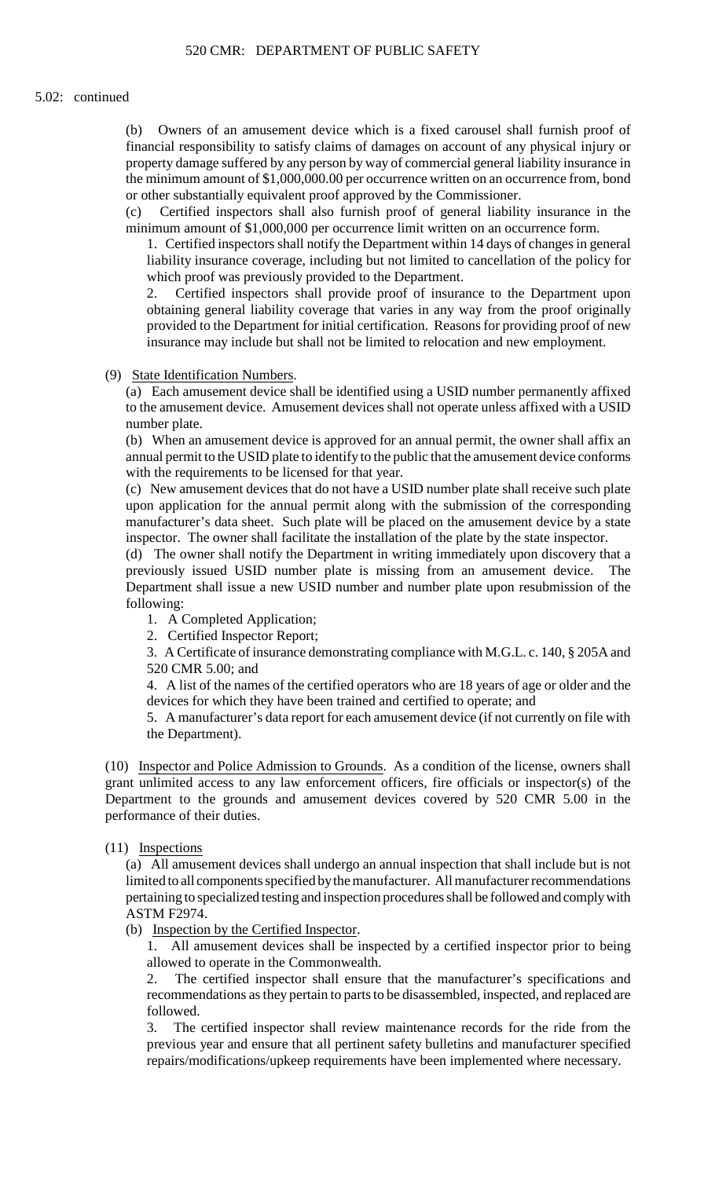5.02: continued

(b) Owners of an amusement device which is a fixed carousel shall furnish proof of financial responsibility to satisfy claims of damages on account of any physical injury or property damage suffered by any person by way of commercial general liability insurance in the minimum amount of $1,000,000.00 per occurrence written on an occurrence from, bond or other substantially equivalent proof approved by the Commissioner.

(c) Certified inspectors shall also furnish proof of general liability insurance in the minimum amount of $1,000,000 per occurrence limit written on an occurrence form.

1. Certified inspectors shall notify the Department within 14 days of changes in general liability insurance coverage, including but not limited to cancellation of the policy for which proof was previously provided to the Department.

2. Certified inspectors shall provide proof of insurance to the Department upon obtaining general liability coverage that varies in any way from the proof originally provided to the Department for initial certification. Reasons for providing proof of new insurance may include but shall not be limited to relocation and new employment.

(9) State Identification Numbers.

(a) Each amusement device shall be identified using a USID number permanently affixed to the amusement device. Amusement devices shall not operate unless affixed with a USID number plate.

(b) When an amusement device is approved for an annual permit, the owner shall affix an annual permit to the USID plate to identify to the public that the amusement device conforms with the requirements to be licensed for that year.

(c) New amusement devices that do not have a USID number plate shall receive such plate upon application for the annual permit along with the submission of the corresponding manufacturer's data sheet. Such plate will be placed on the amusement device by a state inspector. The owner shall facilitate the installation of the plate by the state inspector.

(d) The owner shall notify the Department in writing immediately upon discovery that a previously issued USID number plate is missing from an amusement device. The Department shall issue a new USID number and number plate upon resubmission of the following:

1. A Completed Application;

2. Certified Inspector Report;

3. A Certificate of insurance demonstrating compliance with M.G.L. c. 140, § 205A and 520 CMR 5.00; and

4. A list of the names of the certified operators who are 18 years of age or older and the devices for which they have been trained and certified to operate; and

5. A manufacturer's data report for each amusement device (if not currently on file with the Department).

(10) Inspector and Police Admission to Grounds. As a condition of the license, owners shall grant unlimited access to any law enforcement officers, fire officials or inspector(s) of the Department to the grounds and amusement devices covered by 520 CMR 5.00 in the performance of their duties.

(11) Inspections

(a) All amusement devices shall undergo an annual inspection that shall include but is not limited to all components specified by the manufacturer. All manufacturer recommendations pertaining to specialized testing and inspection procedures shall be followed and comply with ASTM F2974.

(b) Inspection by the Certified Inspector.

1. All amusement devices shall be inspected by a certified inspector prior to being allowed to operate in the Commonwealth.

2. The certified inspector shall ensure that the manufacturer's specifications and recommendations as they pertain to parts to be disassembled, inspected, and replaced are followed.

3. The certified inspector shall review maintenance records for the ride from the previous year and ensure that all pertinent safety bulletins and manufacturer specified repairs/modifications/upkeep requirements have been implemented where necessary.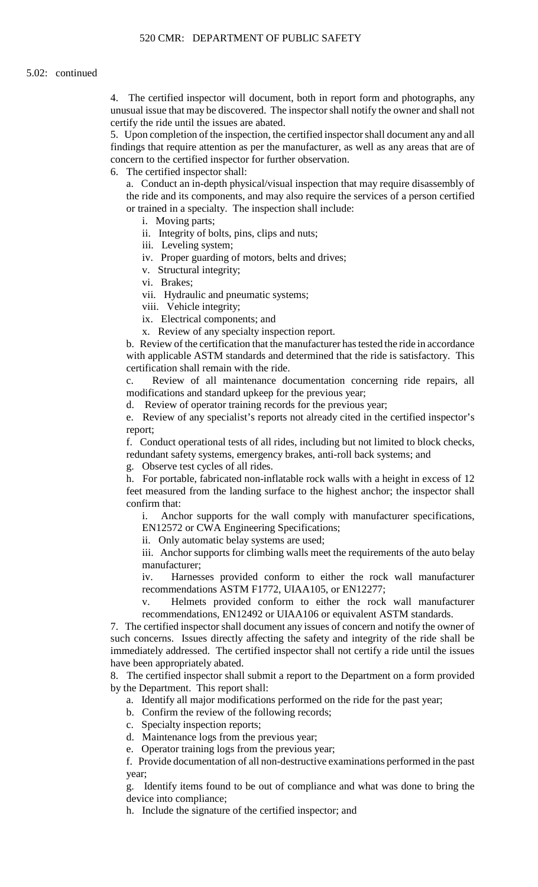5.02: continued

4. The certified inspector will document, both in report form and photographs, any unusual issue that may be discovered. The inspector shall notify the owner and shall not certify the ride until the issues are abated.

5. Upon completion of the inspection, the certified inspector shall document any and all findings that require attention as per the manufacturer, as well as any areas that are of concern to the certified inspector for further observation.

6. The certified inspector shall:

   a. Conduct an in-depth physical/visual inspection that may require disassembly of the ride and its components, and may also require the services of a person certified or trained in a specialty. The inspection shall include:

      i. Moving parts;

      ii. Integrity of bolts, pins, clips and nuts;

      iii. Leveling system;

      iv. Proper guarding of motors, belts and drives;

      v. Structural integrity;

      vi. Brakes;

      vii. Hydraulic and pneumatic systems;

      viii. Vehicle integrity;

      ix. Electrical components; and

      x. Review of any specialty inspection report.

   b. Review of the certification that the manufacturer has tested the ride in accordance with applicable ASTM standards and determined that the ride is satisfactory. This certification shall remain with the ride.

   c. Review of all maintenance documentation concerning ride repairs, all modifications and standard upkeep for the previous year;

   d. Review of operator training records for the previous year;

   e. Review of any specialist's reports not already cited in the certified inspector's report;

   f. Conduct operational tests of all rides, including but not limited to block checks, redundant safety systems, emergency brakes, anti-roll back systems; and

   g. Observe test cycles of all rides.

   h. For portable, fabricated non-inflatable rock walls with a height in excess of 12 feet measured from the landing surface to the highest anchor; the inspector shall confirm that:

      i. Anchor supports for the wall comply with manufacturer specifications, EN12572 or CWA Engineering Specifications;

      ii. Only automatic belay systems are used;

      iii. Anchor supports for climbing walls meet the requirements of the auto belay manufacturer;

      iv. Harnesses provided conform to either the rock wall manufacturer recommendations ASTM F1772, UIAA105, or EN12277;

      v. Helmets provided conform to either the rock wall manufacturer recommendations, EN12492 or UIAA106 or equivalent ASTM standards.

7. The certified inspector shall document any issues of concern and notify the owner of such concerns. Issues directly affecting the safety and integrity of the ride shall be immediately addressed. The certified inspector shall not certify a ride until the issues have been appropriately abated.

8. The certified inspector shall submit a report to the Department on a form provided by the Department. This report shall:

   a. Identify all major modifications performed on the ride for the past year;

   b. Confirm the review of the following records;

   c. Specialty inspection reports;

   d. Maintenance logs from the previous year;

   e. Operator training logs from the previous year;

   f. Provide documentation of all non-destructive examinations performed in the past year;

   g. Identify items found to be out of compliance and what was done to bring the device into compliance;

   h. Include the signature of the certified inspector; and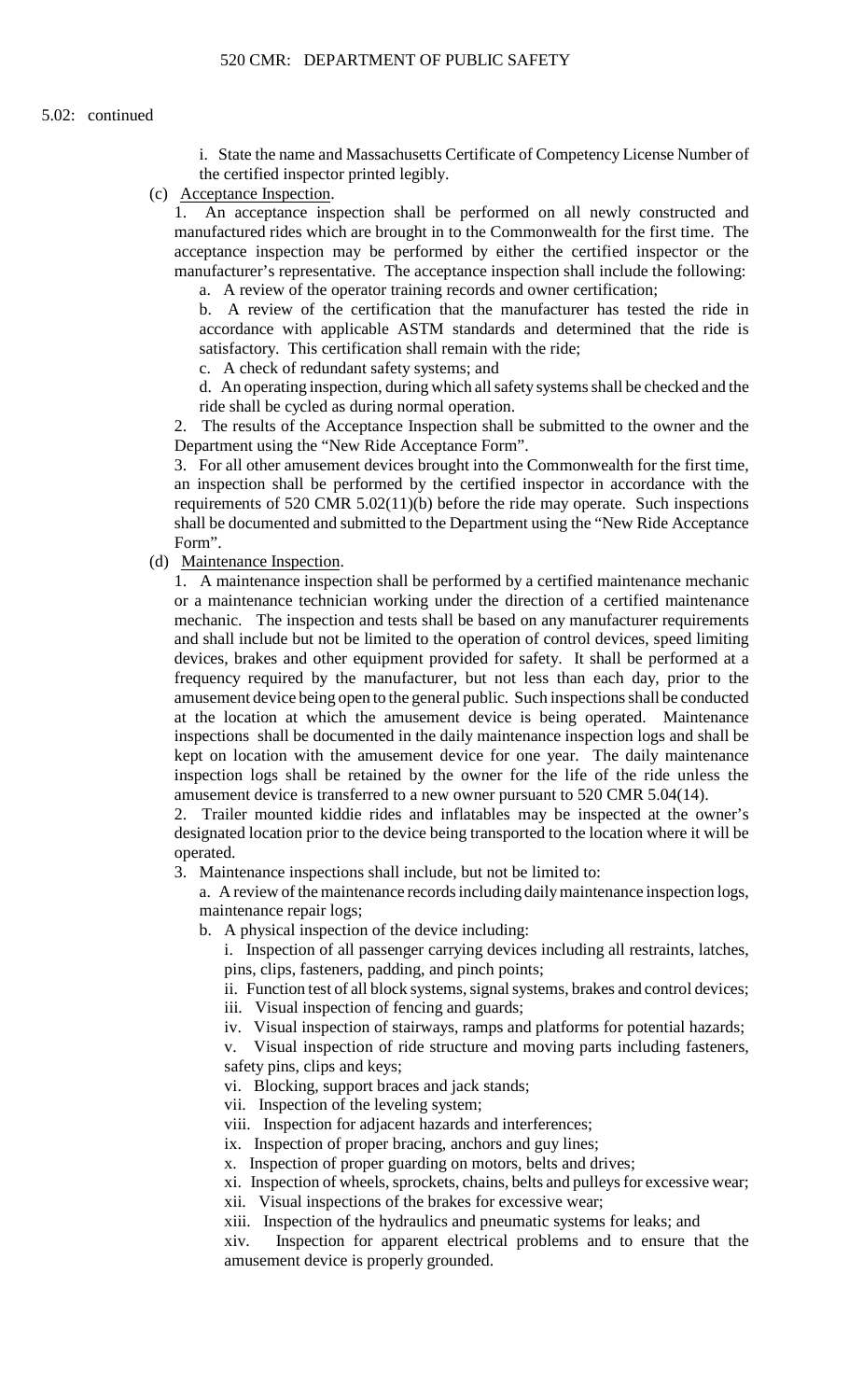5.02: continued

i. State the name and Massachusetts Certificate of Competency License Number of the certified inspector printed legibly.

(c) Acceptance Inspection.

1. An acceptance inspection shall be performed on all newly constructed and manufactured rides which are brought in to the Commonwealth for the first time. The acceptance inspection may be performed by either the certified inspector or the manufacturer's representative. The acceptance inspection shall include the following:

a. A review of the operator training records and owner certification;

b. A review of the certification that the manufacturer has tested the ride in accordance with applicable ASTM standards and determined that the ride is satisfactory. This certification shall remain with the ride;

c. A check of redundant safety systems; and

d. An operating inspection, during which all safety systems shall be checked and the ride shall be cycled as during normal operation.

2. The results of the Acceptance Inspection shall be submitted to the owner and the Department using the "New Ride Acceptance Form".

3. For all other amusement devices brought into the Commonwealth for the first time, an inspection shall be performed by the certified inspector in accordance with the requirements of 520 CMR 5.02(11)(b) before the ride may operate. Such inspections shall be documented and submitted to the Department using the "New Ride Acceptance Form".

(d) Maintenance Inspection.

1. A maintenance inspection shall be performed by a certified maintenance mechanic or a maintenance technician working under the direction of a certified maintenance mechanic. The inspection and tests shall be based on any manufacturer requirements and shall include but not be limited to the operation of control devices, speed limiting devices, brakes and other equipment provided for safety. It shall be performed at a frequency required by the manufacturer, but not less than each day, prior to the amusement device being open to the general public. Such inspections shall be conducted at the location at which the amusement device is being operated. Maintenance inspections shall be documented in the daily maintenance inspection logs and shall be kept on location with the amusement device for one year. The daily maintenance inspection logs shall be retained by the owner for the life of the ride unless the amusement device is transferred to a new owner pursuant to 520 CMR 5.04(14).

2. Trailer mounted kiddie rides and inflatables may be inspected at the owner's designated location prior to the device being transported to the location where it will be operated.

3. Maintenance inspections shall include, but not be limited to:

a. A review of the maintenance records including daily maintenance inspection logs, maintenance repair logs;

b. A physical inspection of the device including:

i. Inspection of all passenger carrying devices including all restraints, latches, pins, clips, fasteners, padding, and pinch points;

ii. Function test of all block systems, signal systems, brakes and control devices;

iii. Visual inspection of fencing and guards;

iv. Visual inspection of stairways, ramps and platforms for potential hazards;

v. Visual inspection of ride structure and moving parts including fasteners, safety pins, clips and keys;

vi. Blocking, support braces and jack stands;

vii. Inspection of the leveling system;

viii. Inspection for adjacent hazards and interferences;

ix. Inspection of proper bracing, anchors and guy lines;

x. Inspection of proper guarding on motors, belts and drives;

xi. Inspection of wheels, sprockets, chains, belts and pulleys for excessive wear;

xii. Visual inspections of the brakes for excessive wear;

xiii. Inspection of the hydraulics and pneumatic systems for leaks; and

xiv. Inspection for apparent electrical problems and to ensure that the amusement device is properly grounded.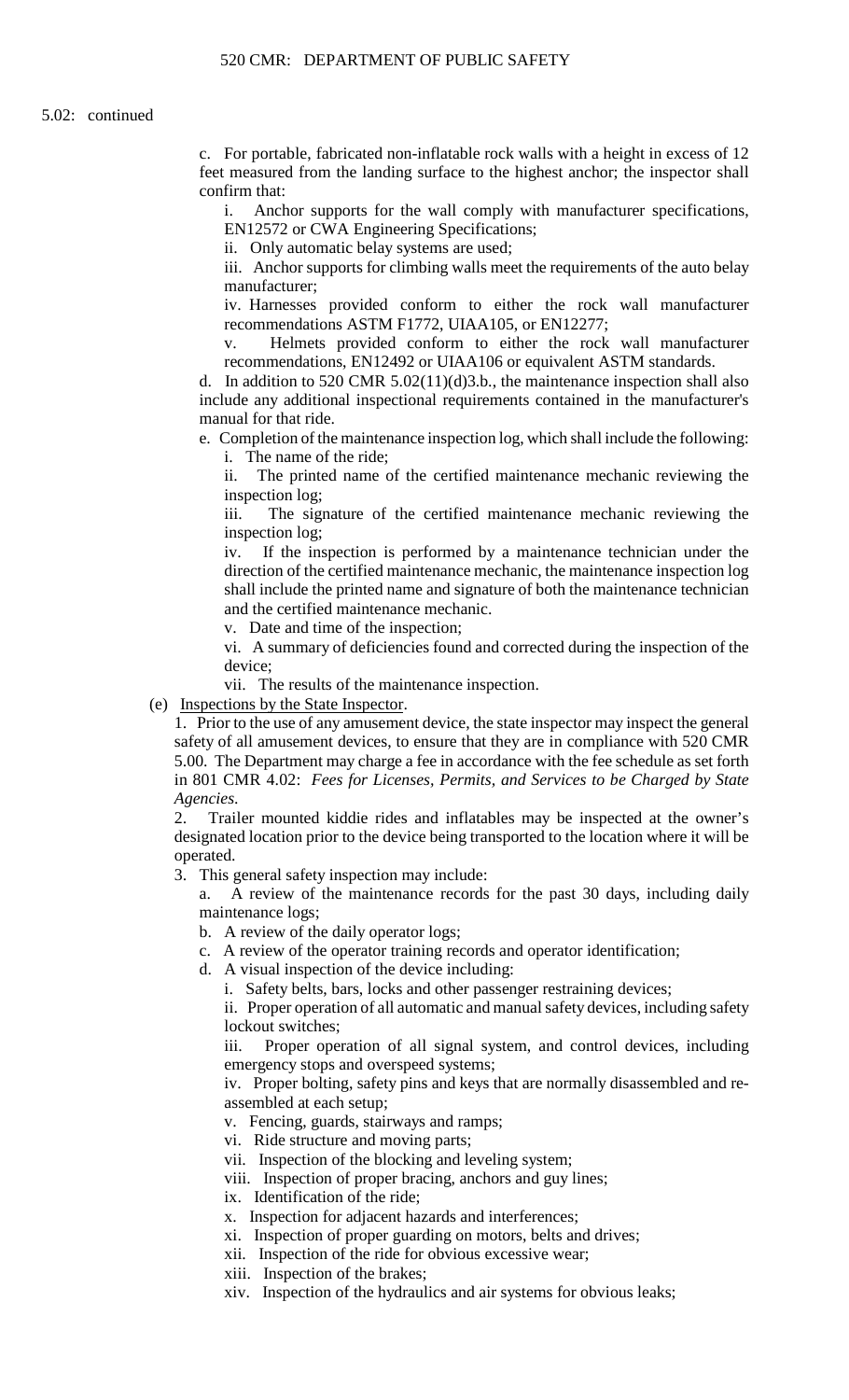5.02: continued

c. For portable, fabricated non-inflatable rock walls with a height in excess of 12 feet measured from the landing surface to the highest anchor; the inspector shall confirm that:

i. Anchor supports for the wall comply with manufacturer specifications, EN12572 or CWA Engineering Specifications;

ii. Only automatic belay systems are used;

iii. Anchor supports for climbing walls meet the requirements of the auto belay manufacturer;

iv. Harnesses provided conform to either the rock wall manufacturer recommendations ASTM F1772, UIAA105, or EN12277;

v. Helmets provided conform to either the rock wall manufacturer recommendations, EN12492 or UIAA106 or equivalent ASTM standards.

d. In addition to 520 CMR 5.02(11)(d)3.b., the maintenance inspection shall also include any additional inspectional requirements contained in the manufacturer's manual for that ride.

e. Completion of the maintenance inspection log, which shall include the following:

i. The name of the ride;

ii. The printed name of the certified maintenance mechanic reviewing the inspection log;

iii. The signature of the certified maintenance mechanic reviewing the inspection log;

iv. If the inspection is performed by a maintenance technician under the direction of the certified maintenance mechanic, the maintenance inspection log shall include the printed name and signature of both the maintenance technician and the certified maintenance mechanic.

v. Date and time of the inspection;

vi. A summary of deficiencies found and corrected during the inspection of the device;

vii. The results of the maintenance inspection.

(e) Inspections by the State Inspector.

1. Prior to the use of any amusement device, the state inspector may inspect the general safety of all amusement devices, to ensure that they are in compliance with 520 CMR 5.00. The Department may charge a fee in accordance with the fee schedule as set forth in 801 CMR 4.02: *Fees for Licenses, Permits, and Services to be Charged by State Agencies*.

2. Trailer mounted kiddie rides and inflatables may be inspected at the owner's designated location prior to the device being transported to the location where it will be operated.

3. This general safety inspection may include:

a. A review of the maintenance records for the past 30 days, including daily maintenance logs;

b. A review of the daily operator logs;

c. A review of the operator training records and operator identification;

d. A visual inspection of the device including:

i. Safety belts, bars, locks and other passenger restraining devices;

ii. Proper operation of all automatic and manual safety devices, including safety lockout switches;

iii. Proper operation of all signal system, and control devices, including emergency stops and overspeed systems;

iv. Proper bolting, safety pins and keys that are normally disassembled and re-assembled at each setup;

v. Fencing, guards, stairways and ramps;

vi. Ride structure and moving parts;

vii. Inspection of the blocking and leveling system;

viii. Inspection of proper bracing, anchors and guy lines;

ix. Identification of the ride;

x. Inspection for adjacent hazards and interferences;

xi. Inspection of proper guarding on motors, belts and drives;

xii. Inspection of the ride for obvious excessive wear;

xiii. Inspection of the brakes;

xiv. Inspection of the hydraulics and air systems for obvious leaks;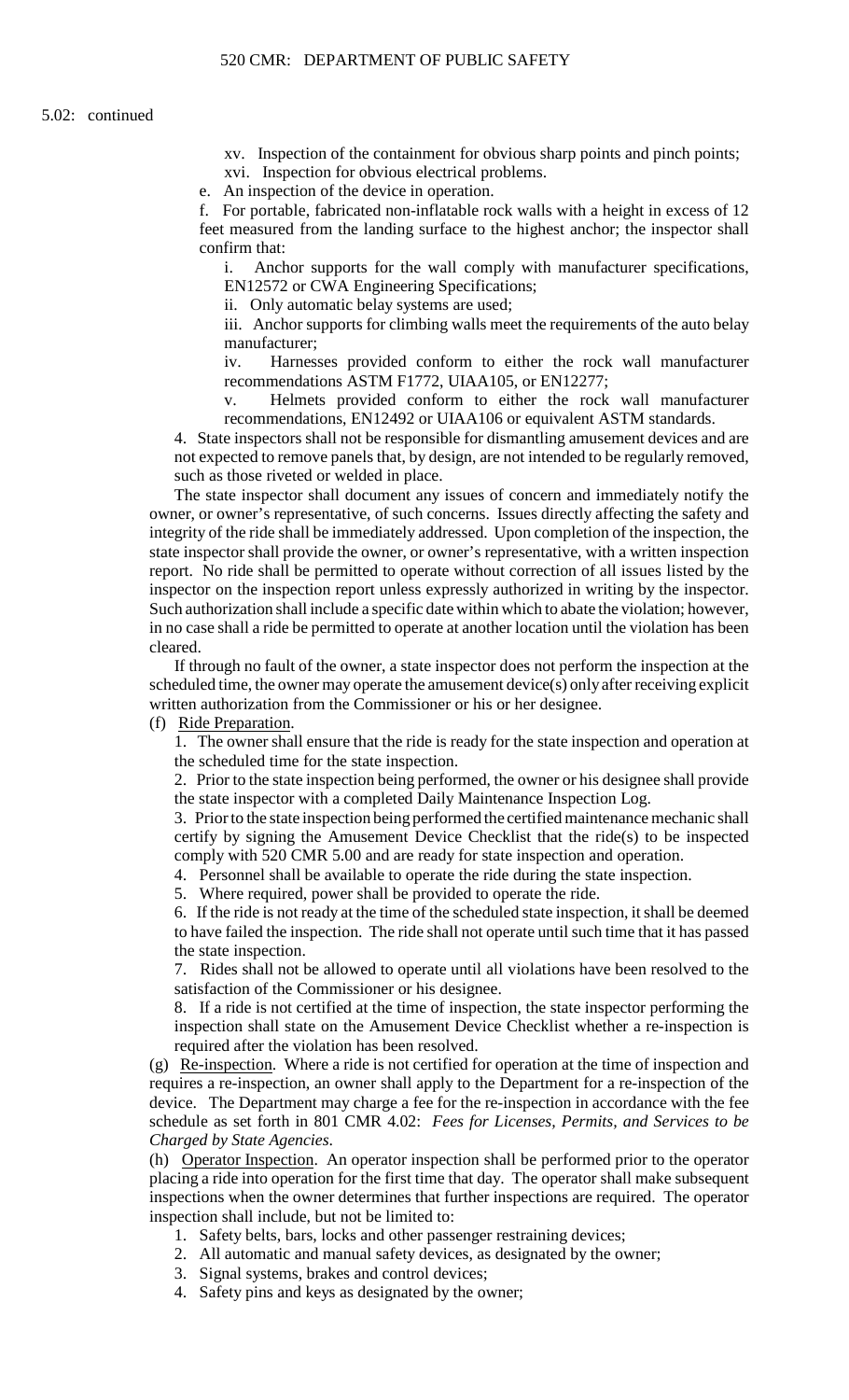5.02: continued

xv. Inspection of the containment for obvious sharp points and pinch points;

xvi. Inspection for obvious electrical problems.

e. An inspection of the device in operation.

f. For portable, fabricated non-inflatable rock walls with a height in excess of 12 feet measured from the landing surface to the highest anchor; the inspector shall confirm that:

i. Anchor supports for the wall comply with manufacturer specifications, EN12572 or CWA Engineering Specifications;

ii. Only automatic belay systems are used;

iii. Anchor supports for climbing walls meet the requirements of the auto belay manufacturer;

iv. Harnesses provided conform to either the rock wall manufacturer recommendations ASTM F1772, UIAA105, or EN12277;

v. Helmets provided conform to either the rock wall manufacturer recommendations, EN12492 or UIAA106 or equivalent ASTM standards.

4. State inspectors shall not be responsible for dismantling amusement devices and are not expected to remove panels that, by design, are not intended to be regularly removed, such as those riveted or welded in place.

The state inspector shall document any issues of concern and immediately notify the owner, or owner's representative, of such concerns. Issues directly affecting the safety and integrity of the ride shall be immediately addressed. Upon completion of the inspection, the state inspector shall provide the owner, or owner's representative, with a written inspection report. No ride shall be permitted to operate without correction of all issues listed by the inspector on the inspection report unless expressly authorized in writing by the inspector. Such authorization shall include a specific date within which to abate the violation; however, in no case shall a ride be permitted to operate at another location until the violation has been cleared.

If through no fault of the owner, a state inspector does not perform the inspection at the scheduled time, the owner may operate the amusement device(s) only after receiving explicit written authorization from the Commissioner or his or her designee.

(f) Ride Preparation.

1. The owner shall ensure that the ride is ready for the state inspection and operation at the scheduled time for the state inspection.

2. Prior to the state inspection being performed, the owner or his designee shall provide the state inspector with a completed Daily Maintenance Inspection Log.

3. Prior to the state inspection being performed the certified maintenance mechanic shall certify by signing the Amusement Device Checklist that the ride(s) to be inspected comply with 520 CMR 5.00 and are ready for state inspection and operation.

4. Personnel shall be available to operate the ride during the state inspection.

5. Where required, power shall be provided to operate the ride.

6. If the ride is not ready at the time of the scheduled state inspection, it shall be deemed to have failed the inspection. The ride shall not operate until such time that it has passed the state inspection.

7. Rides shall not be allowed to operate until all violations have been resolved to the satisfaction of the Commissioner or his designee.

8. If a ride is not certified at the time of inspection, the state inspector performing the inspection shall state on the Amusement Device Checklist whether a re-inspection is required after the violation has been resolved.

(g) Re-inspection. Where a ride is not certified for operation at the time of inspection and requires a re-inspection, an owner shall apply to the Department for a re-inspection of the device. The Department may charge a fee for the re-inspection in accordance with the fee schedule as set forth in 801 CMR 4.02: *Fees for Licenses, Permits, and Services to be Charged by State Agencies*.

(h) Operator Inspection. An operator inspection shall be performed prior to the operator placing a ride into operation for the first time that day. The operator shall make subsequent inspections when the owner determines that further inspections are required. The operator inspection shall include, but not be limited to:

1. Safety belts, bars, locks and other passenger restraining devices;
2. All automatic and manual safety devices, as designated by the owner;
3. Signal systems, brakes and control devices;
4. Safety pins and keys as designated by the owner;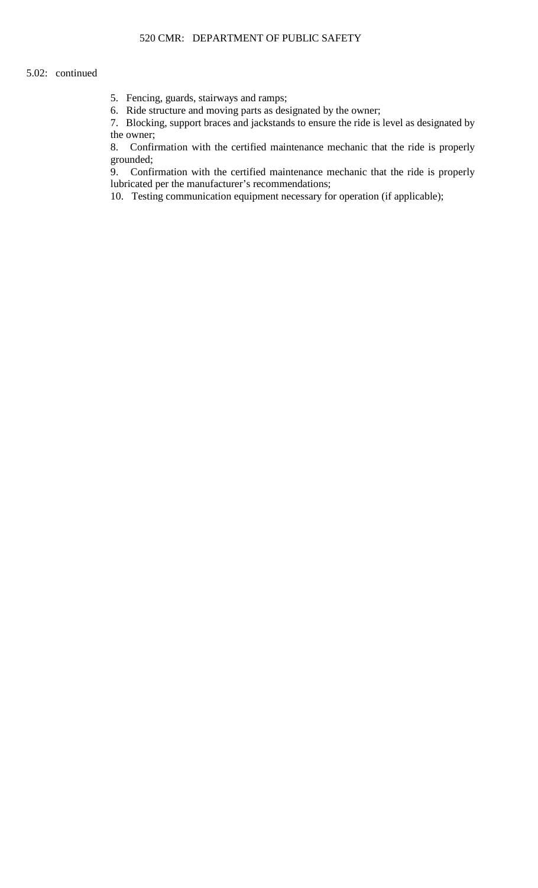5.02: continued

5. Fencing, guards, stairways and ramps;
6. Ride structure and moving parts as designated by the owner;
7. Blocking, support braces and jackstands to ensure the ride is level as designated by the owner;
8. Confirmation with the certified maintenance mechanic that the ride is properly grounded;
9. Confirmation with the certified maintenance mechanic that the ride is properly lubricated per the manufacturer's recommendations;
10. Testing communication equipment necessary for operation (if applicable);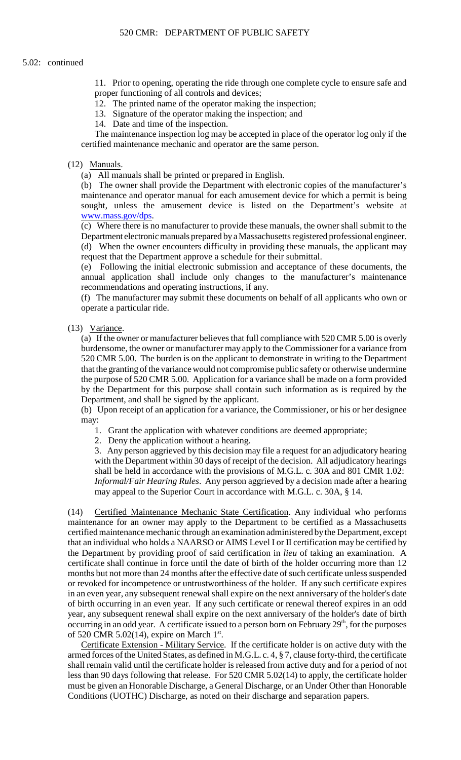5.02: continued

11. Prior to opening, operating the ride through one complete cycle to ensure safe and proper functioning of all controls and devices;
12. The printed name of the operator making the inspection;
13. Signature of the operator making the inspection; and
14. Date and time of the inspection.

The maintenance inspection log may be accepted in place of the operator log only if the certified maintenance mechanic and operator are the same person.

(12) Manuals.

(a) All manuals shall be printed or prepared in English.

(b) The owner shall provide the Department with electronic copies of the manufacturer's maintenance and operator manual for each amusement device for which a permit is being sought, unless the amusement device is listed on the Department's website at www.mass.gov/dps.

(c) Where there is no manufacturer to provide these manuals, the owner shall submit to the Department electronic manuals prepared by a Massachusetts registered professional engineer.

(d) When the owner encounters difficulty in providing these manuals, the applicant may request that the Department approve a schedule for their submittal.

(e) Following the initial electronic submission and acceptance of these documents, the annual application shall include only changes to the manufacturer's maintenance recommendations and operating instructions, if any.

(f) The manufacturer may submit these documents on behalf of all applicants who own or operate a particular ride.

(13) Variance.

(a) If the owner or manufacturer believes that full compliance with 520 CMR 5.00 is overly burdensome, the owner or manufacturer may apply to the Commissioner for a variance from 520 CMR 5.00. The burden is on the applicant to demonstrate in writing to the Department that the granting of the variance would not compromise public safety or otherwise undermine the purpose of 520 CMR 5.00. Application for a variance shall be made on a form provided by the Department for this purpose shall contain such information as is required by the Department, and shall be signed by the applicant.

(b) Upon receipt of an application for a variance, the Commissioner, or his or her designee may:

1. Grant the application with whatever conditions are deemed appropriate;
2. Deny the application without a hearing.
3. Any person aggrieved by this decision may file a request for an adjudicatory hearing with the Department within 30 days of receipt of the decision. All adjudicatory hearings shall be held in accordance with the provisions of M.G.L. c. 30A and 801 CMR 1.02: *Informal/Fair Hearing Rules*. Any person aggrieved by a decision made after a hearing may appeal to the Superior Court in accordance with M.G.L. c. 30A, § 14.

(14) Certified Maintenance Mechanic State Certification. Any individual who performs maintenance for an owner may apply to the Department to be certified as a Massachusetts certified maintenance mechanic through an examination administered by the Department, except that an individual who holds a NAARSO or AIMS Level I or II certification may be certified by the Department by providing proof of said certification in *lieu* of taking an examination. A certificate shall continue in force until the date of birth of the holder occurring more than 12 months but not more than 24 months after the effective date of such certificate unless suspended or revoked for incompetence or untrustworthiness of the holder. If any such certificate expires in an even year, any subsequent renewal shall expire on the next anniversary of the holder's date of birth occurring in an even year. If any such certificate or renewal thereof expires in an odd year, any subsequent renewal shall expire on the next anniversary of the holder's date of birth occurring in an odd year. A certificate issued to a person born on February 29th, for the purposes of 520 CMR 5.02(14), expire on March 1st.

Certificate Extension - Military Service. If the certificate holder is on active duty with the armed forces of the United States, as defined in M.G.L. c. 4, § 7, clause forty-third, the certificate shall remain valid until the certificate holder is released from active duty and for a period of not less than 90 days following that release. For 520 CMR 5.02(14) to apply, the certificate holder must be given an Honorable Discharge, a General Discharge, or an Under Other than Honorable Conditions (UOTHC) Discharge, as noted on their discharge and separation papers.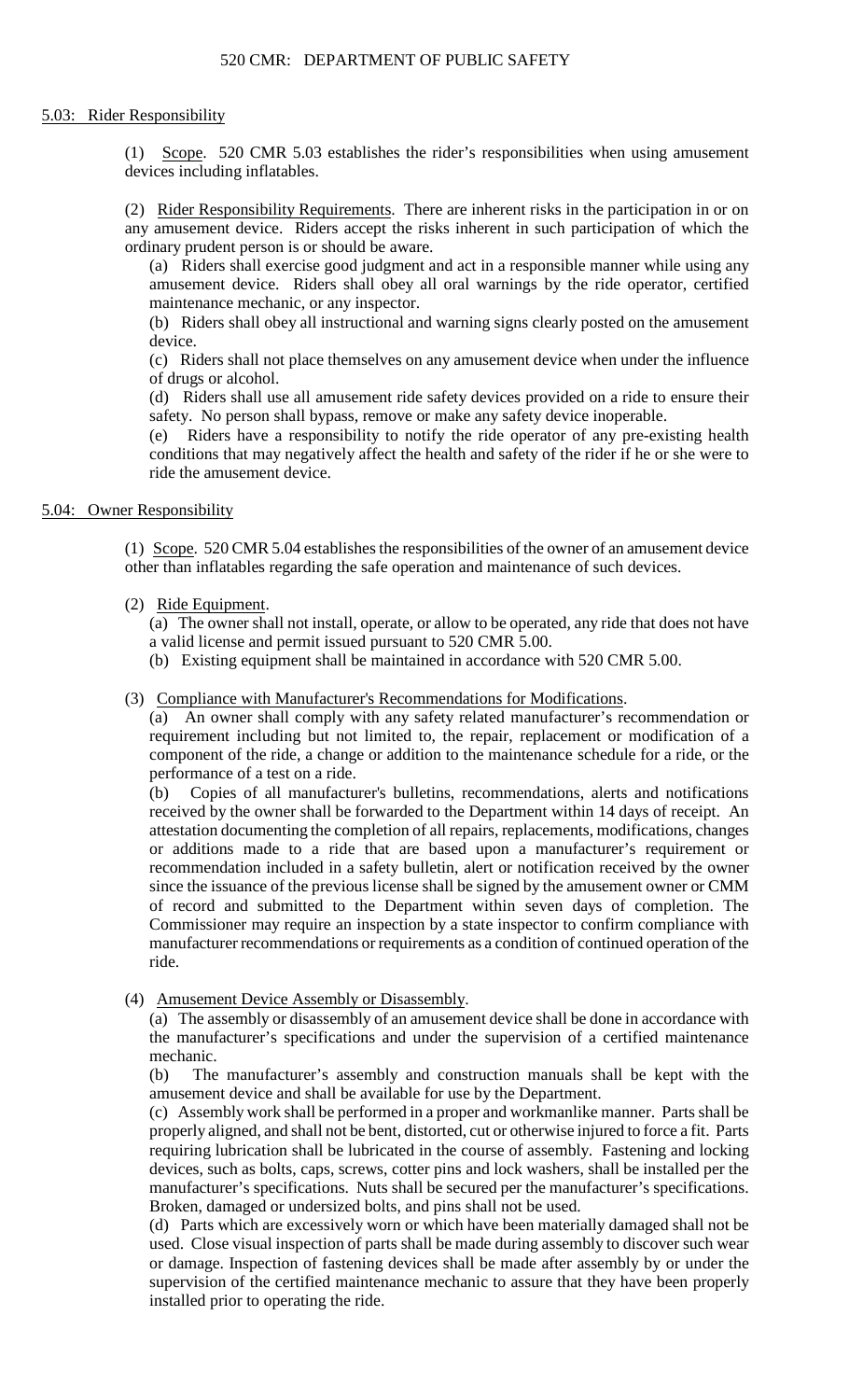## 5.03: Rider Responsibility

(1) Scope. 520 CMR 5.03 establishes the rider's responsibilities when using amusement devices including inflatables.

(2) Rider Responsibility Requirements. There are inherent risks in the participation in or on any amusement device. Riders accept the risks inherent in such participation of which the ordinary prudent person is or should be aware.

(a) Riders shall exercise good judgment and act in a responsible manner while using any amusement device. Riders shall obey all oral warnings by the ride operator, certified maintenance mechanic, or any inspector.

(b) Riders shall obey all instructional and warning signs clearly posted on the amusement device.

(c) Riders shall not place themselves on any amusement device when under the influence of drugs or alcohol.

(d) Riders shall use all amusement ride safety devices provided on a ride to ensure their safety. No person shall bypass, remove or make any safety device inoperable.

(e) Riders have a responsibility to notify the ride operator of any pre-existing health conditions that may negatively affect the health and safety of the rider if he or she were to ride the amusement device.

## 5.04: Owner Responsibility

(1) Scope. 520 CMR 5.04 establishes the responsibilities of the owner of an amusement device other than inflatables regarding the safe operation and maintenance of such devices.

(2) Ride Equipment.

(a) The owner shall not install, operate, or allow to be operated, any ride that does not have a valid license and permit issued pursuant to 520 CMR 5.00.

(b) Existing equipment shall be maintained in accordance with 520 CMR 5.00.

(3) Compliance with Manufacturer's Recommendations for Modifications.

(a) An owner shall comply with any safety related manufacturer's recommendation or requirement including but not limited to, the repair, replacement or modification of a component of the ride, a change or addition to the maintenance schedule for a ride, or the performance of a test on a ride.

(b) Copies of all manufacturer's bulletins, recommendations, alerts and notifications received by the owner shall be forwarded to the Department within 14 days of receipt. An attestation documenting the completion of all repairs, replacements, modifications, changes or additions made to a ride that are based upon a manufacturer's requirement or recommendation included in a safety bulletin, alert or notification received by the owner since the issuance of the previous license shall be signed by the amusement owner or CMM of record and submitted to the Department within seven days of completion. The Commissioner may require an inspection by a state inspector to confirm compliance with manufacturer recommendations or requirements as a condition of continued operation of the ride.

(4) Amusement Device Assembly or Disassembly.

(a) The assembly or disassembly of an amusement device shall be done in accordance with the manufacturer's specifications and under the supervision of a certified maintenance mechanic.

(b) The manufacturer's assembly and construction manuals shall be kept with the amusement device and shall be available for use by the Department.

(c) Assembly work shall be performed in a proper and workmanlike manner. Parts shall be properly aligned, and shall not be bent, distorted, cut or otherwise injured to force a fit. Parts requiring lubrication shall be lubricated in the course of assembly. Fastening and locking devices, such as bolts, caps, screws, cotter pins and lock washers, shall be installed per the manufacturer's specifications. Nuts shall be secured per the manufacturer's specifications. Broken, damaged or undersized bolts, and pins shall not be used.

(d) Parts which are excessively worn or which have been materially damaged shall not be used. Close visual inspection of parts shall be made during assembly to discover such wear or damage. Inspection of fastening devices shall be made after assembly by or under the supervision of the certified maintenance mechanic to assure that they have been properly installed prior to operating the ride.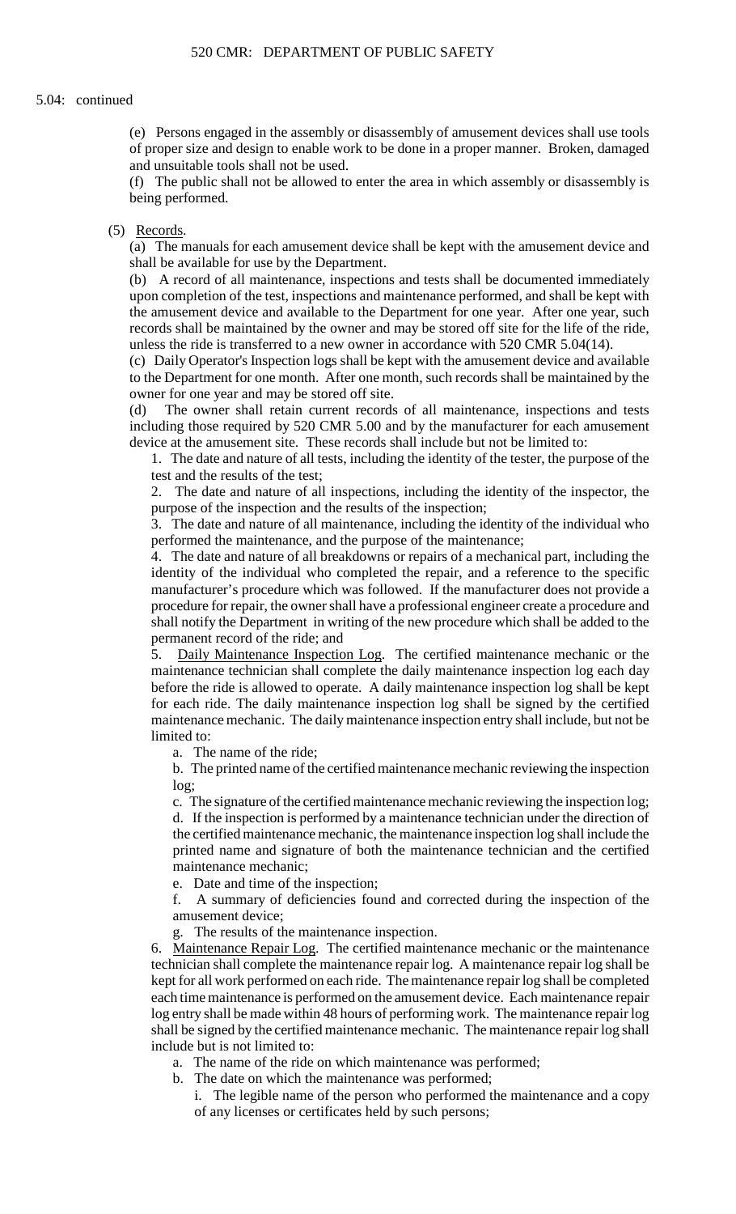5.04: continued

(e) Persons engaged in the assembly or disassembly of amusement devices shall use tools of proper size and design to enable work to be done in a proper manner. Broken, damaged and unsuitable tools shall not be used.

(f) The public shall not be allowed to enter the area in which assembly or disassembly is being performed.

(5) Records.

(a) The manuals for each amusement device shall be kept with the amusement device and shall be available for use by the Department.

(b) A record of all maintenance, inspections and tests shall be documented immediately upon completion of the test, inspections and maintenance performed, and shall be kept with the amusement device and available to the Department for one year. After one year, such records shall be maintained by the owner and may be stored off site for the life of the ride, unless the ride is transferred to a new owner in accordance with 520 CMR 5.04(14).

(c) Daily Operator's Inspection logs shall be kept with the amusement device and available to the Department for one month. After one month, such records shall be maintained by the owner for one year and may be stored off site.

(d) The owner shall retain current records of all maintenance, inspections and tests including those required by 520 CMR 5.00 and by the manufacturer for each amusement device at the amusement site. These records shall include but not be limited to:

1. The date and nature of all tests, including the identity of the tester, the purpose of the test and the results of the test;

2. The date and nature of all inspections, including the identity of the inspector, the purpose of the inspection and the results of the inspection;

3. The date and nature of all maintenance, including the identity of the individual who performed the maintenance, and the purpose of the maintenance;

4. The date and nature of all breakdowns or repairs of a mechanical part, including the identity of the individual who completed the repair, and a reference to the specific manufacturer's procedure which was followed. If the manufacturer does not provide a procedure for repair, the owner shall have a professional engineer create a procedure and shall notify the Department in writing of the new procedure which shall be added to the permanent record of the ride; and

5. Daily Maintenance Inspection Log. The certified maintenance mechanic or the maintenance technician shall complete the daily maintenance inspection log each day before the ride is allowed to operate. A daily maintenance inspection log shall be kept for each ride. The daily maintenance inspection log shall be signed by the certified maintenance mechanic. The daily maintenance inspection entry shall include, but not be limited to:

a. The name of the ride;

b. The printed name of the certified maintenance mechanic reviewing the inspection log;

c. The signature of the certified maintenance mechanic reviewing the inspection log;

d. If the inspection is performed by a maintenance technician under the direction of the certified maintenance mechanic, the maintenance inspection log shall include the printed name and signature of both the maintenance technician and the certified maintenance mechanic;

e. Date and time of the inspection;

f. A summary of deficiencies found and corrected during the inspection of the amusement device;

g. The results of the maintenance inspection.

6. Maintenance Repair Log. The certified maintenance mechanic or the maintenance technician shall complete the maintenance repair log. A maintenance repair log shall be kept for all work performed on each ride. The maintenance repair log shall be completed each time maintenance is performed on the amusement device. Each maintenance repair log entry shall be made within 48 hours of performing work. The maintenance repair log shall be signed by the certified maintenance mechanic. The maintenance repair log shall include but is not limited to:

a. The name of the ride on which maintenance was performed;

b. The date on which the maintenance was performed;

i. The legible name of the person who performed the maintenance and a copy of any licenses or certificates held by such persons;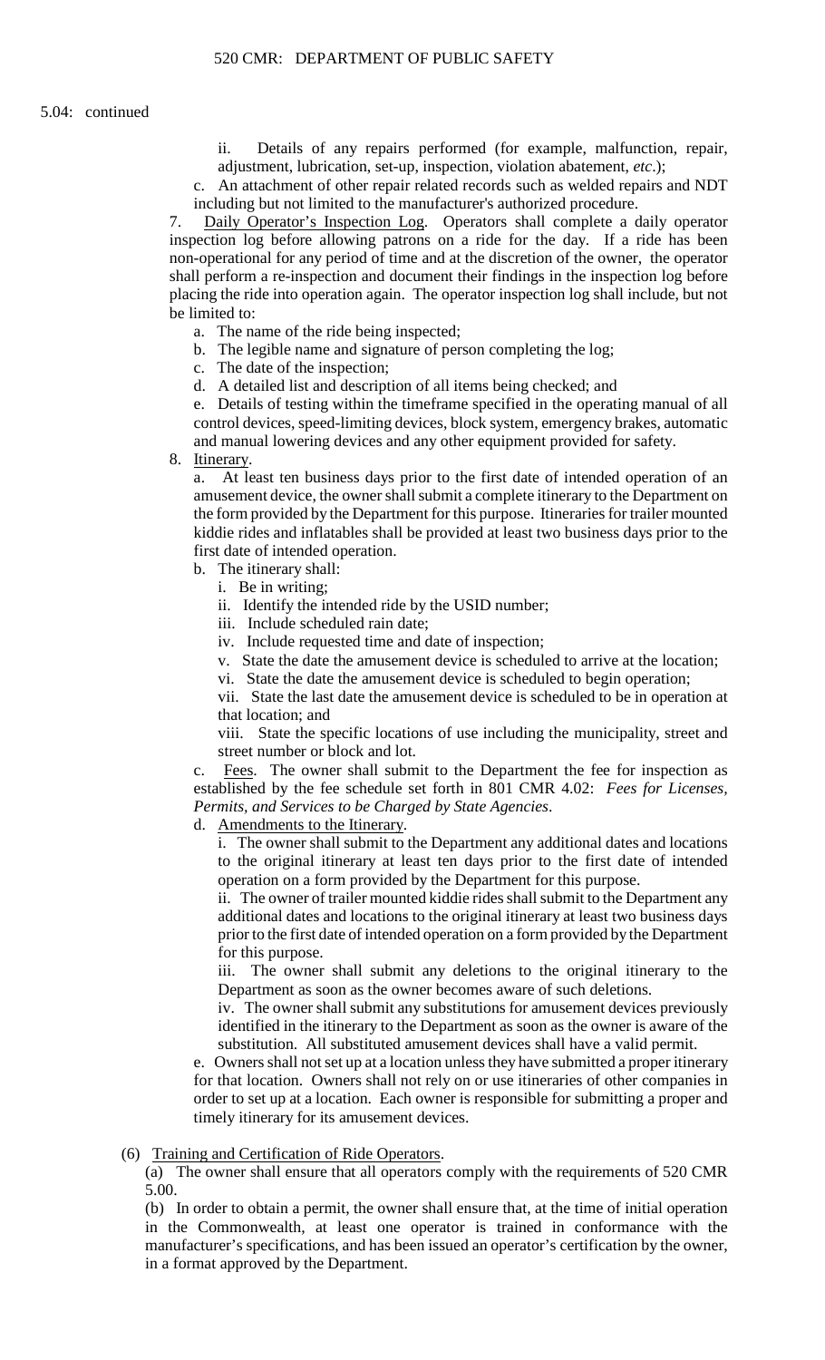5.04: continued

ii. Details of any repairs performed (for example, malfunction, repair, adjustment, lubrication, set-up, inspection, violation abatement, *etc*.);

c. An attachment of other repair related records such as welded repairs and NDT including but not limited to the manufacturer's authorized procedure.

7. Daily Operator's Inspection Log. Operators shall complete a daily operator inspection log before allowing patrons on a ride for the day. If a ride has been non-operational for any period of time and at the discretion of the owner, the operator shall perform a re-inspection and document their findings in the inspection log before placing the ride into operation again. The operator inspection log shall include, but not be limited to:

a. The name of the ride being inspected;

b. The legible name and signature of person completing the log;

c. The date of the inspection;

d. A detailed list and description of all items being checked; and

e. Details of testing within the timeframe specified in the operating manual of all control devices, speed-limiting devices, block system, emergency brakes, automatic and manual lowering devices and any other equipment provided for safety.

8. Itinerary.

a. At least ten business days prior to the first date of intended operation of an amusement device, the owner shall submit a complete itinerary to the Department on the form provided by the Department for this purpose. Itineraries for trailer mounted kiddie rides and inflatables shall be provided at least two business days prior to the first date of intended operation.

b. The itinerary shall:

i. Be in writing;

ii. Identify the intended ride by the USID number;

iii. Include scheduled rain date;

iv. Include requested time and date of inspection;

v. State the date the amusement device is scheduled to arrive at the location;

vi. State the date the amusement device is scheduled to begin operation;

vii. State the last date the amusement device is scheduled to be in operation at that location; and

viii. State the specific locations of use including the municipality, street and street number or block and lot.

c. Fees. The owner shall submit to the Department the fee for inspection as established by the fee schedule set forth in 801 CMR 4.02: *Fees for Licenses, Permits, and Services to be Charged by State Agencies*.

d. Amendments to the Itinerary.

i. The owner shall submit to the Department any additional dates and locations to the original itinerary at least ten days prior to the first date of intended operation on a form provided by the Department for this purpose.

ii. The owner of trailer mounted kiddie rides shall submit to the Department any additional dates and locations to the original itinerary at least two business days prior to the first date of intended operation on a form provided by the Department for this purpose.

iii. The owner shall submit any deletions to the original itinerary to the Department as soon as the owner becomes aware of such deletions.

iv. The owner shall submit any substitutions for amusement devices previously identified in the itinerary to the Department as soon as the owner is aware of the substitution. All substituted amusement devices shall have a valid permit.

e. Owners shall not set up at a location unless they have submitted a proper itinerary for that location. Owners shall not rely on or use itineraries of other companies in order to set up at a location. Each owner is responsible for submitting a proper and timely itinerary for its amusement devices.

(6) Training and Certification of Ride Operators.

(a) The owner shall ensure that all operators comply with the requirements of 520 CMR 5.00.

(b) In order to obtain a permit, the owner shall ensure that, at the time of initial operation in the Commonwealth, at least one operator is trained in conformance with the manufacturer's specifications, and has been issued an operator's certification by the owner, in a format approved by the Department.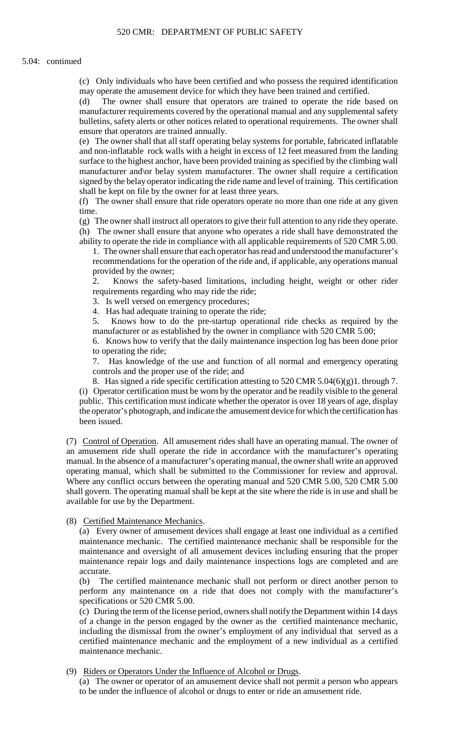5.04: continued

(c) Only individuals who have been certified and who possess the required identification may operate the amusement device for which they have been trained and certified.

(d) The owner shall ensure that operators are trained to operate the ride based on manufacturer requirements covered by the operational manual and any supplemental safety bulletins, safety alerts or other notices related to operational requirements. The owner shall ensure that operators are trained annually.

(e) The owner shall that all staff operating belay systems for portable, fabricated inflatable and non-inflatable rock walls with a height in excess of 12 feet measured from the landing surface to the highest anchor, have been provided training as specified by the climbing wall manufacturer and\or belay system manufacturer. The owner shall require a certification signed by the belay operator indicating the ride name and level of training. This certification shall be kept on file by the owner for at least three years.

(f) The owner shall ensure that ride operators operate no more than one ride at any given time.

(g) The owner shall instruct all operators to give their full attention to any ride they operate.

(h) The owner shall ensure that anyone who operates a ride shall have demonstrated the ability to operate the ride in compliance with all applicable requirements of 520 CMR 5.00.

1. The owner shall ensure that each operator has read and understood the manufacturer's recommendations for the operation of the ride and, if applicable, any operations manual provided by the owner;
2. Knows the safety-based limitations, including height, weight or other rider requirements regarding who may ride the ride;
3. Is well versed on emergency procedures;
4. Has had adequate training to operate the ride;
5. Knows how to do the pre-startup operational ride checks as required by the manufacturer or as established by the owner in compliance with 520 CMR 5.00;
6. Knows how to verify that the daily maintenance inspection log has been done prior to operating the ride;
7. Has knowledge of the use and function of all normal and emergency operating controls and the proper use of the ride; and
8. Has signed a ride specific certification attesting to 520 CMR 5.04(6)(g)1. through 7.

(i) Operator certification must be worn by the operator and be readily visible to the general public. This certification must indicate whether the operator is over 18 years of age, display the operator's photograph, and indicate the amusement device for which the certification has been issued.

(7) Control of Operation. All amusement rides shall have an operating manual. The owner of an amusement ride shall operate the ride in accordance with the manufacturer's operating manual. In the absence of a manufacturer's operating manual, the owner shall write an approved operating manual, which shall be submitted to the Commissioner for review and approval. Where any conflict occurs between the operating manual and 520 CMR 5.00, 520 CMR 5.00 shall govern. The operating manual shall be kept at the site where the ride is in use and shall be available for use by the Department.

(8) Certified Maintenance Mechanics.

(a) Every owner of amusement devices shall engage at least one individual as a certified maintenance mechanic. The certified maintenance mechanic shall be responsible for the maintenance and oversight of all amusement devices including ensuring that the proper maintenance repair logs and daily maintenance inspections logs are completed and are accurate.

(b) The certified maintenance mechanic shall not perform or direct another person to perform any maintenance on a ride that does not comply with the manufacturer's specifications or 520 CMR 5.00.

(c) During the term of the license period, owners shall notify the Department within 14 days of a change in the person engaged by the owner as the certified maintenance mechanic, including the dismissal from the owner's employment of any individual that served as a certified maintenance mechanic and the employment of a new individual as a certified maintenance mechanic.

(9) Riders or Operators Under the Influence of Alcohol or Drugs.

(a) The owner or operator of an amusement device shall not permit a person who appears to be under the influence of alcohol or drugs to enter or ride an amusement ride.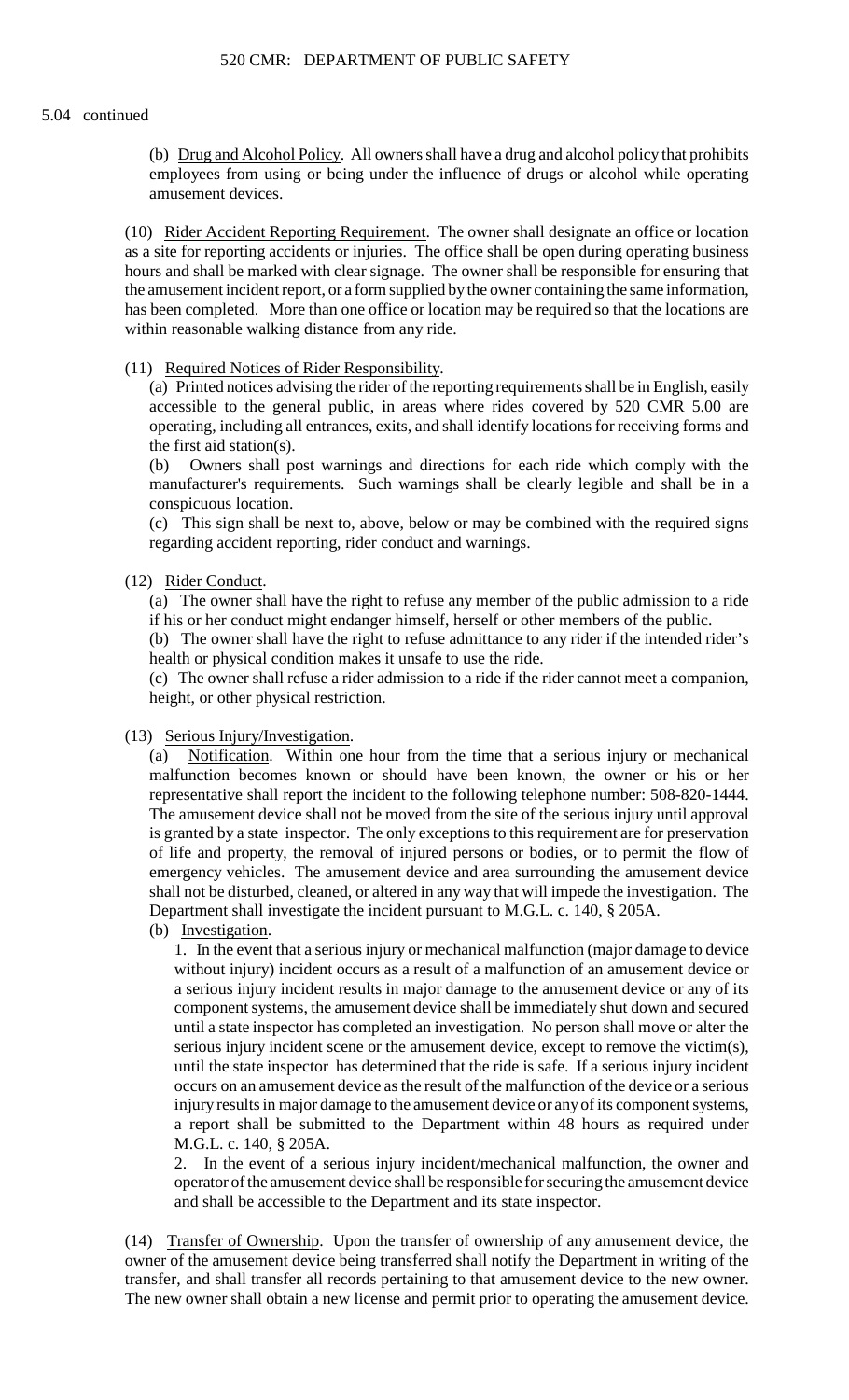5.04 continued

(b) Drug and Alcohol Policy. All owners shall have a drug and alcohol policy that prohibits employees from using or being under the influence of drugs or alcohol while operating amusement devices.

(10) Rider Accident Reporting Requirement. The owner shall designate an office or location as a site for reporting accidents or injuries. The office shall be open during operating business hours and shall be marked with clear signage. The owner shall be responsible for ensuring that the amusement incident report, or a form supplied by the owner containing the same information, has been completed. More than one office or location may be required so that the locations are within reasonable walking distance from any ride.

(11) Required Notices of Rider Responsibility.

(a) Printed notices advising the rider of the reporting requirements shall be in English, easily accessible to the general public, in areas where rides covered by 520 CMR 5.00 are operating, including all entrances, exits, and shall identify locations for receiving forms and the first aid station(s).

(b) Owners shall post warnings and directions for each ride which comply with the manufacturer's requirements. Such warnings shall be clearly legible and shall be in a conspicuous location.

(c) This sign shall be next to, above, below or may be combined with the required signs regarding accident reporting, rider conduct and warnings.

(12) Rider Conduct.

(a) The owner shall have the right to refuse any member of the public admission to a ride if his or her conduct might endanger himself, herself or other members of the public.

(b) The owner shall have the right to refuse admittance to any rider if the intended rider's health or physical condition makes it unsafe to use the ride.

(c) The owner shall refuse a rider admission to a ride if the rider cannot meet a companion, height, or other physical restriction.

(13) Serious Injury/Investigation.

(a) Notification. Within one hour from the time that a serious injury or mechanical malfunction becomes known or should have been known, the owner or his or her representative shall report the incident to the following telephone number: 508-820-1444. The amusement device shall not be moved from the site of the serious injury until approval is granted by a state inspector. The only exceptions to this requirement are for preservation of life and property, the removal of injured persons or bodies, or to permit the flow of emergency vehicles. The amusement device and area surrounding the amusement device shall not be disturbed, cleaned, or altered in any way that will impede the investigation. The Department shall investigate the incident pursuant to M.G.L. c. 140, § 205A.

(b) Investigation.

1. In the event that a serious injury or mechanical malfunction (major damage to device without injury) incident occurs as a result of a malfunction of an amusement device or a serious injury incident results in major damage to the amusement device or any of its component systems, the amusement device shall be immediately shut down and secured until a state inspector has completed an investigation. No person shall move or alter the serious injury incident scene or the amusement device, except to remove the victim(s), until the state inspector has determined that the ride is safe. If a serious injury incident occurs on an amusement device as the result of the malfunction of the device or a serious injury results in major damage to the amusement device or any of its component systems, a report shall be submitted to the Department within 48 hours as required under M.G.L. c. 140, § 205A.

2. In the event of a serious injury incident/mechanical malfunction, the owner and operator of the amusement device shall be responsible for securing the amusement device and shall be accessible to the Department and its state inspector.

(14) Transfer of Ownership. Upon the transfer of ownership of any amusement device, the owner of the amusement device being transferred shall notify the Department in writing of the transfer, and shall transfer all records pertaining to that amusement device to the new owner. The new owner shall obtain a new license and permit prior to operating the amusement device.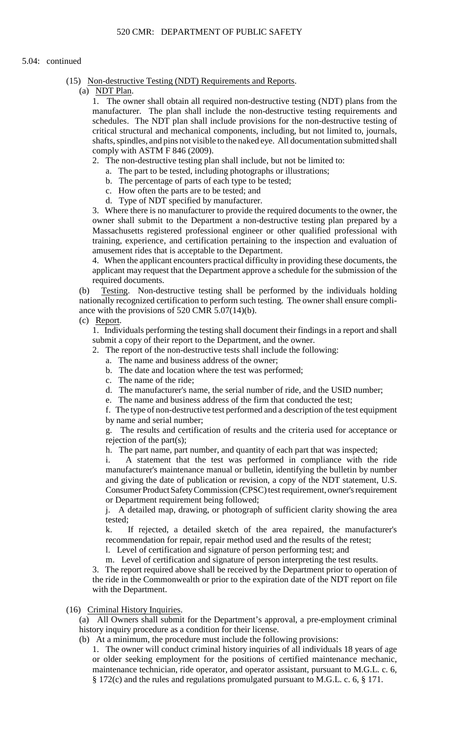5.04: continued

(15) Non-destructive Testing (NDT) Requirements and Reports.

(a) NDT Plan.

1. The owner shall obtain all required non-destructive testing (NDT) plans from the manufacturer. The plan shall include the non-destructive testing requirements and schedules. The NDT plan shall include provisions for the non-destructive testing of critical structural and mechanical components, including, but not limited to, journals, shafts, spindles, and pins not visible to the naked eye. All documentation submitted shall comply with ASTM F 846 (2009).

2. The non-destructive testing plan shall include, but not be limited to:

a. The part to be tested, including photographs or illustrations;

b. The percentage of parts of each type to be tested;

c. How often the parts are to be tested; and

d. Type of NDT specified by manufacturer.

3. Where there is no manufacturer to provide the required documents to the owner, the owner shall submit to the Department a non-destructive testing plan prepared by a Massachusetts registered professional engineer or other qualified professional with training, experience, and certification pertaining to the inspection and evaluation of amusement rides that is acceptable to the Department.

4. When the applicant encounters practical difficulty in providing these documents, the applicant may request that the Department approve a schedule for the submission of the required documents.

(b) Testing. Non-destructive testing shall be performed by the individuals holding nationally recognized certification to perform such testing. The owner shall ensure compliance with the provisions of 520 CMR 5.07(14)(b).

(c) Report.

1. Individuals performing the testing shall document their findings in a report and shall submit a copy of their report to the Department, and the owner.

2. The report of the non-destructive tests shall include the following:

a. The name and business address of the owner;

b. The date and location where the test was performed;

c. The name of the ride;

d. The manufacturer's name, the serial number of ride, and the USID number;

e. The name and business address of the firm that conducted the test;

f. The type of non-destructive test performed and a description of the test equipment by name and serial number;

g. The results and certification of results and the criteria used for acceptance or rejection of the part(s);

h. The part name, part number, and quantity of each part that was inspected;

i. A statement that the test was performed in compliance with the ride manufacturer's maintenance manual or bulletin, identifying the bulletin by number and giving the date of publication or revision, a copy of the NDT statement, U.S. Consumer Product Safety Commission (CPSC) test requirement, owner's requirement or Department requirement being followed;

j. A detailed map, drawing, or photograph of sufficient clarity showing the area tested;

k. If rejected, a detailed sketch of the area repaired, the manufacturer's recommendation for repair, repair method used and the results of the retest;

l. Level of certification and signature of person performing test; and

m. Level of certification and signature of person interpreting the test results.

3. The report required above shall be received by the Department prior to operation of the ride in the Commonwealth or prior to the expiration date of the NDT report on file with the Department.

(16) Criminal History Inquiries.

(a) All Owners shall submit for the Department's approval, a pre-employment criminal history inquiry procedure as a condition for their license.

(b) At a minimum, the procedure must include the following provisions:

1. The owner will conduct criminal history inquiries of all individuals 18 years of age or older seeking employment for the positions of certified maintenance mechanic, maintenance technician, ride operator, and operator assistant, pursuant to M.G.L. c. 6, § 172(c) and the rules and regulations promulgated pursuant to M.G.L. c. 6, § 171.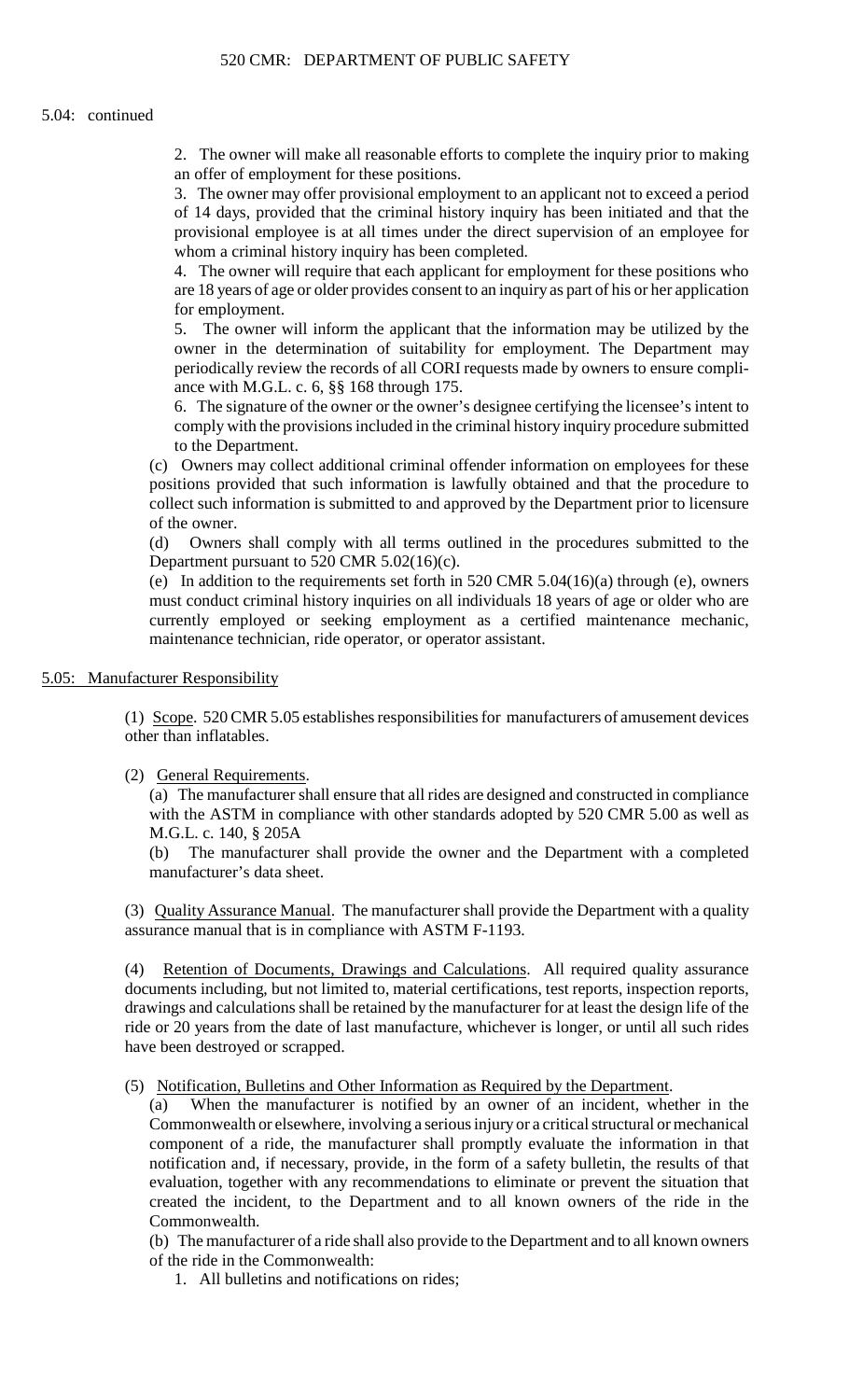5.04: continued

2. The owner will make all reasonable efforts to complete the inquiry prior to making an offer of employment for these positions.

3. The owner may offer provisional employment to an applicant not to exceed a period of 14 days, provided that the criminal history inquiry has been initiated and that the provisional employee is at all times under the direct supervision of an employee for whom a criminal history inquiry has been completed.

4. The owner will require that each applicant for employment for these positions who are 18 years of age or older provides consent to an inquiry as part of his or her application for employment.

5. The owner will inform the applicant that the information may be utilized by the owner in the determination of suitability for employment. The Department may periodically review the records of all CORI requests made by owners to ensure compliance with M.G.L. c. 6, §§ 168 through 175.

6. The signature of the owner or the owner's designee certifying the licensee's intent to comply with the provisions included in the criminal history inquiry procedure submitted to the Department.

(c) Owners may collect additional criminal offender information on employees for these positions provided that such information is lawfully obtained and that the procedure to collect such information is submitted to and approved by the Department prior to licensure of the owner.

(d) Owners shall comply with all terms outlined in the procedures submitted to the Department pursuant to 520 CMR 5.02(16)(c).

(e) In addition to the requirements set forth in 520 CMR 5.04(16)(a) through (e), owners must conduct criminal history inquiries on all individuals 18 years of age or older who are currently employed or seeking employment as a certified maintenance mechanic, maintenance technician, ride operator, or operator assistant.

## 5.05: Manufacturer Responsibility

(1) Scope. 520 CMR 5.05 establishes responsibilities for manufacturers of amusement devices other than inflatables.

(2) General Requirements.

(a) The manufacturer shall ensure that all rides are designed and constructed in compliance with the ASTM in compliance with other standards adopted by 520 CMR 5.00 as well as M.G.L. c. 140, § 205A

(b) The manufacturer shall provide the owner and the Department with a completed manufacturer's data sheet.

(3) Quality Assurance Manual. The manufacturer shall provide the Department with a quality assurance manual that is in compliance with ASTM F-1193.

(4) Retention of Documents, Drawings and Calculations. All required quality assurance documents including, but not limited to, material certifications, test reports, inspection reports, drawings and calculations shall be retained by the manufacturer for at least the design life of the ride or 20 years from the date of last manufacture, whichever is longer, or until all such rides have been destroyed or scrapped.

(5) Notification, Bulletins and Other Information as Required by the Department.

(a) When the manufacturer is notified by an owner of an incident, whether in the Commonwealth or elsewhere, involving a serious injury or a critical structural or mechanical component of a ride, the manufacturer shall promptly evaluate the information in that notification and, if necessary, provide, in the form of a safety bulletin, the results of that evaluation, together with any recommendations to eliminate or prevent the situation that created the incident, to the Department and to all known owners of the ride in the Commonwealth.

(b) The manufacturer of a ride shall also provide to the Department and to all known owners of the ride in the Commonwealth:

1. All bulletins and notifications on rides;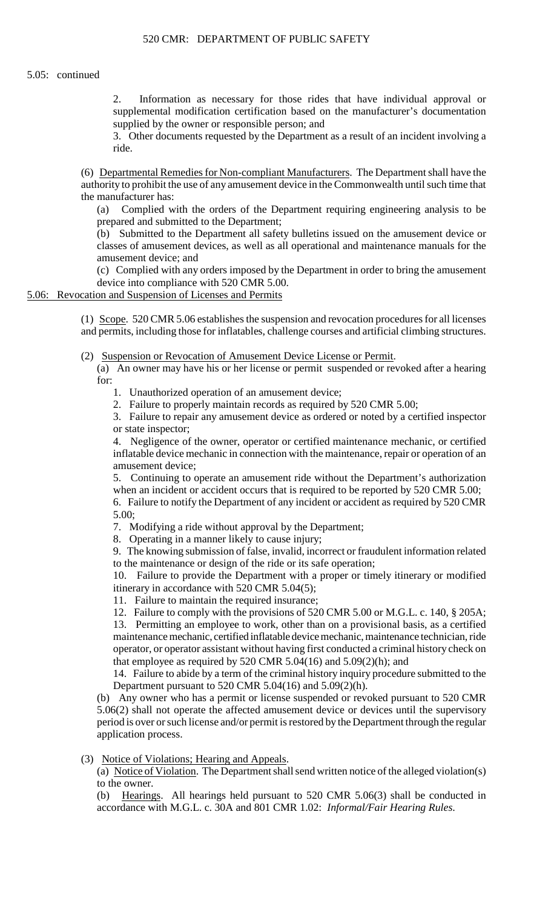5.05: continued

2. Information as necessary for those rides that have individual approval or supplemental modification certification based on the manufacturer's documentation supplied by the owner or responsible person; and

3. Other documents requested by the Department as a result of an incident involving a ride.

(6) Departmental Remedies for Non-compliant Manufacturers. The Department shall have the authority to prohibit the use of any amusement device in the Commonwealth until such time that the manufacturer has:

(a) Complied with the orders of the Department requiring engineering analysis to be prepared and submitted to the Department;

(b) Submitted to the Department all safety bulletins issued on the amusement device or classes of amusement devices, as well as all operational and maintenance manuals for the amusement device; and

(c) Complied with any orders imposed by the Department in order to bring the amusement device into compliance with 520 CMR 5.00.

## 5.06: Revocation and Suspension of Licenses and Permits

(1) Scope. 520 CMR 5.06 establishes the suspension and revocation procedures for all licenses and permits, including those for inflatables, challenge courses and artificial climbing structures.

(2) Suspension or Revocation of Amusement Device License or Permit.

(a) An owner may have his or her license or permit suspended or revoked after a hearing for:

1. Unauthorized operation of an amusement device;

2. Failure to properly maintain records as required by 520 CMR 5.00;

3. Failure to repair any amusement device as ordered or noted by a certified inspector or state inspector;

4. Negligence of the owner, operator or certified maintenance mechanic, or certified inflatable device mechanic in connection with the maintenance, repair or operation of an amusement device;

5. Continuing to operate an amusement ride without the Department's authorization when an incident or accident occurs that is required to be reported by 520 CMR 5.00;

6. Failure to notify the Department of any incident or accident as required by 520 CMR 5.00;

7. Modifying a ride without approval by the Department;

8. Operating in a manner likely to cause injury;

9. The knowing submission of false, invalid, incorrect or fraudulent information related to the maintenance or design of the ride or its safe operation;

10. Failure to provide the Department with a proper or timely itinerary or modified itinerary in accordance with 520 CMR 5.04(5);

11. Failure to maintain the required insurance;

12. Failure to comply with the provisions of 520 CMR 5.00 or M.G.L. c. 140, § 205A;

13. Permitting an employee to work, other than on a provisional basis, as a certified maintenance mechanic, certified inflatable device mechanic, maintenance technician, ride operator, or operator assistant without having first conducted a criminal history check on that employee as required by 520 CMR 5.04(16) and 5.09(2)(h); and

14. Failure to abide by a term of the criminal history inquiry procedure submitted to the Department pursuant to 520 CMR 5.04(16) and 5.09(2)(h).

(b) Any owner who has a permit or license suspended or revoked pursuant to 520 CMR 5.06(2) shall not operate the affected amusement device or devices until the supervisory period is over or such license and/or permit is restored by the Department through the regular application process.

(3) Notice of Violations; Hearing and Appeals.

(a) Notice of Violation. The Department shall send written notice of the alleged violation(s) to the owner.

(b) Hearings. All hearings held pursuant to 520 CMR 5.06(3) shall be conducted in accordance with M.G.L. c. 30A and 801 CMR 1.02: *Informal/Fair Hearing Rules*.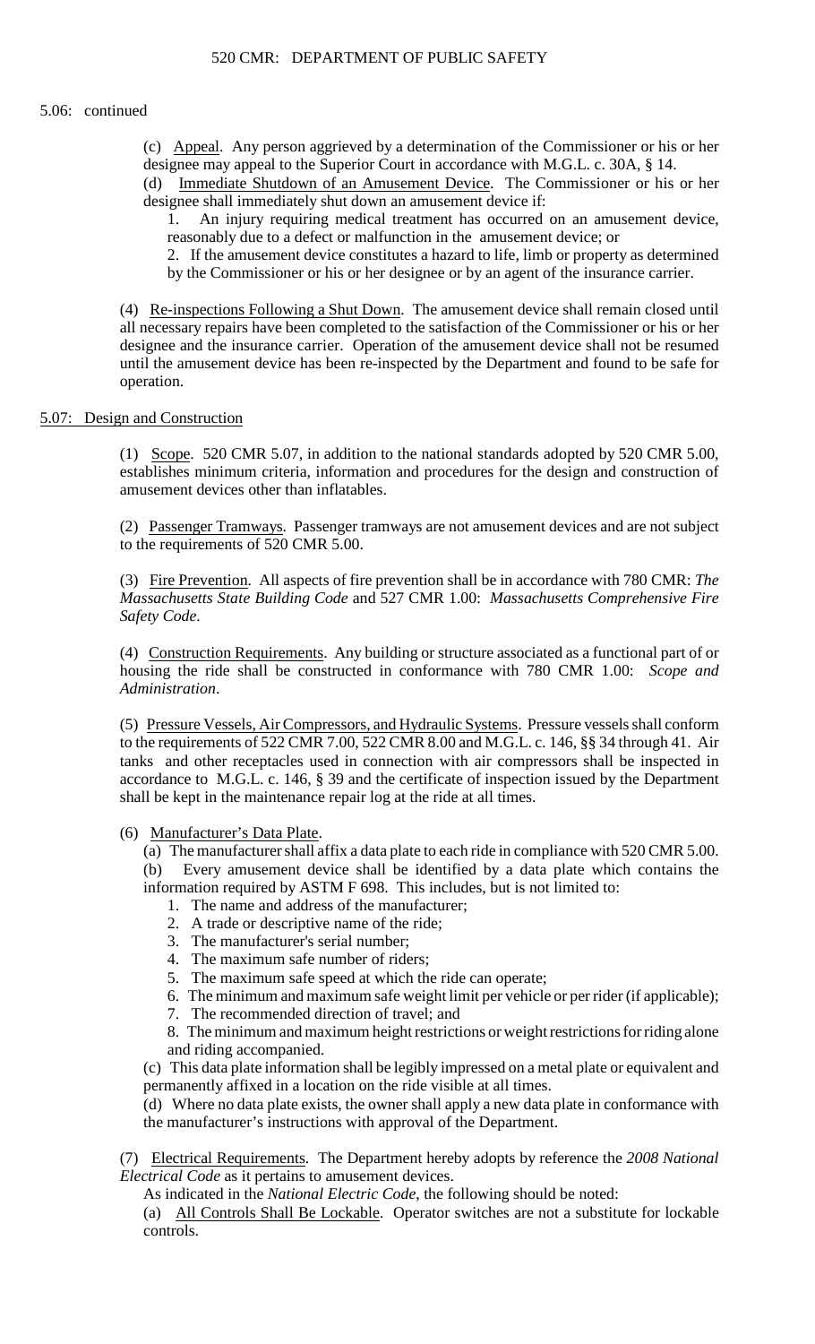5.06: continued

(c) Appeal. Any person aggrieved by a determination of the Commissioner or his or her designee may appeal to the Superior Court in accordance with M.G.L. c. 30A, § 14.

(d) Immediate Shutdown of an Amusement Device. The Commissioner or his or her designee shall immediately shut down an amusement device if:

1. An injury requiring medical treatment has occurred on an amusement device, reasonably due to a defect or malfunction in the amusement device; or
2. If the amusement device constitutes a hazard to life, limb or property as determined by the Commissioner or his or her designee or by an agent of the insurance carrier.

(4) Re-inspections Following a Shut Down. The amusement device shall remain closed until all necessary repairs have been completed to the satisfaction of the Commissioner or his or her designee and the insurance carrier. Operation of the amusement device shall not be resumed until the amusement device has been re-inspected by the Department and found to be safe for operation.

## 5.07: Design and Construction

(1) Scope. 520 CMR 5.07, in addition to the national standards adopted by 520 CMR 5.00, establishes minimum criteria, information and procedures for the design and construction of amusement devices other than inflatables.

(2) Passenger Tramways. Passenger tramways are not amusement devices and are not subject to the requirements of 520 CMR 5.00.

(3) Fire Prevention. All aspects of fire prevention shall be in accordance with 780 CMR: *The Massachusetts State Building Code* and 527 CMR 1.00: *Massachusetts Comprehensive Fire Safety Code*.

(4) Construction Requirements. Any building or structure associated as a functional part of or housing the ride shall be constructed in conformance with 780 CMR 1.00: *Scope and Administration*.

(5) Pressure Vessels, Air Compressors, and Hydraulic Systems. Pressure vessels shall conform to the requirements of 522 CMR 7.00, 522 CMR 8.00 and M.G.L. c. 146, §§ 34 through 41. Air tanks and other receptacles used in connection with air compressors shall be inspected in accordance to M.G.L. c. 146, § 39 and the certificate of inspection issued by the Department shall be kept in the maintenance repair log at the ride at all times.

(6) Manufacturer's Data Plate.

(a) The manufacturer shall affix a data plate to each ride in compliance with 520 CMR 5.00.

(b) Every amusement device shall be identified by a data plate which contains the information required by ASTM F 698. This includes, but is not limited to:

1. The name and address of the manufacturer;
2. A trade or descriptive name of the ride;
3. The manufacturer's serial number;
4. The maximum safe number of riders;
5. The maximum safe speed at which the ride can operate;
6. The minimum and maximum safe weight limit per vehicle or per rider (if applicable);
7. The recommended direction of travel; and
8. The minimum and maximum height restrictions or weight restrictions for riding alone and riding accompanied.

(c) This data plate information shall be legibly impressed on a metal plate or equivalent and permanently affixed in a location on the ride visible at all times.

(d) Where no data plate exists, the owner shall apply a new data plate in conformance with the manufacturer's instructions with approval of the Department.

(7) Electrical Requirements. The Department hereby adopts by reference the *2008 National Electrical Code* as it pertains to amusement devices.

As indicated in the *National Electric Code*, the following should be noted:

(a) All Controls Shall Be Lockable. Operator switches are not a substitute for lockable controls.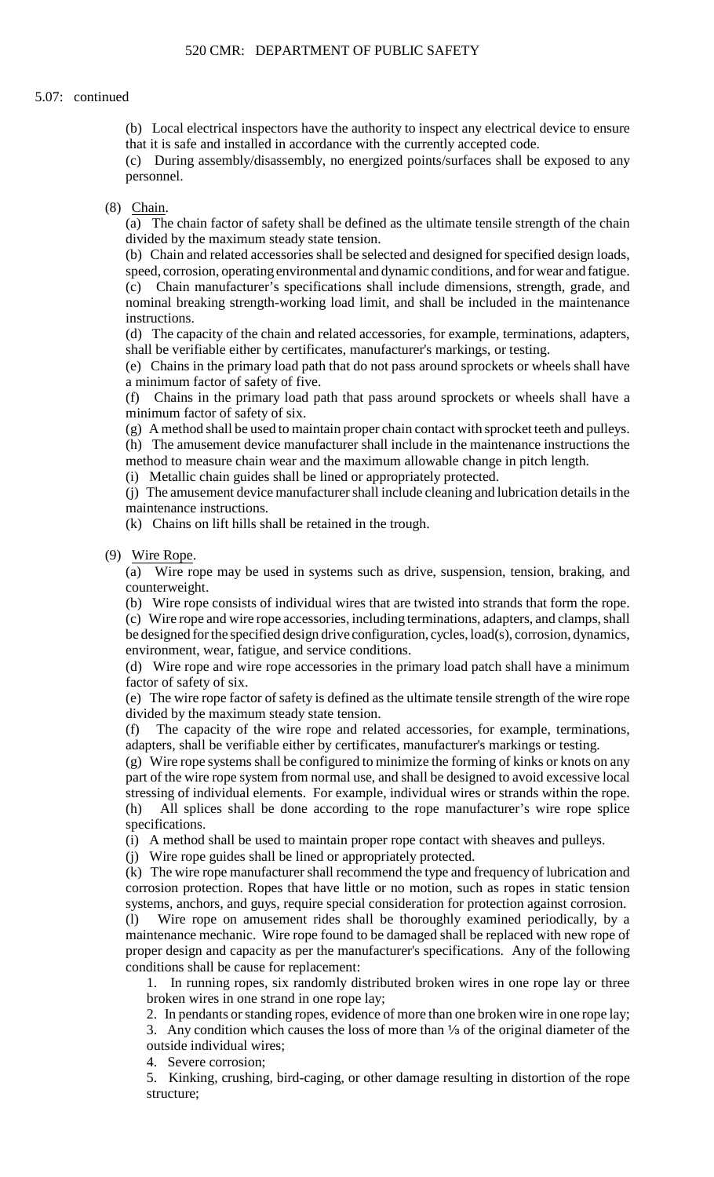5.07: continued

(b) Local electrical inspectors have the authority to inspect any electrical device to ensure that it is safe and installed in accordance with the currently accepted code.

(c) During assembly/disassembly, no energized points/surfaces shall be exposed to any personnel.

(8) Chain.

(a) The chain factor of safety shall be defined as the ultimate tensile strength of the chain divided by the maximum steady state tension.

(b) Chain and related accessories shall be selected and designed for specified design loads, speed, corrosion, operating environmental and dynamic conditions, and for wear and fatigue.

(c) Chain manufacturer's specifications shall include dimensions, strength, grade, and nominal breaking strength-working load limit, and shall be included in the maintenance instructions.

(d) The capacity of the chain and related accessories, for example, terminations, adapters, shall be verifiable either by certificates, manufacturer's markings, or testing.

(e) Chains in the primary load path that do not pass around sprockets or wheels shall have a minimum factor of safety of five.

(f) Chains in the primary load path that pass around sprockets or wheels shall have a minimum factor of safety of six.

(g) A method shall be used to maintain proper chain contact with sprocket teeth and pulleys.

(h) The amusement device manufacturer shall include in the maintenance instructions the method to measure chain wear and the maximum allowable change in pitch length.

(i) Metallic chain guides shall be lined or appropriately protected.

(j) The amusement device manufacturer shall include cleaning and lubrication details in the maintenance instructions.

(k) Chains on lift hills shall be retained in the trough.

(9) Wire Rope.

(a) Wire rope may be used in systems such as drive, suspension, tension, braking, and counterweight.

(b) Wire rope consists of individual wires that are twisted into strands that form the rope.

(c) Wire rope and wire rope accessories, including terminations, adapters, and clamps, shall be designed for the specified design drive configuration, cycles, load(s), corrosion, dynamics, environment, wear, fatigue, and service conditions.

(d) Wire rope and wire rope accessories in the primary load patch shall have a minimum factor of safety of six.

(e) The wire rope factor of safety is defined as the ultimate tensile strength of the wire rope divided by the maximum steady state tension.

(f) The capacity of the wire rope and related accessories, for example, terminations, adapters, shall be verifiable either by certificates, manufacturer's markings or testing.

(g) Wire rope systems shall be configured to minimize the forming of kinks or knots on any part of the wire rope system from normal use, and shall be designed to avoid excessive local stressing of individual elements. For example, individual wires or strands within the rope.

(h) All splices shall be done according to the rope manufacturer's wire rope splice specifications.

(i) A method shall be used to maintain proper rope contact with sheaves and pulleys.

(j) Wire rope guides shall be lined or appropriately protected.

(k) The wire rope manufacturer shall recommend the type and frequency of lubrication and corrosion protection. Ropes that have little or no motion, such as ropes in static tension systems, anchors, and guys, require special consideration for protection against corrosion.

(l) Wire rope on amusement rides shall be thoroughly examined periodically, by a maintenance mechanic. Wire rope found to be damaged shall be replaced with new rope of proper design and capacity as per the manufacturer's specifications. Any of the following conditions shall be cause for replacement:

1. In running ropes, six randomly distributed broken wires in one rope lay or three broken wires in one strand in one rope lay;
2. In pendants or standing ropes, evidence of more than one broken wire in one rope lay;
3. Any condition which causes the loss of more than ⅓ of the original diameter of the outside individual wires;
4. Severe corrosion;
5. Kinking, crushing, bird-caging, or other damage resulting in distortion of the rope structure;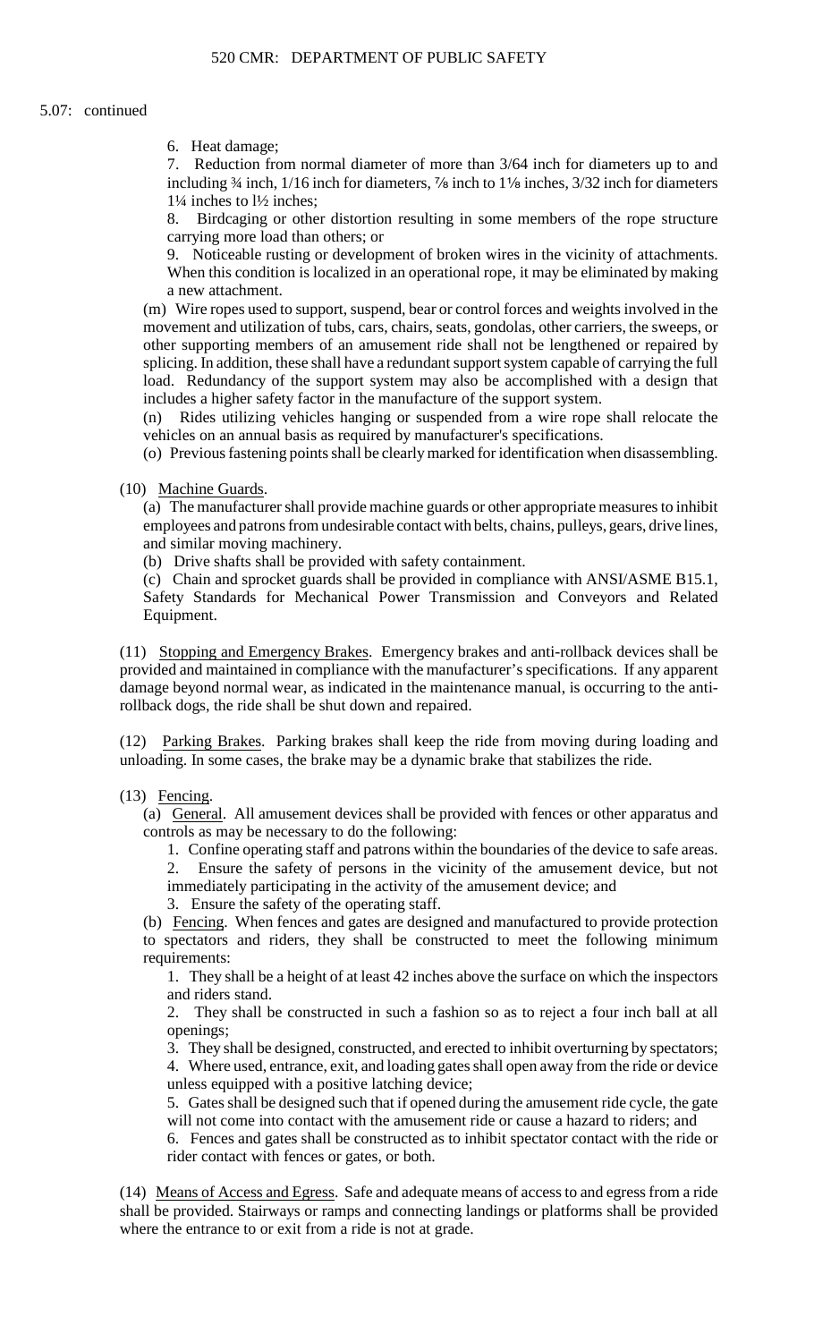5.07: continued

6. Heat damage;

7. Reduction from normal diameter of more than 3/64 inch for diameters up to and including ¾ inch, 1/16 inch for diameters, ⅞ inch to 1⅛ inches, 3/32 inch for diameters 1¼ inches to 1½ inches;

8. Birdcaging or other distortion resulting in some members of the rope structure carrying more load than others; or

9. Noticeable rusting or development of broken wires in the vicinity of attachments. When this condition is localized in an operational rope, it may be eliminated by making a new attachment.

(m) Wire ropes used to support, suspend, bear or control forces and weights involved in the movement and utilization of tubs, cars, chairs, seats, gondolas, other carriers, the sweeps, or other supporting members of an amusement ride shall not be lengthened or repaired by splicing. In addition, these shall have a redundant support system capable of carrying the full load. Redundancy of the support system may also be accomplished with a design that includes a higher safety factor in the manufacture of the support system.

(n) Rides utilizing vehicles hanging or suspended from a wire rope shall relocate the vehicles on an annual basis as required by manufacturer's specifications.

(o) Previous fastening points shall be clearly marked for identification when disassembling.

(10) Machine Guards.

(a) The manufacturer shall provide machine guards or other appropriate measures to inhibit employees and patrons from undesirable contact with belts, chains, pulleys, gears, drive lines, and similar moving machinery.

(b) Drive shafts shall be provided with safety containment.

(c) Chain and sprocket guards shall be provided in compliance with ANSI/ASME B15.1, Safety Standards for Mechanical Power Transmission and Conveyors and Related Equipment.

(11) Stopping and Emergency Brakes. Emergency brakes and anti-rollback devices shall be provided and maintained in compliance with the manufacturer's specifications. If any apparent damage beyond normal wear, as indicated in the maintenance manual, is occurring to the anti-rollback dogs, the ride shall be shut down and repaired.

(12) Parking Brakes. Parking brakes shall keep the ride from moving during loading and unloading. In some cases, the brake may be a dynamic brake that stabilizes the ride.

(13) Fencing.

(a) General. All amusement devices shall be provided with fences or other apparatus and controls as may be necessary to do the following:

1. Confine operating staff and patrons within the boundaries of the device to safe areas.

2. Ensure the safety of persons in the vicinity of the amusement device, but not immediately participating in the activity of the amusement device; and

3. Ensure the safety of the operating staff.

(b) Fencing. When fences and gates are designed and manufactured to provide protection to spectators and riders, they shall be constructed to meet the following minimum requirements:

1. They shall be a height of at least 42 inches above the surface on which the inspectors and riders stand.

2. They shall be constructed in such a fashion so as to reject a four inch ball at all openings;

3. They shall be designed, constructed, and erected to inhibit overturning by spectators;

4. Where used, entrance, exit, and loading gates shall open away from the ride or device unless equipped with a positive latching device;

5. Gates shall be designed such that if opened during the amusement ride cycle, the gate will not come into contact with the amusement ride or cause a hazard to riders; and

6. Fences and gates shall be constructed as to inhibit spectator contact with the ride or rider contact with fences or gates, or both.

(14) Means of Access and Egress. Safe and adequate means of access to and egress from a ride shall be provided. Stairways or ramps and connecting landings or platforms shall be provided where the entrance to or exit from a ride is not at grade.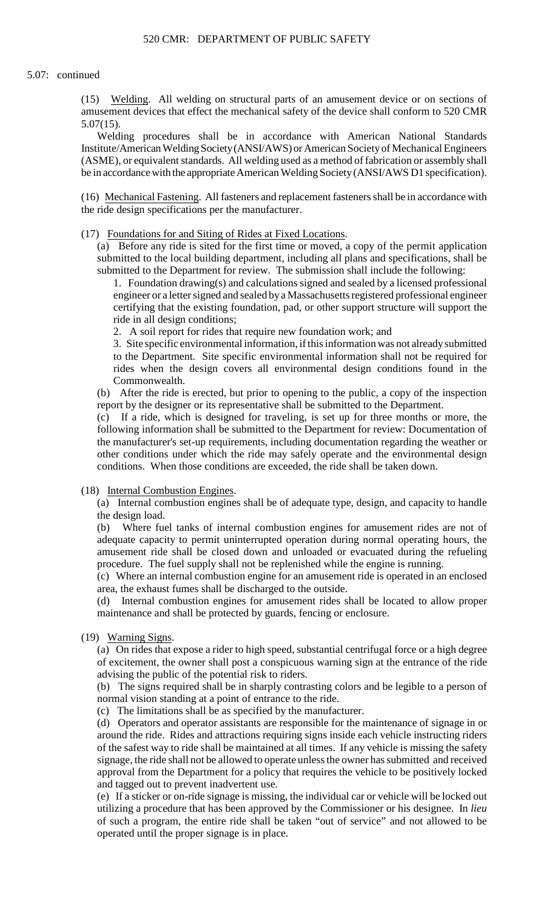5.07: continued

(15) Welding. All welding on structural parts of an amusement device or on sections of amusement devices that effect the mechanical safety of the device shall conform to 520 CMR 5.07(15).

Welding procedures shall be in accordance with American National Standards Institute/American Welding Society (ANSI/AWS) or American Society of Mechanical Engineers (ASME), or equivalent standards. All welding used as a method of fabrication or assembly shall be in accordance with the appropriate American Welding Society (ANSI/AWS D1 specification).

(16) Mechanical Fastening. All fasteners and replacement fasteners shall be in accordance with the ride design specifications per the manufacturer.

(17) Foundations for and Siting of Rides at Fixed Locations.

(a) Before any ride is sited for the first time or moved, a copy of the permit application submitted to the local building department, including all plans and specifications, shall be submitted to the Department for review. The submission shall include the following:

1. Foundation drawing(s) and calculations signed and sealed by a licensed professional engineer or a letter signed and sealed by a Massachusetts registered professional engineer certifying that the existing foundation, pad, or other support structure will support the ride in all design conditions;

2. A soil report for rides that require new foundation work; and

3. Site specific environmental information, if this information was not already submitted to the Department. Site specific environmental information shall not be required for rides when the design covers all environmental design conditions found in the Commonwealth.

(b) After the ride is erected, but prior to opening to the public, a copy of the inspection report by the designer or its representative shall be submitted to the Department.

(c) If a ride, which is designed for traveling, is set up for three months or more, the following information shall be submitted to the Department for review: Documentation of the manufacturer's set-up requirements, including documentation regarding the weather or other conditions under which the ride may safely operate and the environmental design conditions. When those conditions are exceeded, the ride shall be taken down.

(18) Internal Combustion Engines.

(a) Internal combustion engines shall be of adequate type, design, and capacity to handle the design load.

(b) Where fuel tanks of internal combustion engines for amusement rides are not of adequate capacity to permit uninterrupted operation during normal operating hours, the amusement ride shall be closed down and unloaded or evacuated during the refueling procedure. The fuel supply shall not be replenished while the engine is running.

(c) Where an internal combustion engine for an amusement ride is operated in an enclosed area, the exhaust fumes shall be discharged to the outside.

(d) Internal combustion engines for amusement rides shall be located to allow proper maintenance and shall be protected by guards, fencing or enclosure.

(19) Warning Signs.

(a) On rides that expose a rider to high speed, substantial centrifugal force or a high degree of excitement, the owner shall post a conspicuous warning sign at the entrance of the ride advising the public of the potential risk to riders.

(b) The signs required shall be in sharply contrasting colors and be legible to a person of normal vision standing at a point of entrance to the ride.

(c) The limitations shall be as specified by the manufacturer.

(d) Operators and operator assistants are responsible for the maintenance of signage in or around the ride. Rides and attractions requiring signs inside each vehicle instructing riders of the safest way to ride shall be maintained at all times. If any vehicle is missing the safety signage, the ride shall not be allowed to operate unless the owner has submitted and received approval from the Department for a policy that requires the vehicle to be positively locked and tagged out to prevent inadvertent use.

(e) If a sticker or on-ride signage is missing, the individual car or vehicle will be locked out utilizing a procedure that has been approved by the Commissioner or his designee. In *lieu* of such a program, the entire ride shall be taken "out of service" and not allowed to be operated until the proper signage is in place.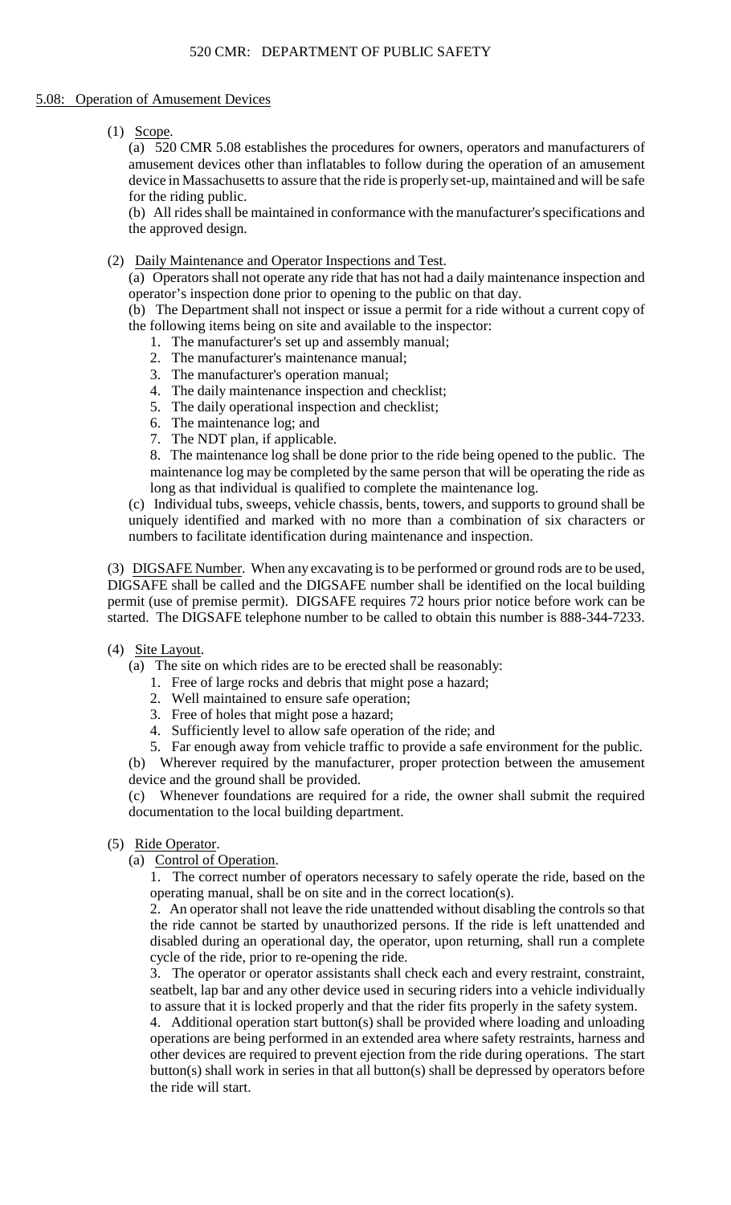## 5.08: Operation of Amusement Devices

(1) Scope.

(a) 520 CMR 5.08 establishes the procedures for owners, operators and manufacturers of amusement devices other than inflatables to follow during the operation of an amusement device in Massachusetts to assure that the ride is properly set-up, maintained and will be safe for the riding public.

(b) All rides shall be maintained in conformance with the manufacturer's specifications and the approved design.

(2) Daily Maintenance and Operator Inspections and Test.

(a) Operators shall not operate any ride that has not had a daily maintenance inspection and operator's inspection done prior to opening to the public on that day.

(b) The Department shall not inspect or issue a permit for a ride without a current copy of the following items being on site and available to the inspector:

1. The manufacturer's set up and assembly manual;
2. The manufacturer's maintenance manual;
3. The manufacturer's operation manual;
4. The daily maintenance inspection and checklist;
5. The daily operational inspection and checklist;
6. The maintenance log; and
7. The NDT plan, if applicable.
8. The maintenance log shall be done prior to the ride being opened to the public. The maintenance log may be completed by the same person that will be operating the ride as long as that individual is qualified to complete the maintenance log.

(c) Individual tubs, sweeps, vehicle chassis, bents, towers, and supports to ground shall be uniquely identified and marked with no more than a combination of six characters or numbers to facilitate identification during maintenance and inspection.

(3) DIGSAFE Number. When any excavating is to be performed or ground rods are to be used, DIGSAFE shall be called and the DIGSAFE number shall be identified on the local building permit (use of premise permit). DIGSAFE requires 72 hours prior notice before work can be started. The DIGSAFE telephone number to be called to obtain this number is 888-344-7233.

(4) Site Layout.

(a) The site on which rides are to be erected shall be reasonably:

1. Free of large rocks and debris that might pose a hazard;
2. Well maintained to ensure safe operation;
3. Free of holes that might pose a hazard;
4. Sufficiently level to allow safe operation of the ride; and
5. Far enough away from vehicle traffic to provide a safe environment for the public.

(b) Wherever required by the manufacturer, proper protection between the amusement device and the ground shall be provided.

(c) Whenever foundations are required for a ride, the owner shall submit the required documentation to the local building department.

(5) Ride Operator.

(a) Control of Operation.

1. The correct number of operators necessary to safely operate the ride, based on the operating manual, shall be on site and in the correct location(s).
2. An operator shall not leave the ride unattended without disabling the controls so that the ride cannot be started by unauthorized persons. If the ride is left unattended and disabled during an operational day, the operator, upon returning, shall run a complete cycle of the ride, prior to re-opening the ride.
3. The operator or operator assistants shall check each and every restraint, constraint, seatbelt, lap bar and any other device used in securing riders into a vehicle individually to assure that it is locked properly and that the rider fits properly in the safety system.
4. Additional operation start button(s) shall be provided where loading and unloading operations are being performed in an extended area where safety restraints, harness and other devices are required to prevent ejection from the ride during operations. The start button(s) shall work in series in that all button(s) shall be depressed by operators before the ride will start.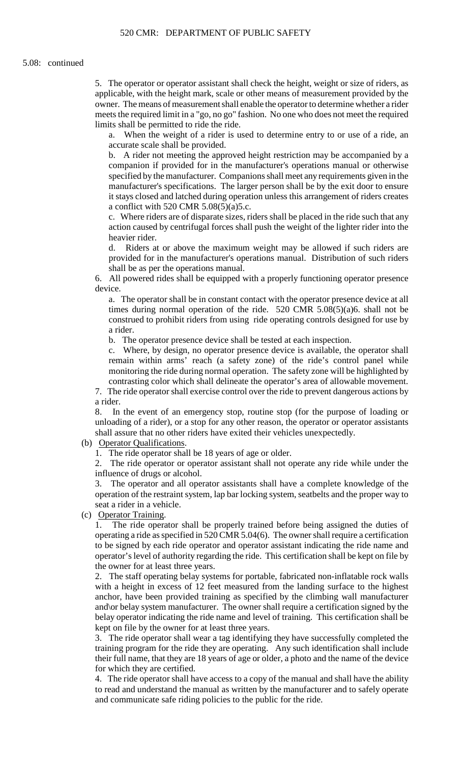5.08: continued

5. The operator or operator assistant shall check the height, weight or size of riders, as applicable, with the height mark, scale or other means of measurement provided by the owner. The means of measurement shall enable the operator to determine whether a rider meets the required limit in a "go, no go" fashion. No one who does not meet the required limits shall be permitted to ride the ride.

   a. When the weight of a rider is used to determine entry to or use of a ride, an accurate scale shall be provided.

   b. A rider not meeting the approved height restriction may be accompanied by a companion if provided for in the manufacturer's operations manual or otherwise specified by the manufacturer. Companions shall meet any requirements given in the manufacturer's specifications. The larger person shall be by the exit door to ensure it stays closed and latched during operation unless this arrangement of riders creates a conflict with 520 CMR 5.08(5)(a)5.c.

   c. Where riders are of disparate sizes, riders shall be placed in the ride such that any action caused by centrifugal forces shall push the weight of the lighter rider into the heavier rider.

   d. Riders at or above the maximum weight may be allowed if such riders are provided for in the manufacturer's operations manual. Distribution of such riders shall be as per the operations manual.

6. All powered rides shall be equipped with a properly functioning operator presence device.

   a. The operator shall be in constant contact with the operator presence device at all times during normal operation of the ride. 520 CMR 5.08(5)(a)6. shall not be construed to prohibit riders from using ride operating controls designed for use by a rider.

   b. The operator presence device shall be tested at each inspection.

   c. Where, by design, no operator presence device is available, the operator shall remain within arms' reach (a safety zone) of the ride's control panel while monitoring the ride during normal operation. The safety zone will be highlighted by contrasting color which shall delineate the operator's area of allowable movement.

7. The ride operator shall exercise control over the ride to prevent dangerous actions by a rider.

8. In the event of an emergency stop, routine stop (for the purpose of loading or unloading of a rider), or a stop for any other reason, the operator or operator assistants shall assure that no other riders have exited their vehicles unexpectedly.

(b) Operator Qualifications.

1. The ride operator shall be 18 years of age or older.

2. The ride operator or operator assistant shall not operate any ride while under the influence of drugs or alcohol.

3. The operator and all operator assistants shall have a complete knowledge of the operation of the restraint system, lap bar locking system, seatbelts and the proper way to seat a rider in a vehicle.

(c) Operator Training.

1. The ride operator shall be properly trained before being assigned the duties of operating a ride as specified in 520 CMR 5.04(6). The owner shall require a certification to be signed by each ride operator and operator assistant indicating the ride name and operator's level of authority regarding the ride. This certification shall be kept on file by the owner for at least three years.

2. The staff operating belay systems for portable, fabricated non-inflatable rock walls with a height in excess of 12 feet measured from the landing surface to the highest anchor, have been provided training as specified by the climbing wall manufacturer and\or belay system manufacturer. The owner shall require a certification signed by the belay operator indicating the ride name and level of training. This certification shall be kept on file by the owner for at least three years.

3. The ride operator shall wear a tag identifying they have successfully completed the training program for the ride they are operating. Any such identification shall include their full name, that they are 18 years of age or older, a photo and the name of the device for which they are certified.

4. The ride operator shall have access to a copy of the manual and shall have the ability to read and understand the manual as written by the manufacturer and to safely operate and communicate safe riding policies to the public for the ride.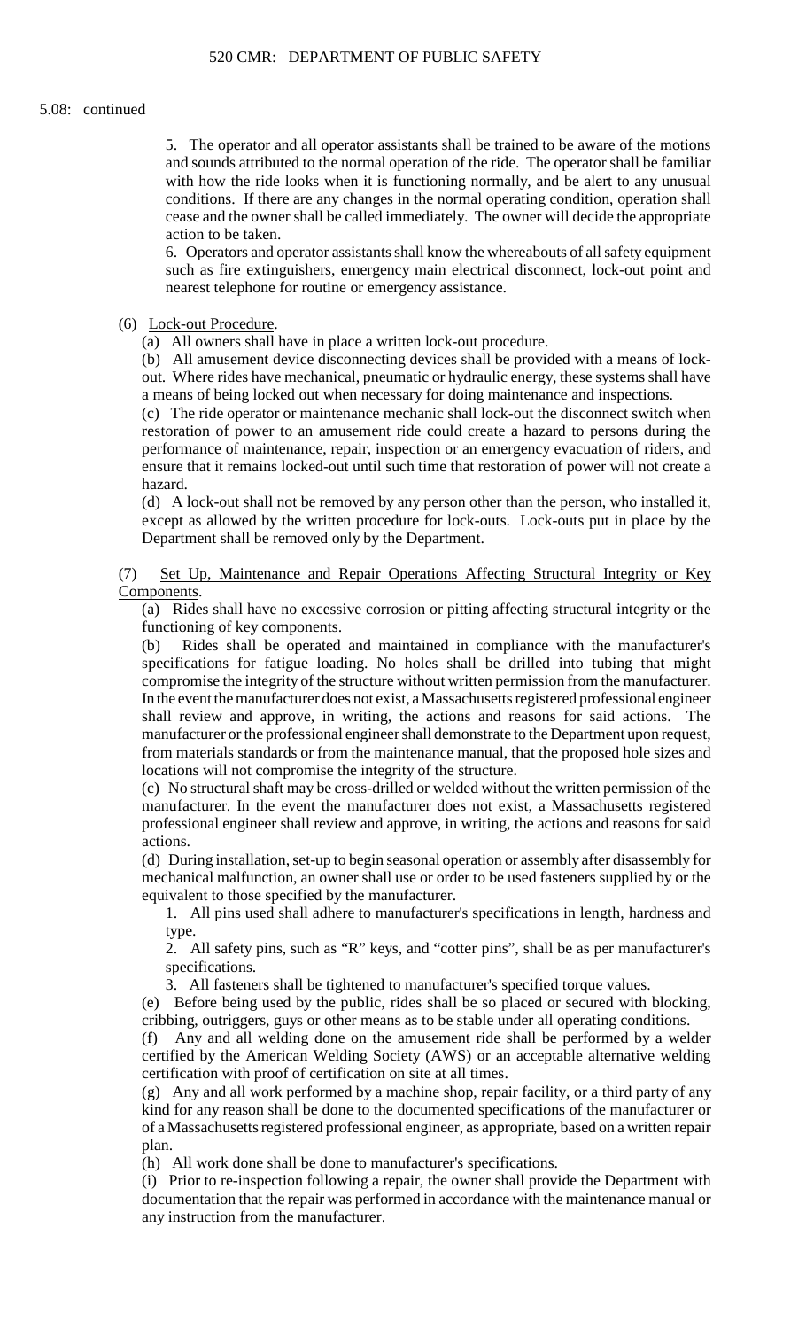5.08: continued

5. The operator and all operator assistants shall be trained to be aware of the motions and sounds attributed to the normal operation of the ride. The operator shall be familiar with how the ride looks when it is functioning normally, and be alert to any unusual conditions. If there are any changes in the normal operating condition, operation shall cease and the owner shall be called immediately. The owner will decide the appropriate action to be taken.

6. Operators and operator assistants shall know the whereabouts of all safety equipment such as fire extinguishers, emergency main electrical disconnect, lock-out point and nearest telephone for routine or emergency assistance.

(6) Lock-out Procedure.

(a) All owners shall have in place a written lock-out procedure.

(b) All amusement device disconnecting devices shall be provided with a means of lock-out. Where rides have mechanical, pneumatic or hydraulic energy, these systems shall have a means of being locked out when necessary for doing maintenance and inspections.

(c) The ride operator or maintenance mechanic shall lock-out the disconnect switch when restoration of power to an amusement ride could create a hazard to persons during the performance of maintenance, repair, inspection or an emergency evacuation of riders, and ensure that it remains locked-out until such time that restoration of power will not create a hazard.

(d) A lock-out shall not be removed by any person other than the person, who installed it, except as allowed by the written procedure for lock-outs. Lock-outs put in place by the Department shall be removed only by the Department.

(7) Set Up, Maintenance and Repair Operations Affecting Structural Integrity or Key Components.

(a) Rides shall have no excessive corrosion or pitting affecting structural integrity or the functioning of key components.

(b) Rides shall be operated and maintained in compliance with the manufacturer's specifications for fatigue loading. No holes shall be drilled into tubing that might compromise the integrity of the structure without written permission from the manufacturer. In the event the manufacturer does not exist, a Massachusetts registered professional engineer shall review and approve, in writing, the actions and reasons for said actions. The manufacturer or the professional engineer shall demonstrate to the Department upon request, from materials standards or from the maintenance manual, that the proposed hole sizes and locations will not compromise the integrity of the structure.

(c) No structural shaft may be cross-drilled or welded without the written permission of the manufacturer. In the event the manufacturer does not exist, a Massachusetts registered professional engineer shall review and approve, in writing, the actions and reasons for said actions.

(d) During installation, set-up to begin seasonal operation or assembly after disassembly for mechanical malfunction, an owner shall use or order to be used fasteners supplied by or the equivalent to those specified by the manufacturer.

1. All pins used shall adhere to manufacturer's specifications in length, hardness and type.

2. All safety pins, such as "R" keys, and "cotter pins", shall be as per manufacturer's specifications.

3. All fasteners shall be tightened to manufacturer's specified torque values.

(e) Before being used by the public, rides shall be so placed or secured with blocking, cribbing, outriggers, guys or other means as to be stable under all operating conditions.

(f) Any and all welding done on the amusement ride shall be performed by a welder certified by the American Welding Society (AWS) or an acceptable alternative welding certification with proof of certification on site at all times.

(g) Any and all work performed by a machine shop, repair facility, or a third party of any kind for any reason shall be done to the documented specifications of the manufacturer or of a Massachusetts registered professional engineer, as appropriate, based on a written repair plan.

(h) All work done shall be done to manufacturer's specifications.

(i) Prior to re-inspection following a repair, the owner shall provide the Department with documentation that the repair was performed in accordance with the maintenance manual or any instruction from the manufacturer.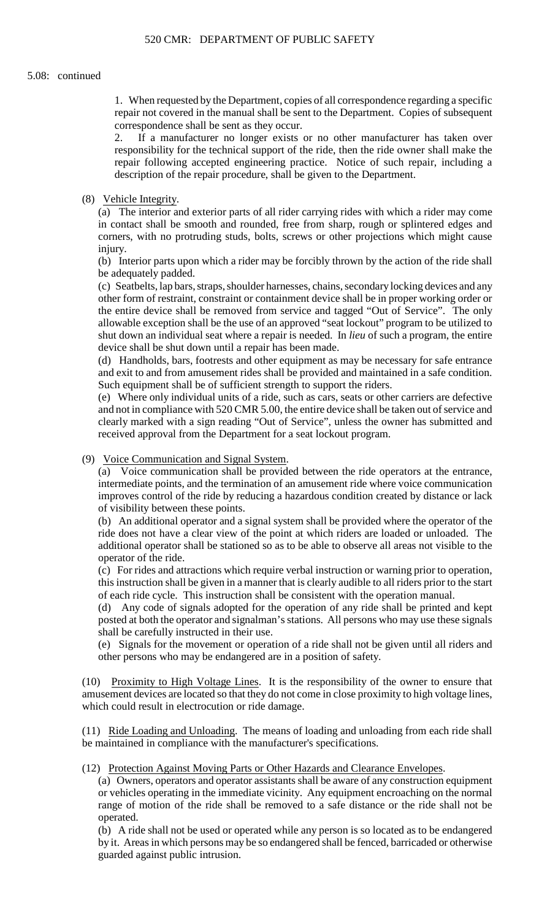5.08: continued

1. When requested by the Department, copies of all correspondence regarding a specific repair not covered in the manual shall be sent to the Department. Copies of subsequent correspondence shall be sent as they occur.

2. If a manufacturer no longer exists or no other manufacturer has taken over responsibility for the technical support of the ride, then the ride owner shall make the repair following accepted engineering practice. Notice of such repair, including a description of the repair procedure, shall be given to the Department.

(8) Vehicle Integrity.

(a) The interior and exterior parts of all rider carrying rides with which a rider may come in contact shall be smooth and rounded, free from sharp, rough or splintered edges and corners, with no protruding studs, bolts, screws or other projections which might cause injury.

(b) Interior parts upon which a rider may be forcibly thrown by the action of the ride shall be adequately padded.

(c) Seatbelts, lap bars, straps, shoulder harnesses, chains, secondary locking devices and any other form of restraint, constraint or containment device shall be in proper working order or the entire device shall be removed from service and tagged "Out of Service". The only allowable exception shall be the use of an approved "seat lockout" program to be utilized to shut down an individual seat where a repair is needed. In *lieu* of such a program, the entire device shall be shut down until a repair has been made.

(d) Handholds, bars, footrests and other equipment as may be necessary for safe entrance and exit to and from amusement rides shall be provided and maintained in a safe condition. Such equipment shall be of sufficient strength to support the riders.

(e) Where only individual units of a ride, such as cars, seats or other carriers are defective and not in compliance with 520 CMR 5.00, the entire device shall be taken out of service and clearly marked with a sign reading "Out of Service", unless the owner has submitted and received approval from the Department for a seat lockout program.

(9) Voice Communication and Signal System.

(a) Voice communication shall be provided between the ride operators at the entrance, intermediate points, and the termination of an amusement ride where voice communication improves control of the ride by reducing a hazardous condition created by distance or lack of visibility between these points.

(b) An additional operator and a signal system shall be provided where the operator of the ride does not have a clear view of the point at which riders are loaded or unloaded. The additional operator shall be stationed so as to be able to observe all areas not visible to the operator of the ride.

(c) For rides and attractions which require verbal instruction or warning prior to operation, this instruction shall be given in a manner that is clearly audible to all riders prior to the start of each ride cycle. This instruction shall be consistent with the operation manual.

(d) Any code of signals adopted for the operation of any ride shall be printed and kept posted at both the operator and signalman's stations. All persons who may use these signals shall be carefully instructed in their use.

(e) Signals for the movement or operation of a ride shall not be given until all riders and other persons who may be endangered are in a position of safety.

(10) Proximity to High Voltage Lines. It is the responsibility of the owner to ensure that amusement devices are located so that they do not come in close proximity to high voltage lines, which could result in electrocution or ride damage.

(11) Ride Loading and Unloading. The means of loading and unloading from each ride shall be maintained in compliance with the manufacturer's specifications.

(12) Protection Against Moving Parts or Other Hazards and Clearance Envelopes.

(a) Owners, operators and operator assistants shall be aware of any construction equipment or vehicles operating in the immediate vicinity. Any equipment encroaching on the normal range of motion of the ride shall be removed to a safe distance or the ride shall not be operated.

(b) A ride shall not be used or operated while any person is so located as to be endangered by it. Areas in which persons may be so endangered shall be fenced, barricaded or otherwise guarded against public intrusion.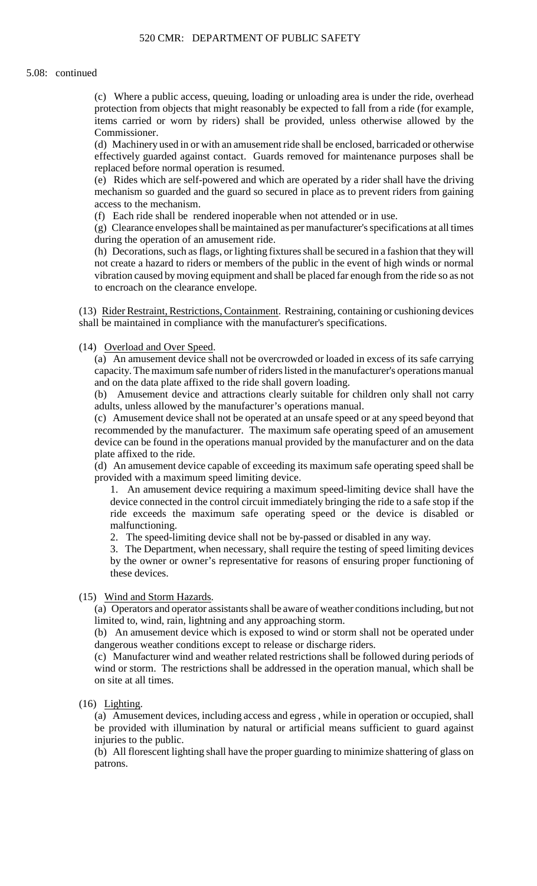5.08: continued

(c) Where a public access, queuing, loading or unloading area is under the ride, overhead protection from objects that might reasonably be expected to fall from a ride (for example, items carried or worn by riders) shall be provided, unless otherwise allowed by the Commissioner.

(d) Machinery used in or with an amusement ride shall be enclosed, barricaded or otherwise effectively guarded against contact. Guards removed for maintenance purposes shall be replaced before normal operation is resumed.

(e) Rides which are self-powered and which are operated by a rider shall have the driving mechanism so guarded and the guard so secured in place as to prevent riders from gaining access to the mechanism.

(f) Each ride shall be rendered inoperable when not attended or in use.

(g) Clearance envelopes shall be maintained as per manufacturer's specifications at all times during the operation of an amusement ride.

(h) Decorations, such as flags, or lighting fixtures shall be secured in a fashion that they will not create a hazard to riders or members of the public in the event of high winds or normal vibration caused by moving equipment and shall be placed far enough from the ride so as not to encroach on the clearance envelope.

(13) Rider Restraint, Restrictions, Containment. Restraining, containing or cushioning devices shall be maintained in compliance with the manufacturer's specifications.

(14) Overload and Over Speed.

(a) An amusement device shall not be overcrowded or loaded in excess of its safe carrying capacity. The maximum safe number of riders listed in the manufacturer's operations manual and on the data plate affixed to the ride shall govern loading.

(b) Amusement device and attractions clearly suitable for children only shall not carry adults, unless allowed by the manufacturer's operations manual.

(c) Amusement device shall not be operated at an unsafe speed or at any speed beyond that recommended by the manufacturer. The maximum safe operating speed of an amusement device can be found in the operations manual provided by the manufacturer and on the data plate affixed to the ride.

(d) An amusement device capable of exceeding its maximum safe operating speed shall be provided with a maximum speed limiting device.

1. An amusement device requiring a maximum speed-limiting device shall have the device connected in the control circuit immediately bringing the ride to a safe stop if the ride exceeds the maximum safe operating speed or the device is disabled or malfunctioning.

2. The speed-limiting device shall not be by-passed or disabled in any way.

3. The Department, when necessary, shall require the testing of speed limiting devices by the owner or owner's representative for reasons of ensuring proper functioning of these devices.

(15) Wind and Storm Hazards.

(a) Operators and operator assistants shall be aware of weather conditions including, but not limited to, wind, rain, lightning and any approaching storm.

(b) An amusement device which is exposed to wind or storm shall not be operated under dangerous weather conditions except to release or discharge riders.

(c) Manufacturer wind and weather related restrictions shall be followed during periods of wind or storm. The restrictions shall be addressed in the operation manual, which shall be on site at all times.

(16) Lighting.

(a) Amusement devices, including access and egress , while in operation or occupied, shall be provided with illumination by natural or artificial means sufficient to guard against injuries to the public.

(b) All florescent lighting shall have the proper guarding to minimize shattering of glass on patrons.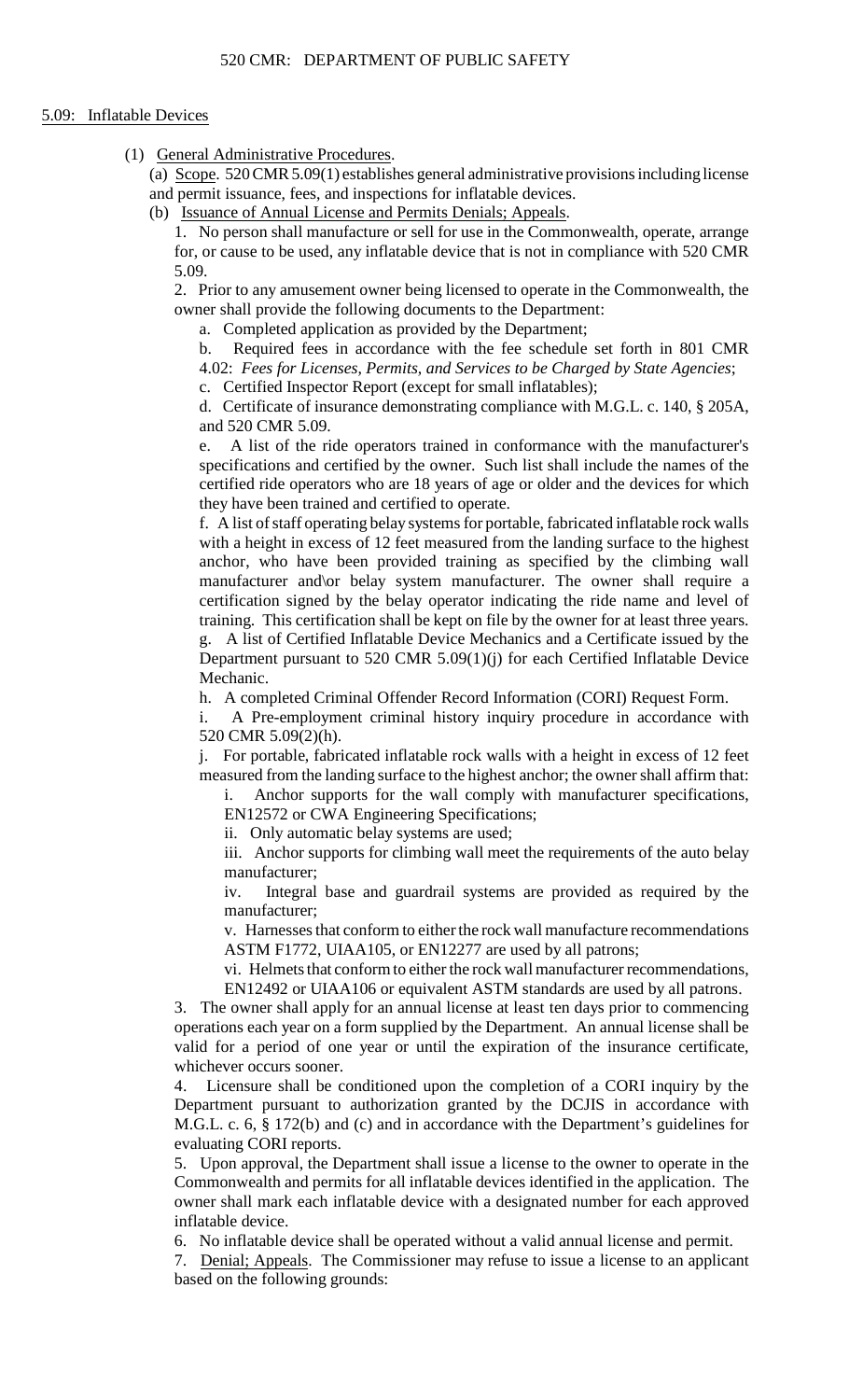5.09: Inflatable Devices

(1) General Administrative Procedures.

(a) Scope. 520 CMR 5.09(1) establishes general administrative provisions including license and permit issuance, fees, and inspections for inflatable devices.

(b) Issuance of Annual License and Permits Denials; Appeals.

1. No person shall manufacture or sell for use in the Commonwealth, operate, arrange for, or cause to be used, any inflatable device that is not in compliance with 520 CMR 5.09.

2. Prior to any amusement owner being licensed to operate in the Commonwealth, the owner shall provide the following documents to the Department:

a. Completed application as provided by the Department;

b. Required fees in accordance with the fee schedule set forth in 801 CMR 4.02: *Fees for Licenses, Permits, and Services to be Charged by State Agencies*;

c. Certified Inspector Report (except for small inflatables);

d. Certificate of insurance demonstrating compliance with M.G.L. c. 140, § 205A, and 520 CMR 5.09.

e. A list of the ride operators trained in conformance with the manufacturer's specifications and certified by the owner. Such list shall include the names of the certified ride operators who are 18 years of age or older and the devices for which they have been trained and certified to operate.

f. A list of staff operating belay systems for portable, fabricated inflatable rock walls with a height in excess of 12 feet measured from the landing surface to the highest anchor, who have been provided training as specified by the climbing wall manufacturer and\or belay system manufacturer. The owner shall require a certification signed by the belay operator indicating the ride name and level of training. This certification shall be kept on file by the owner for at least three years.

g. A list of Certified Inflatable Device Mechanics and a Certificate issued by the Department pursuant to 520 CMR 5.09(1)(j) for each Certified Inflatable Device Mechanic.

h. A completed Criminal Offender Record Information (CORI) Request Form.

i. A Pre-employment criminal history inquiry procedure in accordance with 520 CMR 5.09(2)(h).

j. For portable, fabricated inflatable rock walls with a height in excess of 12 feet measured from the landing surface to the highest anchor; the owner shall affirm that:

i. Anchor supports for the wall comply with manufacturer specifications, EN12572 or CWA Engineering Specifications;

ii. Only automatic belay systems are used;

iii. Anchor supports for climbing wall meet the requirements of the auto belay manufacturer;

iv. Integral base and guardrail systems are provided as required by the manufacturer;

v. Harnesses that conform to either the rock wall manufacture recommendations ASTM F1772, UIAA105, or EN12277 are used by all patrons;

vi. Helmets that conform to either the rock wall manufacturer recommendations, EN12492 or UIAA106 or equivalent ASTM standards are used by all patrons.

3. The owner shall apply for an annual license at least ten days prior to commencing operations each year on a form supplied by the Department. An annual license shall be valid for a period of one year or until the expiration of the insurance certificate, whichever occurs sooner.

4. Licensure shall be conditioned upon the completion of a CORI inquiry by the Department pursuant to authorization granted by the DCJIS in accordance with M.G.L. c. 6, § 172(b) and (c) and in accordance with the Department's guidelines for evaluating CORI reports.

5. Upon approval, the Department shall issue a license to the owner to operate in the Commonwealth and permits for all inflatable devices identified in the application. The owner shall mark each inflatable device with a designated number for each approved inflatable device.

6. No inflatable device shall be operated without a valid annual license and permit.

7. Denial; Appeals. The Commissioner may refuse to issue a license to an applicant based on the following grounds: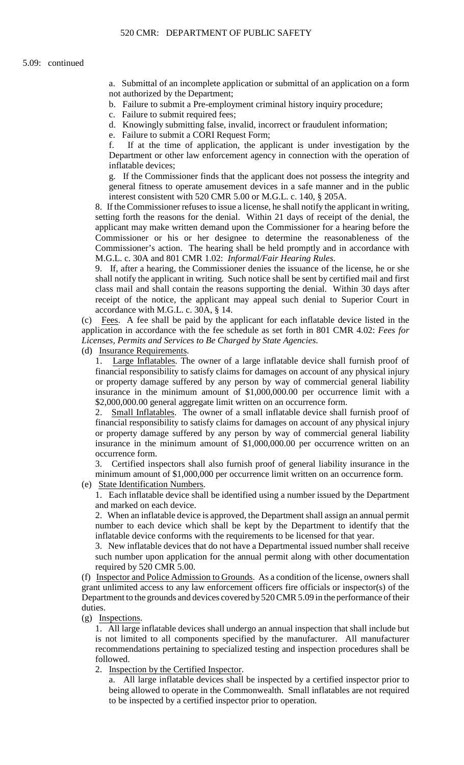5.09: continued

a. Submittal of an incomplete application or submittal of an application on a form not authorized by the Department;

b. Failure to submit a Pre-employment criminal history inquiry procedure;

c. Failure to submit required fees;

d. Knowingly submitting false, invalid, incorrect or fraudulent information;

e. Failure to submit a CORI Request Form;

f. If at the time of application, the applicant is under investigation by the Department or other law enforcement agency in connection with the operation of inflatable devices;

g. If the Commissioner finds that the applicant does not possess the integrity and general fitness to operate amusement devices in a safe manner and in the public interest consistent with 520 CMR 5.00 or M.G.L. c. 140, § 205A.

8. If the Commissioner refuses to issue a license, he shall notify the applicant in writing, setting forth the reasons for the denial. Within 21 days of receipt of the denial, the applicant may make written demand upon the Commissioner for a hearing before the Commissioner or his or her designee to determine the reasonableness of the Commissioner's action. The hearing shall be held promptly and in accordance with M.G.L. c. 30A and 801 CMR 1.02: *Informal/Fair Hearing Rules*.

9. If, after a hearing, the Commissioner denies the issuance of the license, he or she shall notify the applicant in writing. Such notice shall be sent by certified mail and first class mail and shall contain the reasons supporting the denial. Within 30 days after receipt of the notice, the applicant may appeal such denial to Superior Court in accordance with M.G.L. c. 30A, § 14.

(c) Fees. A fee shall be paid by the applicant for each inflatable device listed in the application in accordance with the fee schedule as set forth in 801 CMR 4.02: *Fees for Licenses, Permits and Services to Be Charged by State Agencies*.

(d) Insurance Requirements.

1. Large Inflatables. The owner of a large inflatable device shall furnish proof of financial responsibility to satisfy claims for damages on account of any physical injury or property damage suffered by any person by way of commercial general liability insurance in the minimum amount of $1,000,000.00 per occurrence limit with a $2,000,000.00 general aggregate limit written on an occurrence form.

2. Small Inflatables. The owner of a small inflatable device shall furnish proof of financial responsibility to satisfy claims for damages on account of any physical injury or property damage suffered by any person by way of commercial general liability insurance in the minimum amount of $1,000,000.00 per occurrence written on an occurrence form.

3. Certified inspectors shall also furnish proof of general liability insurance in the minimum amount of $1,000,000 per occurrence limit written on an occurrence form.

(e) State Identification Numbers.

1. Each inflatable device shall be identified using a number issued by the Department and marked on each device.

2. When an inflatable device is approved, the Department shall assign an annual permit number to each device which shall be kept by the Department to identify that the inflatable device conforms with the requirements to be licensed for that year.

3. New inflatable devices that do not have a Departmental issued number shall receive such number upon application for the annual permit along with other documentation required by 520 CMR 5.00.

(f) Inspector and Police Admission to Grounds. As a condition of the license, owners shall grant unlimited access to any law enforcement officers fire officials or inspector(s) of the Department to the grounds and devices covered by 520 CMR 5.09 in the performance of their duties.

(g) Inspections.

1. All large inflatable devices shall undergo an annual inspection that shall include but is not limited to all components specified by the manufacturer. All manufacturer recommendations pertaining to specialized testing and inspection procedures shall be followed.

2. Inspection by the Certified Inspector.

a. All large inflatable devices shall be inspected by a certified inspector prior to being allowed to operate in the Commonwealth. Small inflatables are not required to be inspected by a certified inspector prior to operation.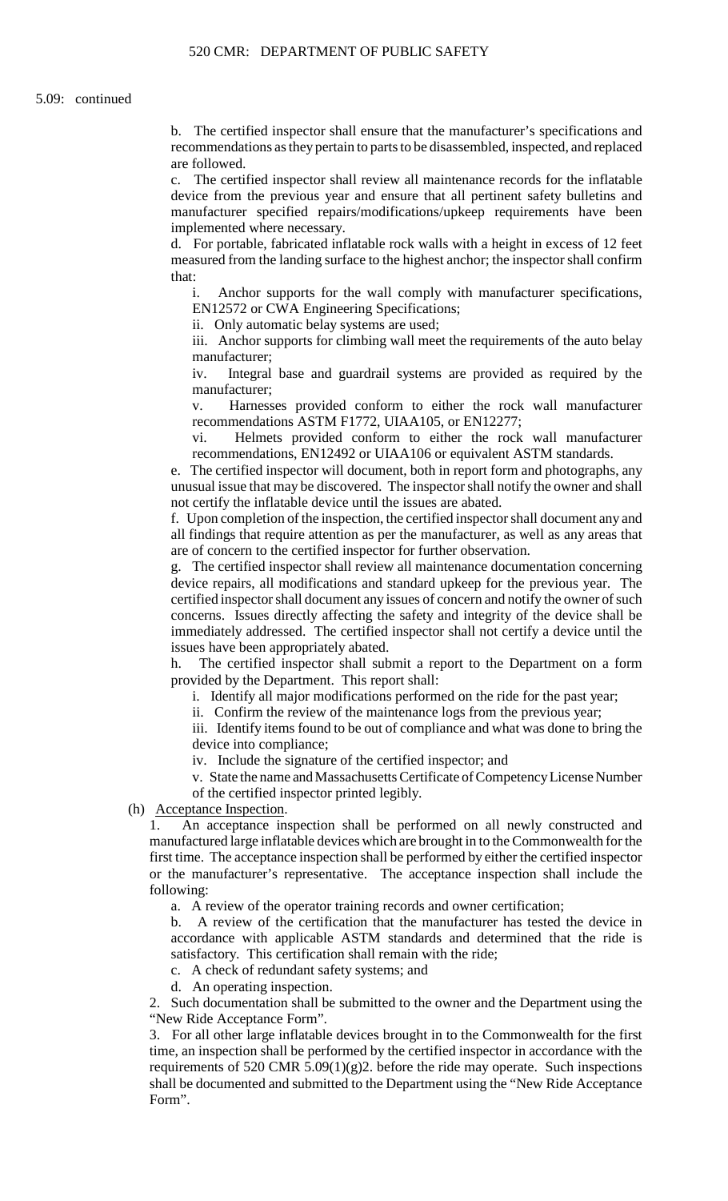5.09: continued

b. The certified inspector shall ensure that the manufacturer's specifications and recommendations as they pertain to parts to be disassembled, inspected, and replaced are followed.

c. The certified inspector shall review all maintenance records for the inflatable device from the previous year and ensure that all pertinent safety bulletins and manufacturer specified repairs/modifications/upkeep requirements have been implemented where necessary.

d. For portable, fabricated inflatable rock walls with a height in excess of 12 feet measured from the landing surface to the highest anchor; the inspector shall confirm that:

i. Anchor supports for the wall comply with manufacturer specifications, EN12572 or CWA Engineering Specifications;

ii. Only automatic belay systems are used;

iii. Anchor supports for climbing wall meet the requirements of the auto belay manufacturer;

iv. Integral base and guardrail systems are provided as required by the manufacturer;

v. Harnesses provided conform to either the rock wall manufacturer recommendations ASTM F1772, UIAA105, or EN12277;

vi. Helmets provided conform to either the rock wall manufacturer recommendations, EN12492 or UIAA106 or equivalent ASTM standards.

e. The certified inspector will document, both in report form and photographs, any unusual issue that may be discovered. The inspector shall notify the owner and shall not certify the inflatable device until the issues are abated.

f. Upon completion of the inspection, the certified inspector shall document any and all findings that require attention as per the manufacturer, as well as any areas that are of concern to the certified inspector for further observation.

g. The certified inspector shall review all maintenance documentation concerning device repairs, all modifications and standard upkeep for the previous year. The certified inspector shall document any issues of concern and notify the owner of such concerns. Issues directly affecting the safety and integrity of the device shall be immediately addressed. The certified inspector shall not certify a device until the issues have been appropriately abated.

h. The certified inspector shall submit a report to the Department on a form provided by the Department. This report shall:

i. Identify all major modifications performed on the ride for the past year;

ii. Confirm the review of the maintenance logs from the previous year;

iii. Identify items found to be out of compliance and what was done to bring the device into compliance;

iv. Include the signature of the certified inspector; and

v. State the name and Massachusetts Certificate of Competency License Number of the certified inspector printed legibly.

(h) Acceptance Inspection.

1. An acceptance inspection shall be performed on all newly constructed and manufactured large inflatable devices which are brought in to the Commonwealth for the first time. The acceptance inspection shall be performed by either the certified inspector or the manufacturer's representative. The acceptance inspection shall include the following:

a. A review of the operator training records and owner certification;

b. A review of the certification that the manufacturer has tested the device in accordance with applicable ASTM standards and determined that the ride is satisfactory. This certification shall remain with the ride;

c. A check of redundant safety systems; and

d. An operating inspection.

2. Such documentation shall be submitted to the owner and the Department using the "New Ride Acceptance Form".

3. For all other large inflatable devices brought in to the Commonwealth for the first time, an inspection shall be performed by the certified inspector in accordance with the requirements of 520 CMR 5.09(1)(g)2. before the ride may operate. Such inspections shall be documented and submitted to the Department using the "New Ride Acceptance Form".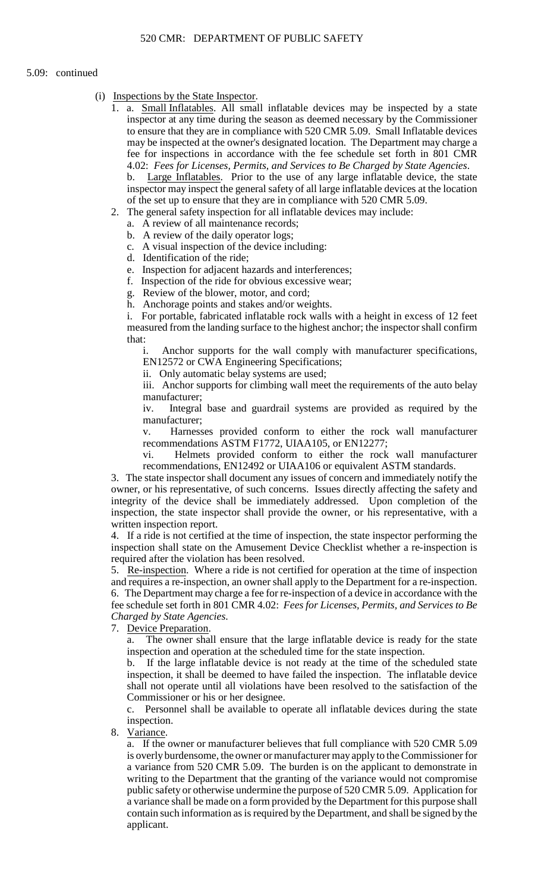5.09: continued

(i) Inspections by the State Inspector.

1. a. Small Inflatables. All small inflatable devices may be inspected by a state inspector at any time during the season as deemed necessary by the Commissioner to ensure that they are in compliance with 520 CMR 5.09. Small Inflatable devices may be inspected at the owner's designated location. The Department may charge a fee for inspections in accordance with the fee schedule set forth in 801 CMR 4.02: *Fees for Licenses, Permits, and Services to Be Charged by State Agencies*.

   b. Large Inflatables. Prior to the use of any large inflatable device, the state inspector may inspect the general safety of all large inflatable devices at the location of the set up to ensure that they are in compliance with 520 CMR 5.09.

2. The general safety inspection for all inflatable devices may include:
   a. A review of all maintenance records;
   b. A review of the daily operator logs;
   c. A visual inspection of the device including:
   d. Identification of the ride;
   e. Inspection for adjacent hazards and interferences;
   f. Inspection of the ride for obvious excessive wear;
   g. Review of the blower, motor, and cord;
   h. Anchorage points and stakes and/or weights.
   i. For portable, fabricated inflatable rock walls with a height in excess of 12 feet measured from the landing surface to the highest anchor; the inspector shall confirm that:
      i. Anchor supports for the wall comply with manufacturer specifications, EN12572 or CWA Engineering Specifications;
      ii. Only automatic belay systems are used;
      iii. Anchor supports for climbing wall meet the requirements of the auto belay manufacturer;
      iv. Integral base and guardrail systems are provided as required by the manufacturer;
      v. Harnesses provided conform to either the rock wall manufacturer recommendations ASTM F1772, UIAA105, or EN12277;
      vi. Helmets provided conform to either the rock wall manufacturer recommendations, EN12492 or UIAA106 or equivalent ASTM standards.

3. The state inspector shall document any issues of concern and immediately notify the owner, or his representative, of such concerns. Issues directly affecting the safety and integrity of the device shall be immediately addressed. Upon completion of the inspection, the state inspector shall provide the owner, or his representative, with a written inspection report.

4. If a ride is not certified at the time of inspection, the state inspector performing the inspection shall state on the Amusement Device Checklist whether a re-inspection is required after the violation has been resolved.

5. Re-inspection. Where a ride is not certified for operation at the time of inspection and requires a re-inspection, an owner shall apply to the Department for a re-inspection.

6. The Department may charge a fee for re-inspection of a device in accordance with the fee schedule set forth in 801 CMR 4.02: *Fees for Licenses, Permits, and Services to Be Charged by State Agencies*.

7. Device Preparation.
   a. The owner shall ensure that the large inflatable device is ready for the state inspection and operation at the scheduled time for the state inspection.
   b. If the large inflatable device is not ready at the time of the scheduled state inspection, it shall be deemed to have failed the inspection. The inflatable device shall not operate until all violations have been resolved to the satisfaction of the Commissioner or his or her designee.
   c. Personnel shall be available to operate all inflatable devices during the state inspection.

8. Variance.
   a. If the owner or manufacturer believes that full compliance with 520 CMR 5.09 is overly burdensome, the owner or manufacturer may apply to the Commissioner for a variance from 520 CMR 5.09. The burden is on the applicant to demonstrate in writing to the Department that the granting of the variance would not compromise public safety or otherwise undermine the purpose of 520 CMR 5.09. Application for a variance shall be made on a form provided by the Department for this purpose shall contain such information as is required by the Department, and shall be signed by the applicant.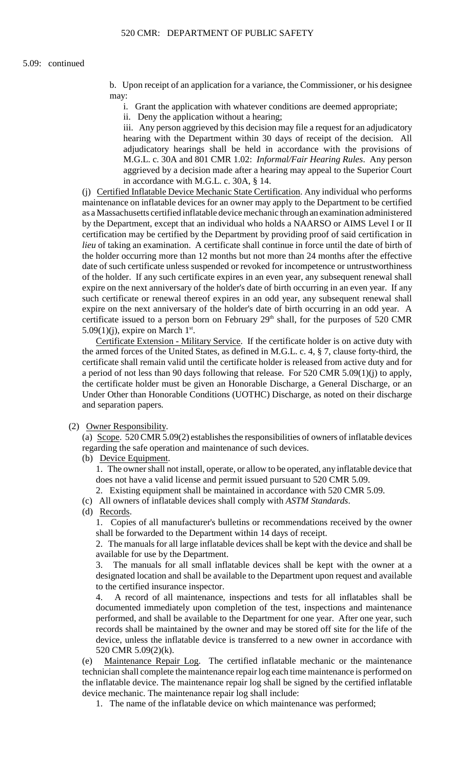5.09: continued

b. Upon receipt of an application for a variance, the Commissioner, or his designee may:

i. Grant the application with whatever conditions are deemed appropriate;

ii. Deny the application without a hearing;

iii. Any person aggrieved by this decision may file a request for an adjudicatory hearing with the Department within 30 days of receipt of the decision. All adjudicatory hearings shall be held in accordance with the provisions of M.G.L. c. 30A and 801 CMR 1.02: *Informal/Fair Hearing Rules*. Any person aggrieved by a decision made after a hearing may appeal to the Superior Court in accordance with M.G.L. c. 30A, § 14.

(j) Certified Inflatable Device Mechanic State Certification. Any individual who performs maintenance on inflatable devices for an owner may apply to the Department to be certified as a Massachusetts certified inflatable device mechanic through an examination administered by the Department, except that an individual who holds a NAARSO or AIMS Level I or II certification may be certified by the Department by providing proof of said certification in *lieu* of taking an examination. A certificate shall continue in force until the date of birth of the holder occurring more than 12 months but not more than 24 months after the effective date of such certificate unless suspended or revoked for incompetence or untrustworthiness of the holder. If any such certificate expires in an even year, any subsequent renewal shall expire on the next anniversary of the holder's date of birth occurring in an even year. If any such certificate or renewal thereof expires in an odd year, any subsequent renewal shall expire on the next anniversary of the holder's date of birth occurring in an odd year. A certificate issued to a person born on February 29th shall, for the purposes of 520 CMR 5.09(1)(j), expire on March 1st.

Certificate Extension - Military Service. If the certificate holder is on active duty with the armed forces of the United States, as defined in M.G.L. c. 4, § 7, clause forty-third, the certificate shall remain valid until the certificate holder is released from active duty and for a period of not less than 90 days following that release. For 520 CMR 5.09(1)(j) to apply, the certificate holder must be given an Honorable Discharge, a General Discharge, or an Under Other than Honorable Conditions (UOTHC) Discharge, as noted on their discharge and separation papers.

(2) Owner Responsibility.

(a) Scope. 520 CMR 5.09(2) establishes the responsibilities of owners of inflatable devices regarding the safe operation and maintenance of such devices.

(b) Device Equipment.

1. The owner shall not install, operate, or allow to be operated, any inflatable device that does not have a valid license and permit issued pursuant to 520 CMR 5.09.

2. Existing equipment shall be maintained in accordance with 520 CMR 5.09.

(c) All owners of inflatable devices shall comply with *ASTM Standards*.

(d) Records.

1. Copies of all manufacturer's bulletins or recommendations received by the owner shall be forwarded to the Department within 14 days of receipt.

2. The manuals for all large inflatable devices shall be kept with the device and shall be available for use by the Department.

3. The manuals for all small inflatable devices shall be kept with the owner at a designated location and shall be available to the Department upon request and available to the certified insurance inspector.

4. A record of all maintenance, inspections and tests for all inflatables shall be documented immediately upon completion of the test, inspections and maintenance performed, and shall be available to the Department for one year. After one year, such records shall be maintained by the owner and may be stored off site for the life of the device, unless the inflatable device is transferred to a new owner in accordance with 520 CMR 5.09(2)(k).

(e) Maintenance Repair Log. The certified inflatable mechanic or the maintenance technician shall complete the maintenance repair log each time maintenance is performed on the inflatable device. The maintenance repair log shall be signed by the certified inflatable device mechanic. The maintenance repair log shall include:

1. The name of the inflatable device on which maintenance was performed;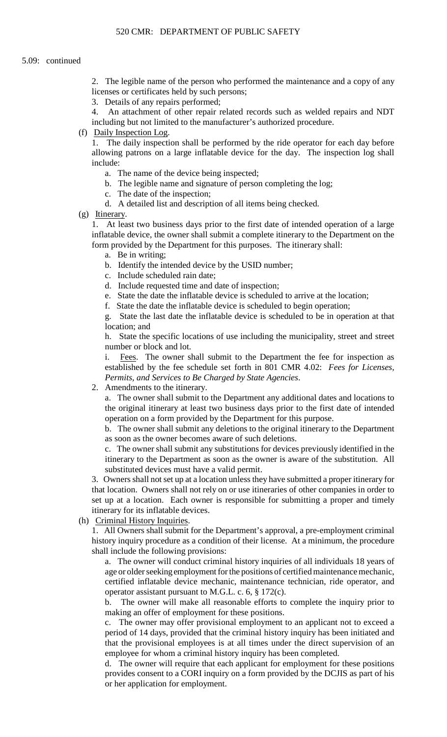5.09: continued

2. The legible name of the person who performed the maintenance and a copy of any licenses or certificates held by such persons;

3. Details of any repairs performed;

4. An attachment of other repair related records such as welded repairs and NDT including but not limited to the manufacturer's authorized procedure.

(f) Daily Inspection Log.

1. The daily inspection shall be performed by the ride operator for each day before allowing patrons on a large inflatable device for the day. The inspection log shall include:

a. The name of the device being inspected;

b. The legible name and signature of person completing the log;

c. The date of the inspection;

d. A detailed list and description of all items being checked.

(g) Itinerary.

1. At least two business days prior to the first date of intended operation of a large inflatable device, the owner shall submit a complete itinerary to the Department on the form provided by the Department for this purposes. The itinerary shall:

a. Be in writing;

b. Identify the intended device by the USID number;

c. Include scheduled rain date;

d. Include requested time and date of inspection;

e. State the date the inflatable device is scheduled to arrive at the location;

f. State the date the inflatable device is scheduled to begin operation;

g. State the last date the inflatable device is scheduled to be in operation at that location; and

h. State the specific locations of use including the municipality, street and street number or block and lot.

i. Fees. The owner shall submit to the Department the fee for inspection as established by the fee schedule set forth in 801 CMR 4.02: *Fees for Licenses, Permits, and Services to Be Charged by State Agencies*.

2. Amendments to the itinerary.

a. The owner shall submit to the Department any additional dates and locations to the original itinerary at least two business days prior to the first date of intended operation on a form provided by the Department for this purpose.

b. The owner shall submit any deletions to the original itinerary to the Department as soon as the owner becomes aware of such deletions.

c. The owner shall submit any substitutions for devices previously identified in the itinerary to the Department as soon as the owner is aware of the substitution. All substituted devices must have a valid permit.

3. Owners shall not set up at a location unless they have submitted a proper itinerary for that location. Owners shall not rely on or use itineraries of other companies in order to set up at a location. Each owner is responsible for submitting a proper and timely itinerary for its inflatable devices.

(h) Criminal History Inquiries.

1. All Owners shall submit for the Department's approval, a pre-employment criminal history inquiry procedure as a condition of their license. At a minimum, the procedure shall include the following provisions:

a. The owner will conduct criminal history inquiries of all individuals 18 years of age or older seeking employment for the positions of certified maintenance mechanic, certified inflatable device mechanic, maintenance technician, ride operator, and operator assistant pursuant to M.G.L. c. 6, § 172(c).

b. The owner will make all reasonable efforts to complete the inquiry prior to making an offer of employment for these positions.

c. The owner may offer provisional employment to an applicant not to exceed a period of 14 days, provided that the criminal history inquiry has been initiated and that the provisional employees is at all times under the direct supervision of an employee for whom a criminal history inquiry has been completed.

d. The owner will require that each applicant for employment for these positions provides consent to a CORI inquiry on a form provided by the DCJIS as part of his or her application for employment.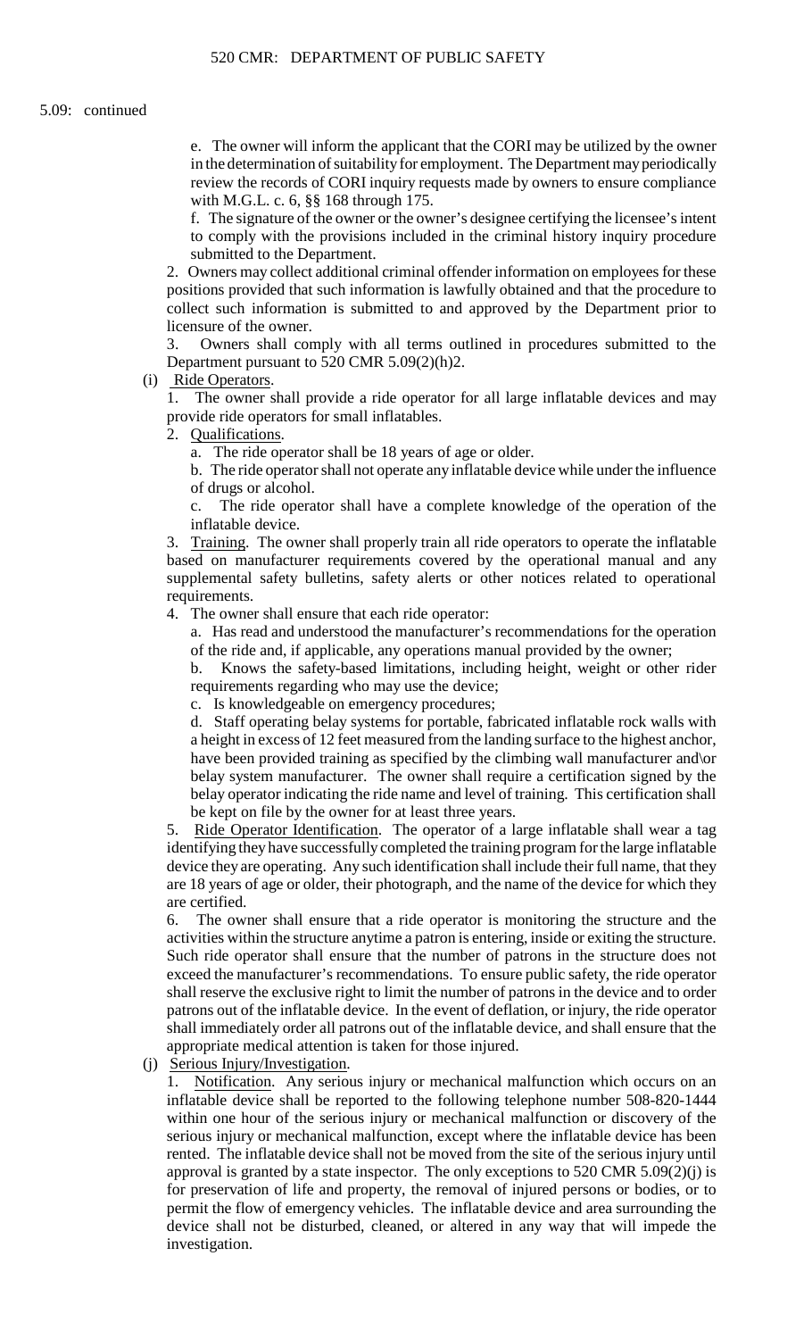5.09: continued

e. The owner will inform the applicant that the CORI may be utilized by the owner in the determination of suitability for employment. The Department may periodically review the records of CORI inquiry requests made by owners to ensure compliance with M.G.L. c. 6, §§ 168 through 175.

f. The signature of the owner or the owner's designee certifying the licensee's intent to comply with the provisions included in the criminal history inquiry procedure submitted to the Department.

2. Owners may collect additional criminal offender information on employees for these positions provided that such information is lawfully obtained and that the procedure to collect such information is submitted to and approved by the Department prior to licensure of the owner.

3. Owners shall comply with all terms outlined in procedures submitted to the Department pursuant to 520 CMR 5.09(2)(h)2.

(i) Ride Operators.

1. The owner shall provide a ride operator for all large inflatable devices and may provide ride operators for small inflatables.

2. Qualifications.

a. The ride operator shall be 18 years of age or older.

b. The ride operator shall not operate any inflatable device while under the influence of drugs or alcohol.

c. The ride operator shall have a complete knowledge of the operation of the inflatable device.

3. Training. The owner shall properly train all ride operators to operate the inflatable based on manufacturer requirements covered by the operational manual and any supplemental safety bulletins, safety alerts or other notices related to operational requirements.

4. The owner shall ensure that each ride operator:

a. Has read and understood the manufacturer's recommendations for the operation of the ride and, if applicable, any operations manual provided by the owner;

b. Knows the safety-based limitations, including height, weight or other rider requirements regarding who may use the device;

c. Is knowledgeable on emergency procedures;

d. Staff operating belay systems for portable, fabricated inflatable rock walls with a height in excess of 12 feet measured from the landing surface to the highest anchor, have been provided training as specified by the climbing wall manufacturer and\or belay system manufacturer. The owner shall require a certification signed by the belay operator indicating the ride name and level of training. This certification shall be kept on file by the owner for at least three years.

5. Ride Operator Identification. The operator of a large inflatable shall wear a tag identifying they have successfully completed the training program for the large inflatable device they are operating. Any such identification shall include their full name, that they are 18 years of age or older, their photograph, and the name of the device for which they are certified.

6. The owner shall ensure that a ride operator is monitoring the structure and the activities within the structure anytime a patron is entering, inside or exiting the structure. Such ride operator shall ensure that the number of patrons in the structure does not exceed the manufacturer's recommendations. To ensure public safety, the ride operator shall reserve the exclusive right to limit the number of patrons in the device and to order patrons out of the inflatable device. In the event of deflation, or injury, the ride operator shall immediately order all patrons out of the inflatable device, and shall ensure that the appropriate medical attention is taken for those injured.

(j) Serious Injury/Investigation.

1. Notification. Any serious injury or mechanical malfunction which occurs on an inflatable device shall be reported to the following telephone number 508-820-1444 within one hour of the serious injury or mechanical malfunction or discovery of the serious injury or mechanical malfunction, except where the inflatable device has been rented. The inflatable device shall not be moved from the site of the serious injury until approval is granted by a state inspector. The only exceptions to 520 CMR 5.09(2)(j) is for preservation of life and property, the removal of injured persons or bodies, or to permit the flow of emergency vehicles. The inflatable device and area surrounding the device shall not be disturbed, cleaned, or altered in any way that will impede the investigation.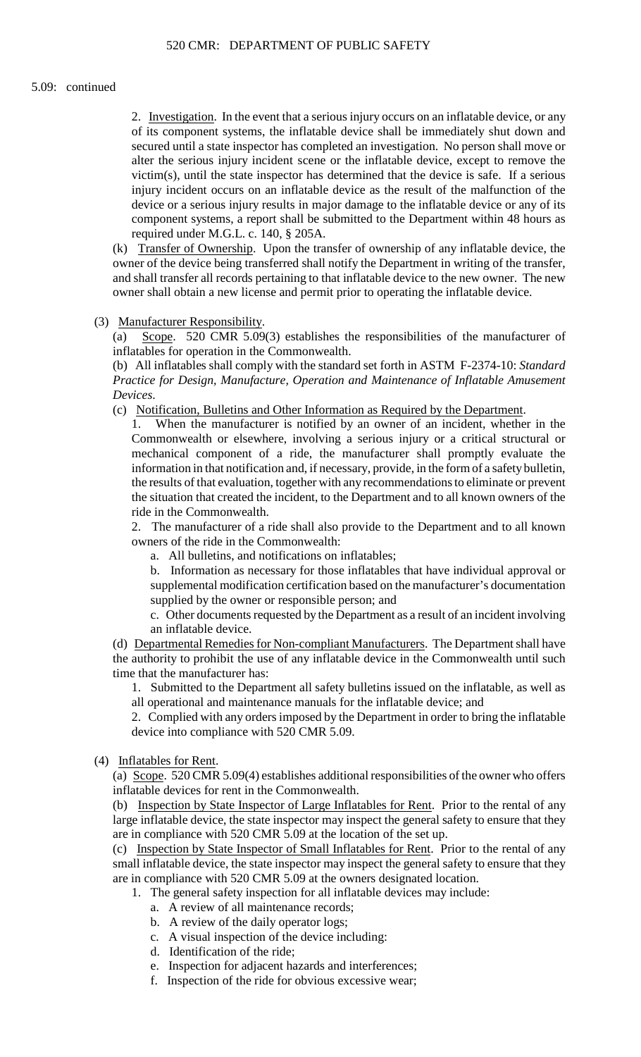5.09: continued

2. Investigation. In the event that a serious injury occurs on an inflatable device, or any of its component systems, the inflatable device shall be immediately shut down and secured until a state inspector has completed an investigation. No person shall move or alter the serious injury incident scene or the inflatable device, except to remove the victim(s), until the state inspector has determined that the device is safe. If a serious injury incident occurs on an inflatable device as the result of the malfunction of the device or a serious injury results in major damage to the inflatable device or any of its component systems, a report shall be submitted to the Department within 48 hours as required under M.G.L. c. 140, § 205A.

(k) Transfer of Ownership. Upon the transfer of ownership of any inflatable device, the owner of the device being transferred shall notify the Department in writing of the transfer, and shall transfer all records pertaining to that inflatable device to the new owner. The new owner shall obtain a new license and permit prior to operating the inflatable device.

(3) Manufacturer Responsibility.

(a) Scope. 520 CMR 5.09(3) establishes the responsibilities of the manufacturer of inflatables for operation in the Commonwealth.

(b) All inflatables shall comply with the standard set forth in ASTM F-2374-10: *Standard Practice for Design, Manufacture, Operation and Maintenance of Inflatable Amusement Devices.*

(c) Notification, Bulletins and Other Information as Required by the Department.

1. When the manufacturer is notified by an owner of an incident, whether in the Commonwealth or elsewhere, involving a serious injury or a critical structural or mechanical component of a ride, the manufacturer shall promptly evaluate the information in that notification and, if necessary, provide, in the form of a safety bulletin, the results of that evaluation, together with any recommendations to eliminate or prevent the situation that created the incident, to the Department and to all known owners of the ride in the Commonwealth.

2. The manufacturer of a ride shall also provide to the Department and to all known owners of the ride in the Commonwealth:

a. All bulletins, and notifications on inflatables;

b. Information as necessary for those inflatables that have individual approval or supplemental modification certification based on the manufacturer's documentation supplied by the owner or responsible person; and

c. Other documents requested by the Department as a result of an incident involving an inflatable device.

(d) Departmental Remedies for Non-compliant Manufacturers. The Department shall have the authority to prohibit the use of any inflatable device in the Commonwealth until such time that the manufacturer has:

1. Submitted to the Department all safety bulletins issued on the inflatable, as well as all operational and maintenance manuals for the inflatable device; and

2. Complied with any orders imposed by the Department in order to bring the inflatable device into compliance with 520 CMR 5.09.

(4) Inflatables for Rent.

(a) Scope. 520 CMR 5.09(4) establishes additional responsibilities of the owner who offers inflatable devices for rent in the Commonwealth.

(b) Inspection by State Inspector of Large Inflatables for Rent. Prior to the rental of any large inflatable device, the state inspector may inspect the general safety to ensure that they are in compliance with 520 CMR 5.09 at the location of the set up.

(c) Inspection by State Inspector of Small Inflatables for Rent. Prior to the rental of any small inflatable device, the state inspector may inspect the general safety to ensure that they are in compliance with 520 CMR 5.09 at the owners designated location.

1. The general safety inspection for all inflatable devices may include:

a. A review of all maintenance records;

b. A review of the daily operator logs;

c. A visual inspection of the device including:

d. Identification of the ride;

e. Inspection for adjacent hazards and interferences;

f. Inspection of the ride for obvious excessive wear;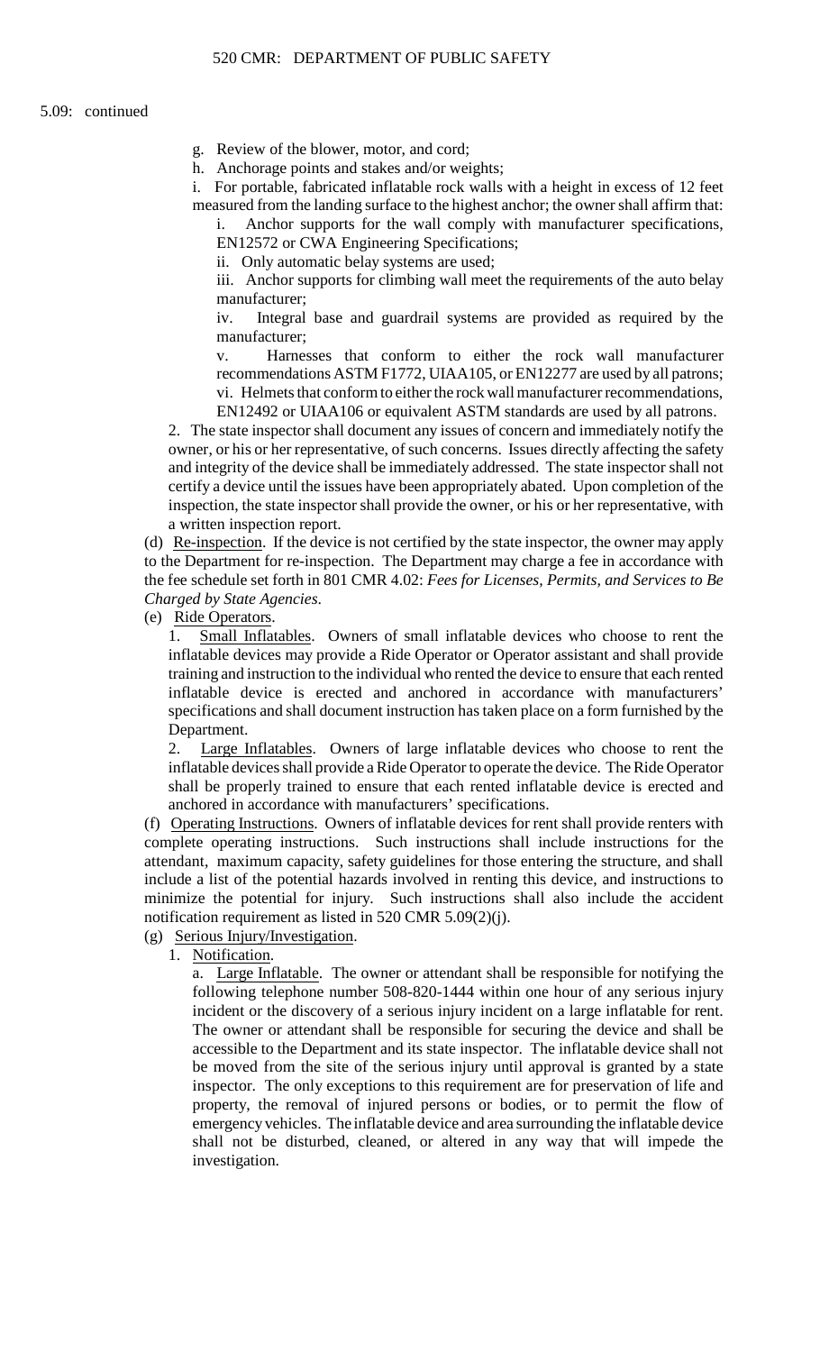5.09: continued

g. Review of the blower, motor, and cord;

h. Anchorage points and stakes and/or weights;

i. For portable, fabricated inflatable rock walls with a height in excess of 12 feet measured from the landing surface to the highest anchor; the owner shall affirm that:

i. Anchor supports for the wall comply with manufacturer specifications, EN12572 or CWA Engineering Specifications;

ii. Only automatic belay systems are used;

iii. Anchor supports for climbing wall meet the requirements of the auto belay manufacturer;

iv. Integral base and guardrail systems are provided as required by the manufacturer;

v. Harnesses that conform to either the rock wall manufacturer recommendations ASTM F1772, UIAA105, or EN12277 are used by all patrons;

vi. Helmets that conform to either the rock wall manufacturer recommendations, EN12492 or UIAA106 or equivalent ASTM standards are used by all patrons.

2. The state inspector shall document any issues of concern and immediately notify the owner, or his or her representative, of such concerns. Issues directly affecting the safety and integrity of the device shall be immediately addressed. The state inspector shall not certify a device until the issues have been appropriately abated. Upon completion of the inspection, the state inspector shall provide the owner, or his or her representative, with a written inspection report.

(d) Re-inspection. If the device is not certified by the state inspector, the owner may apply to the Department for re-inspection. The Department may charge a fee in accordance with the fee schedule set forth in 801 CMR 4.02: *Fees for Licenses, Permits, and Services to Be Charged by State Agencies*.

(e) Ride Operators.

1. Small Inflatables. Owners of small inflatable devices who choose to rent the inflatable devices may provide a Ride Operator or Operator assistant and shall provide training and instruction to the individual who rented the device to ensure that each rented inflatable device is erected and anchored in accordance with manufacturers' specifications and shall document instruction has taken place on a form furnished by the Department.

2. Large Inflatables. Owners of large inflatable devices who choose to rent the inflatable devices shall provide a Ride Operator to operate the device. The Ride Operator shall be properly trained to ensure that each rented inflatable device is erected and anchored in accordance with manufacturers' specifications.

(f) Operating Instructions. Owners of inflatable devices for rent shall provide renters with complete operating instructions. Such instructions shall include instructions for the attendant, maximum capacity, safety guidelines for those entering the structure, and shall include a list of the potential hazards involved in renting this device, and instructions to minimize the potential for injury. Such instructions shall also include the accident notification requirement as listed in 520 CMR 5.09(2)(j).

(g) Serious Injury/Investigation.

1. Notification.

a. Large Inflatable. The owner or attendant shall be responsible for notifying the following telephone number 508-820-1444 within one hour of any serious injury incident or the discovery of a serious injury incident on a large inflatable for rent. The owner or attendant shall be responsible for securing the device and shall be accessible to the Department and its state inspector. The inflatable device shall not be moved from the site of the serious injury until approval is granted by a state inspector. The only exceptions to this requirement are for preservation of life and property, the removal of injured persons or bodies, or to permit the flow of emergency vehicles. The inflatable device and area surrounding the inflatable device shall not be disturbed, cleaned, or altered in any way that will impede the investigation.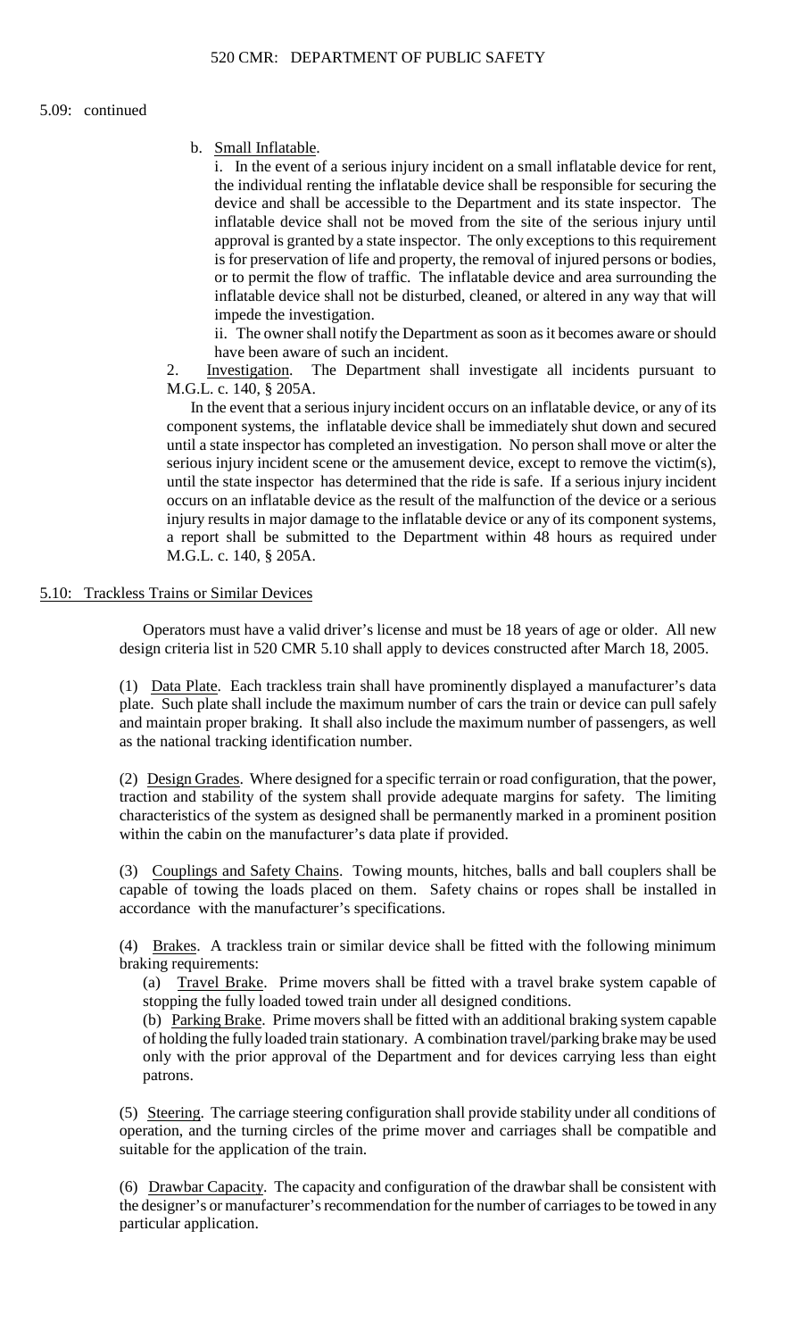5.09: continued

b. Small Inflatable.

i. In the event of a serious injury incident on a small inflatable device for rent, the individual renting the inflatable device shall be responsible for securing the device and shall be accessible to the Department and its state inspector. The inflatable device shall not be moved from the site of the serious injury until approval is granted by a state inspector. The only exceptions to this requirement is for preservation of life and property, the removal of injured persons or bodies, or to permit the flow of traffic. The inflatable device and area surrounding the inflatable device shall not be disturbed, cleaned, or altered in any way that will impede the investigation.

ii. The owner shall notify the Department as soon as it becomes aware or should have been aware of such an incident.

2. Investigation. The Department shall investigate all incidents pursuant to M.G.L. c. 140, § 205A.

In the event that a serious injury incident occurs on an inflatable device, or any of its component systems, the inflatable device shall be immediately shut down and secured until a state inspector has completed an investigation. No person shall move or alter the serious injury incident scene or the amusement device, except to remove the victim(s), until the state inspector has determined that the ride is safe. If a serious injury incident occurs on an inflatable device as the result of the malfunction of the device or a serious injury results in major damage to the inflatable device or any of its component systems, a report shall be submitted to the Department within 48 hours as required under M.G.L. c. 140, § 205A.

## 5.10: Trackless Trains or Similar Devices

Operators must have a valid driver's license and must be 18 years of age or older. All new design criteria list in 520 CMR 5.10 shall apply to devices constructed after March 18, 2005.

(1) Data Plate. Each trackless train shall have prominently displayed a manufacturer's data plate. Such plate shall include the maximum number of cars the train or device can pull safely and maintain proper braking. It shall also include the maximum number of passengers, as well as the national tracking identification number.

(2) Design Grades. Where designed for a specific terrain or road configuration, that the power, traction and stability of the system shall provide adequate margins for safety. The limiting characteristics of the system as designed shall be permanently marked in a prominent position within the cabin on the manufacturer's data plate if provided.

(3) Couplings and Safety Chains. Towing mounts, hitches, balls and ball couplers shall be capable of towing the loads placed on them. Safety chains or ropes shall be installed in accordance with the manufacturer's specifications.

(4) Brakes. A trackless train or similar device shall be fitted with the following minimum braking requirements:

(a) Travel Brake. Prime movers shall be fitted with a travel brake system capable of stopping the fully loaded towed train under all designed conditions.

(b) Parking Brake. Prime movers shall be fitted with an additional braking system capable of holding the fully loaded train stationary. A combination travel/parking brake may be used only with the prior approval of the Department and for devices carrying less than eight patrons.

(5) Steering. The carriage steering configuration shall provide stability under all conditions of operation, and the turning circles of the prime mover and carriages shall be compatible and suitable for the application of the train.

(6) Drawbar Capacity. The capacity and configuration of the drawbar shall be consistent with the designer's or manufacturer's recommendation for the number of carriages to be towed in any particular application.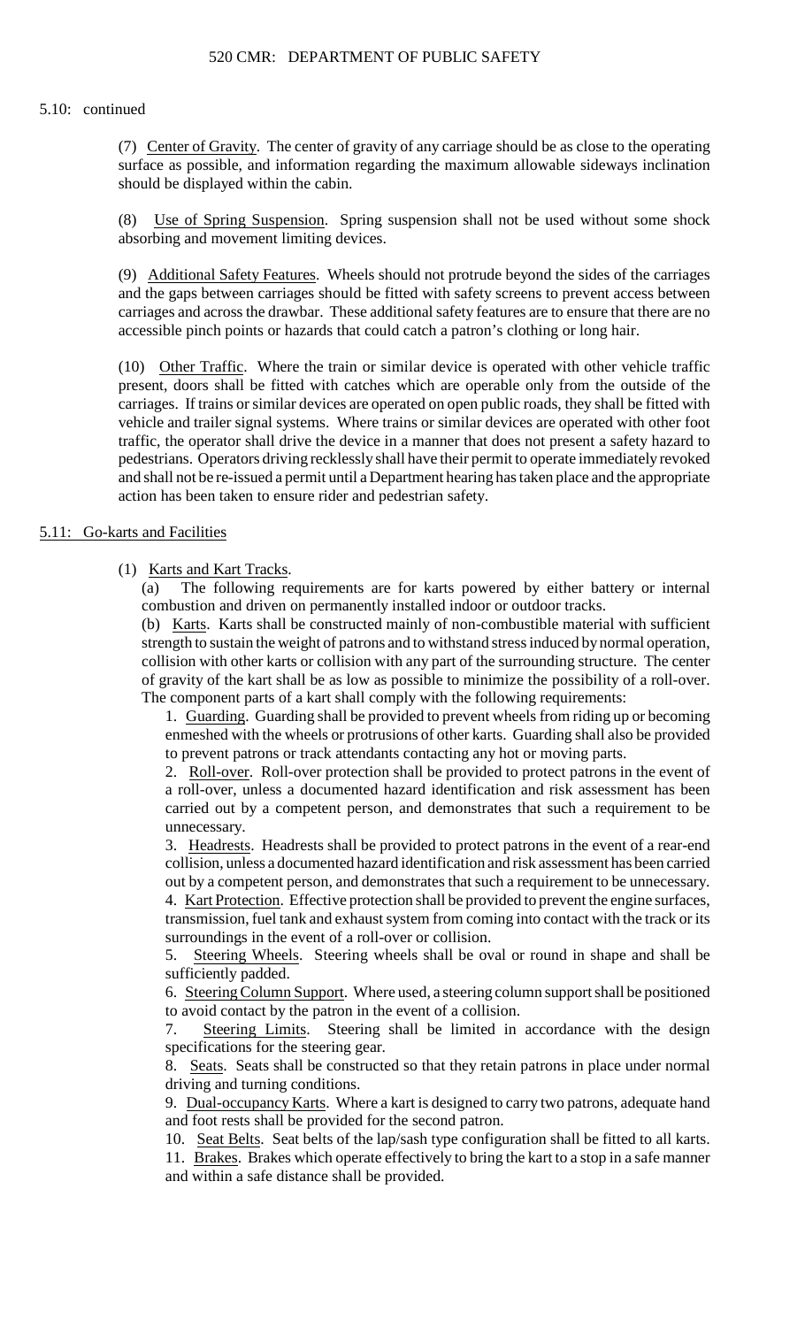5.10: continued

(7) Center of Gravity. The center of gravity of any carriage should be as close to the operating surface as possible, and information regarding the maximum allowable sideways inclination should be displayed within the cabin.

(8) Use of Spring Suspension. Spring suspension shall not be used without some shock absorbing and movement limiting devices.

(9) Additional Safety Features. Wheels should not protrude beyond the sides of the carriages and the gaps between carriages should be fitted with safety screens to prevent access between carriages and across the drawbar. These additional safety features are to ensure that there are no accessible pinch points or hazards that could catch a patron's clothing or long hair.

(10) Other Traffic. Where the train or similar device is operated with other vehicle traffic present, doors shall be fitted with catches which are operable only from the outside of the carriages. If trains or similar devices are operated on open public roads, they shall be fitted with vehicle and trailer signal systems. Where trains or similar devices are operated with other foot traffic, the operator shall drive the device in a manner that does not present a safety hazard to pedestrians. Operators driving recklessly shall have their permit to operate immediately revoked and shall not be re-issued a permit until a Department hearing has taken place and the appropriate action has been taken to ensure rider and pedestrian safety.

## 5.11: Go-karts and Facilities

(1) Karts and Kart Tracks.

(a) The following requirements are for karts powered by either battery or internal combustion and driven on permanently installed indoor or outdoor tracks.

(b) Karts. Karts shall be constructed mainly of non-combustible material with sufficient strength to sustain the weight of patrons and to withstand stress induced by normal operation, collision with other karts or collision with any part of the surrounding structure. The center of gravity of the kart shall be as low as possible to minimize the possibility of a roll-over. The component parts of a kart shall comply with the following requirements:

1. Guarding. Guarding shall be provided to prevent wheels from riding up or becoming enmeshed with the wheels or protrusions of other karts. Guarding shall also be provided to prevent patrons or track attendants contacting any hot or moving parts.

2. Roll-over. Roll-over protection shall be provided to protect patrons in the event of a roll-over, unless a documented hazard identification and risk assessment has been carried out by a competent person, and demonstrates that such a requirement to be unnecessary.

3. Headrests. Headrests shall be provided to protect patrons in the event of a rear-end collision, unless a documented hazard identification and risk assessment has been carried out by a competent person, and demonstrates that such a requirement to be unnecessary.

4. Kart Protection. Effective protection shall be provided to prevent the engine surfaces, transmission, fuel tank and exhaust system from coming into contact with the track or its surroundings in the event of a roll-over or collision.

5. Steering Wheels. Steering wheels shall be oval or round in shape and shall be sufficiently padded.

6. Steering Column Support. Where used, a steering column support shall be positioned to avoid contact by the patron in the event of a collision.

7. Steering Limits. Steering shall be limited in accordance with the design specifications for the steering gear.

8. Seats. Seats shall be constructed so that they retain patrons in place under normal driving and turning conditions.

9. Dual-occupancy Karts. Where a kart is designed to carry two patrons, adequate hand and foot rests shall be provided for the second patron.

10. Seat Belts. Seat belts of the lap/sash type configuration shall be fitted to all karts.

11. Brakes. Brakes which operate effectively to bring the kart to a stop in a safe manner and within a safe distance shall be provided.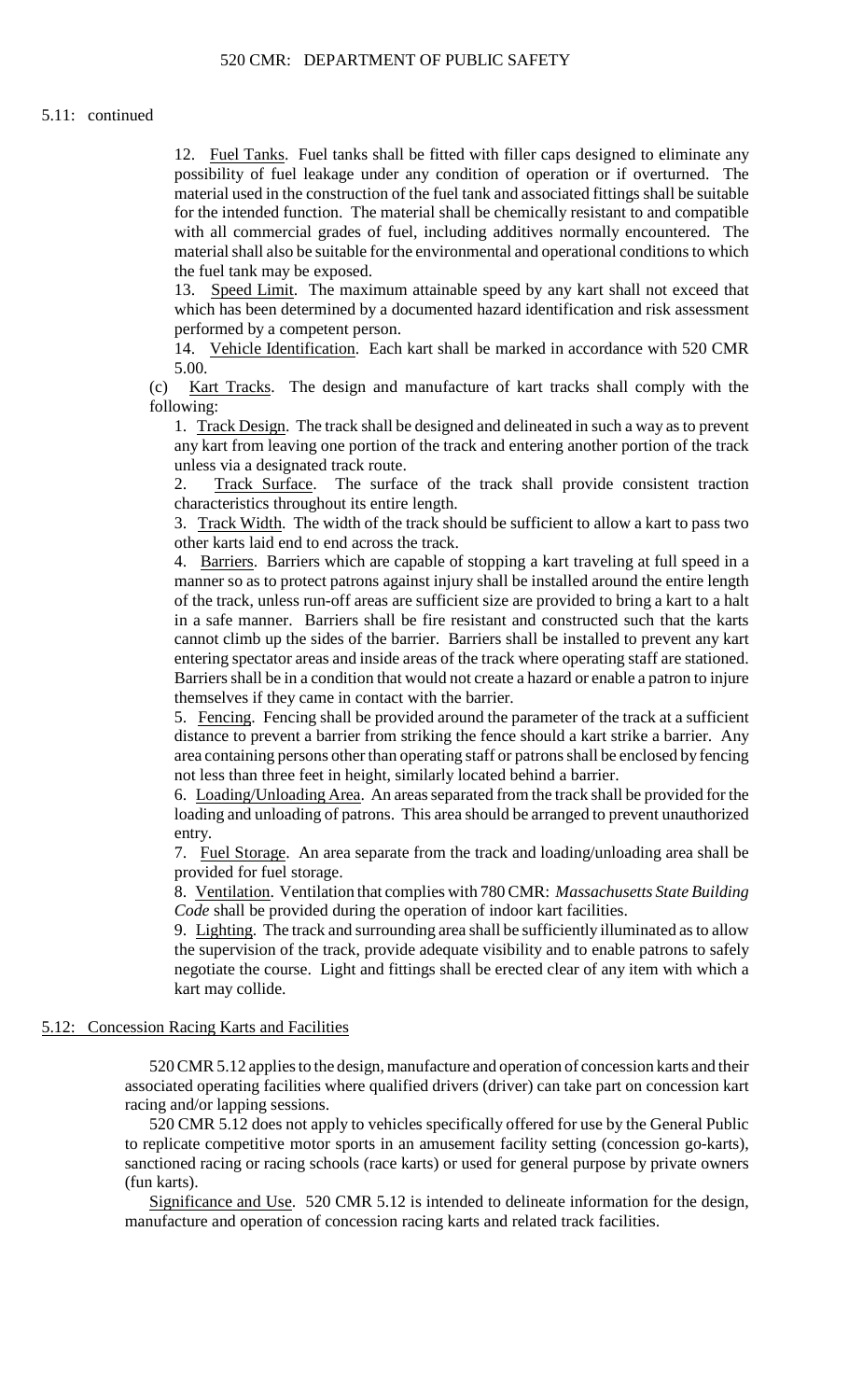5.11: continued

12. Fuel Tanks. Fuel tanks shall be fitted with filler caps designed to eliminate any possibility of fuel leakage under any condition of operation or if overturned. The material used in the construction of the fuel tank and associated fittings shall be suitable for the intended function. The material shall be chemically resistant to and compatible with all commercial grades of fuel, including additives normally encountered. The material shall also be suitable for the environmental and operational conditions to which the fuel tank may be exposed.

13. Speed Limit. The maximum attainable speed by any kart shall not exceed that which has been determined by a documented hazard identification and risk assessment performed by a competent person.

14. Vehicle Identification. Each kart shall be marked in accordance with 520 CMR 5.00.

(c) Kart Tracks. The design and manufacture of kart tracks shall comply with the following:

1. Track Design. The track shall be designed and delineated in such a way as to prevent any kart from leaving one portion of the track and entering another portion of the track unless via a designated track route.

2. Track Surface. The surface of the track shall provide consistent traction characteristics throughout its entire length.

3. Track Width. The width of the track should be sufficient to allow a kart to pass two other karts laid end to end across the track.

4. Barriers. Barriers which are capable of stopping a kart traveling at full speed in a manner so as to protect patrons against injury shall be installed around the entire length of the track, unless run-off areas are sufficient size are provided to bring a kart to a halt in a safe manner. Barriers shall be fire resistant and constructed such that the karts cannot climb up the sides of the barrier. Barriers shall be installed to prevent any kart entering spectator areas and inside areas of the track where operating staff are stationed. Barriers shall be in a condition that would not create a hazard or enable a patron to injure themselves if they came in contact with the barrier.

5. Fencing. Fencing shall be provided around the parameter of the track at a sufficient distance to prevent a barrier from striking the fence should a kart strike a barrier. Any area containing persons other than operating staff or patrons shall be enclosed by fencing not less than three feet in height, similarly located behind a barrier.

6. Loading/Unloading Area. An areas separated from the track shall be provided for the loading and unloading of patrons. This area should be arranged to prevent unauthorized entry.

7. Fuel Storage. An area separate from the track and loading/unloading area shall be provided for fuel storage.

8. Ventilation. Ventilation that complies with 780 CMR: *Massachusetts State Building Code* shall be provided during the operation of indoor kart facilities.

9. Lighting. The track and surrounding area shall be sufficiently illuminated as to allow the supervision of the track, provide adequate visibility and to enable patrons to safely negotiate the course. Light and fittings shall be erected clear of any item with which a kart may collide.

## 5.12: Concession Racing Karts and Facilities

520 CMR 5.12 applies to the design, manufacture and operation of concession karts and their associated operating facilities where qualified drivers (driver) can take part on concession kart racing and/or lapping sessions.

520 CMR 5.12 does not apply to vehicles specifically offered for use by the General Public to replicate competitive motor sports in an amusement facility setting (concession go-karts), sanctioned racing or racing schools (race karts) or used for general purpose by private owners (fun karts).

Significance and Use. 520 CMR 5.12 is intended to delineate information for the design, manufacture and operation of concession racing karts and related track facilities.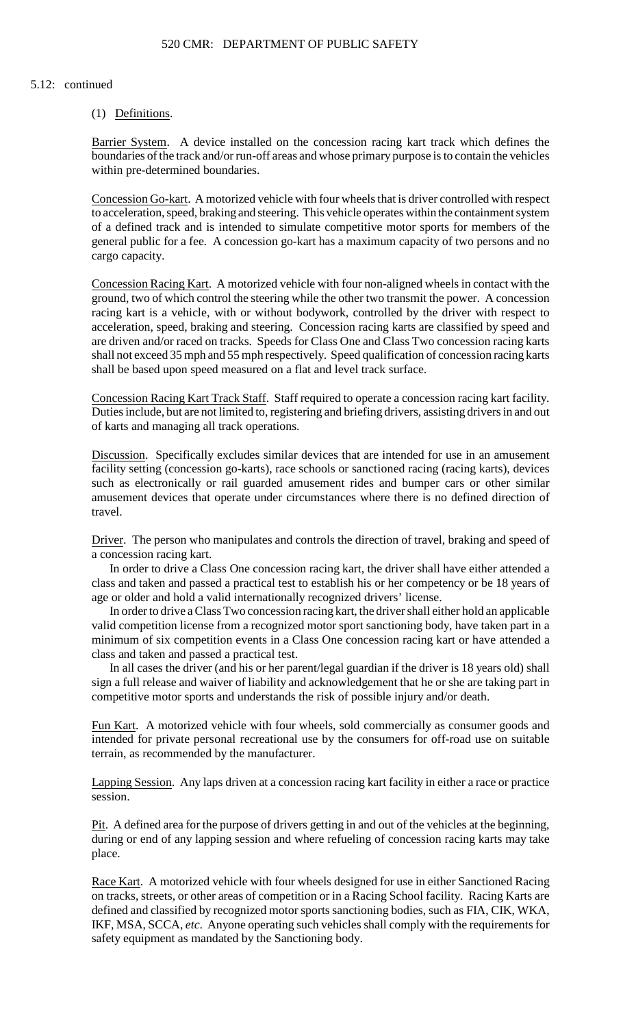5.12: continued

(1) Definitions.

Barrier System. A device installed on the concession racing kart track which defines the boundaries of the track and/or run-off areas and whose primary purpose is to contain the vehicles within pre-determined boundaries.

Concession Go-kart. A motorized vehicle with four wheels that is driver controlled with respect to acceleration, speed, braking and steering. This vehicle operates within the containment system of a defined track and is intended to simulate competitive motor sports for members of the general public for a fee. A concession go-kart has a maximum capacity of two persons and no cargo capacity.

Concession Racing Kart. A motorized vehicle with four non-aligned wheels in contact with the ground, two of which control the steering while the other two transmit the power. A concession racing kart is a vehicle, with or without bodywork, controlled by the driver with respect to acceleration, speed, braking and steering. Concession racing karts are classified by speed and are driven and/or raced on tracks. Speeds for Class One and Class Two concession racing karts shall not exceed 35 mph and 55 mph respectively. Speed qualification of concession racing karts shall be based upon speed measured on a flat and level track surface.

Concession Racing Kart Track Staff. Staff required to operate a concession racing kart facility. Duties include, but are not limited to, registering and briefing drivers, assisting drivers in and out of karts and managing all track operations.

Discussion. Specifically excludes similar devices that are intended for use in an amusement facility setting (concession go-karts), race schools or sanctioned racing (racing karts), devices such as electronically or rail guarded amusement rides and bumper cars or other similar amusement devices that operate under circumstances where there is no defined direction of travel.

Driver. The person who manipulates and controls the direction of travel, braking and speed of a concession racing kart.

In order to drive a Class One concession racing kart, the driver shall have either attended a class and taken and passed a practical test to establish his or her competency or be 18 years of age or older and hold a valid internationally recognized drivers' license.

In order to drive a Class Two concession racing kart, the driver shall either hold an applicable valid competition license from a recognized motor sport sanctioning body, have taken part in a minimum of six competition events in a Class One concession racing kart or have attended a class and taken and passed a practical test.

In all cases the driver (and his or her parent/legal guardian if the driver is 18 years old) shall sign a full release and waiver of liability and acknowledgement that he or she are taking part in competitive motor sports and understands the risk of possible injury and/or death.

Fun Kart. A motorized vehicle with four wheels, sold commercially as consumer goods and intended for private personal recreational use by the consumers for off-road use on suitable terrain, as recommended by the manufacturer.

Lapping Session. Any laps driven at a concession racing kart facility in either a race or practice session.

Pit. A defined area for the purpose of drivers getting in and out of the vehicles at the beginning, during or end of any lapping session and where refueling of concession racing karts may take place.

Race Kart. A motorized vehicle with four wheels designed for use in either Sanctioned Racing on tracks, streets, or other areas of competition or in a Racing School facility. Racing Karts are defined and classified by recognized motor sports sanctioning bodies, such as FIA, CIK, WKA, IKF, MSA, SCCA, *etc*. Anyone operating such vehicles shall comply with the requirements for safety equipment as mandated by the Sanctioning body.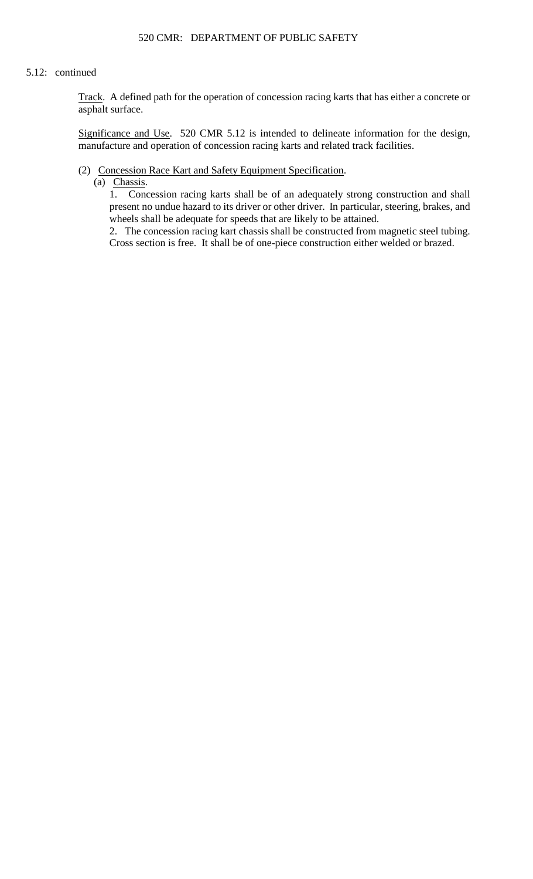5.12: continued

Track. A defined path for the operation of concession racing karts that has either a concrete or asphalt surface.

Significance and Use. 520 CMR 5.12 is intended to delineate information for the design, manufacture and operation of concession racing karts and related track facilities.

(2) Concession Race Kart and Safety Equipment Specification.

(a) Chassis.

1. Concession racing karts shall be of an adequately strong construction and shall present no undue hazard to its driver or other driver. In particular, steering, brakes, and wheels shall be adequate for speeds that are likely to be attained.

2. The concession racing kart chassis shall be constructed from magnetic steel tubing. Cross section is free. It shall be of one-piece construction either welded or brazed.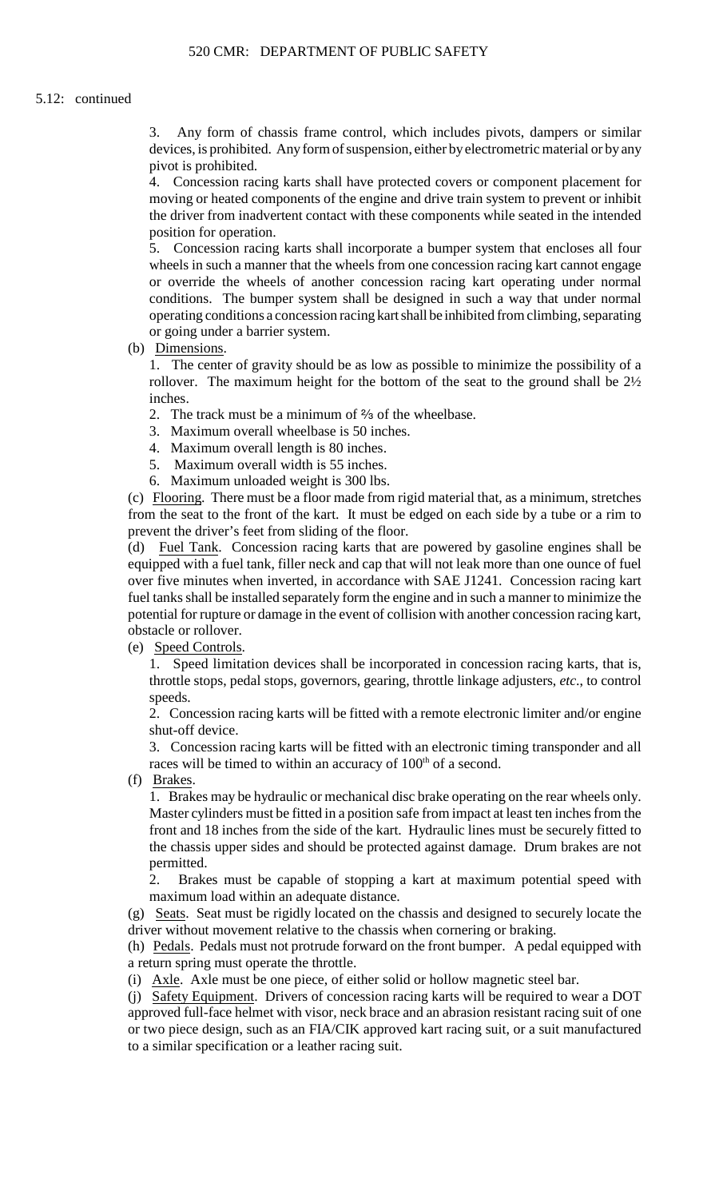5.12: continued

3. Any form of chassis frame control, which includes pivots, dampers or similar devices, is prohibited. Any form of suspension, either by electrometric material or by any pivot is prohibited.

4. Concession racing karts shall have protected covers or component placement for moving or heated components of the engine and drive train system to prevent or inhibit the driver from inadvertent contact with these components while seated in the intended position for operation.

5. Concession racing karts shall incorporate a bumper system that encloses all four wheels in such a manner that the wheels from one concession racing kart cannot engage or override the wheels of another concession racing kart operating under normal conditions. The bumper system shall be designed in such a way that under normal operating conditions a concession racing kart shall be inhibited from climbing, separating or going under a barrier system.

(b) Dimensions.

1. The center of gravity should be as low as possible to minimize the possibility of a rollover. The maximum height for the bottom of the seat to the ground shall be 2½ inches.

2. The track must be a minimum of ⅔ of the wheelbase.

3. Maximum overall wheelbase is 50 inches.

4. Maximum overall length is 80 inches.

5. Maximum overall width is 55 inches.

6. Maximum unloaded weight is 300 lbs.

(c) Flooring. There must be a floor made from rigid material that, as a minimum, stretches from the seat to the front of the kart. It must be edged on each side by a tube or a rim to prevent the driver's feet from sliding of the floor.

(d) Fuel Tank. Concession racing karts that are powered by gasoline engines shall be equipped with a fuel tank, filler neck and cap that will not leak more than one ounce of fuel over five minutes when inverted, in accordance with SAE J1241. Concession racing kart fuel tanks shall be installed separately form the engine and in such a manner to minimize the potential for rupture or damage in the event of collision with another concession racing kart, obstacle or rollover.

(e) Speed Controls.

1. Speed limitation devices shall be incorporated in concession racing karts, that is, throttle stops, pedal stops, governors, gearing, throttle linkage adjusters, *etc*., to control speeds.

2. Concession racing karts will be fitted with a remote electronic limiter and/or engine shut-off device.

3. Concession racing karts will be fitted with an electronic timing transponder and all races will be timed to within an accuracy of 100th of a second.

(f) Brakes.

1. Brakes may be hydraulic or mechanical disc brake operating on the rear wheels only. Master cylinders must be fitted in a position safe from impact at least ten inches from the front and 18 inches from the side of the kart. Hydraulic lines must be securely fitted to the chassis upper sides and should be protected against damage. Drum brakes are not permitted.

2. Brakes must be capable of stopping a kart at maximum potential speed with maximum load within an adequate distance.

(g) Seats. Seat must be rigidly located on the chassis and designed to securely locate the driver without movement relative to the chassis when cornering or braking.

(h) Pedals. Pedals must not protrude forward on the front bumper. A pedal equipped with a return spring must operate the throttle.

(i) Axle. Axle must be one piece, of either solid or hollow magnetic steel bar.

(j) Safety Equipment. Drivers of concession racing karts will be required to wear a DOT approved full-face helmet with visor, neck brace and an abrasion resistant racing suit of one or two piece design, such as an FIA/CIK approved kart racing suit, or a suit manufactured to a similar specification or a leather racing suit.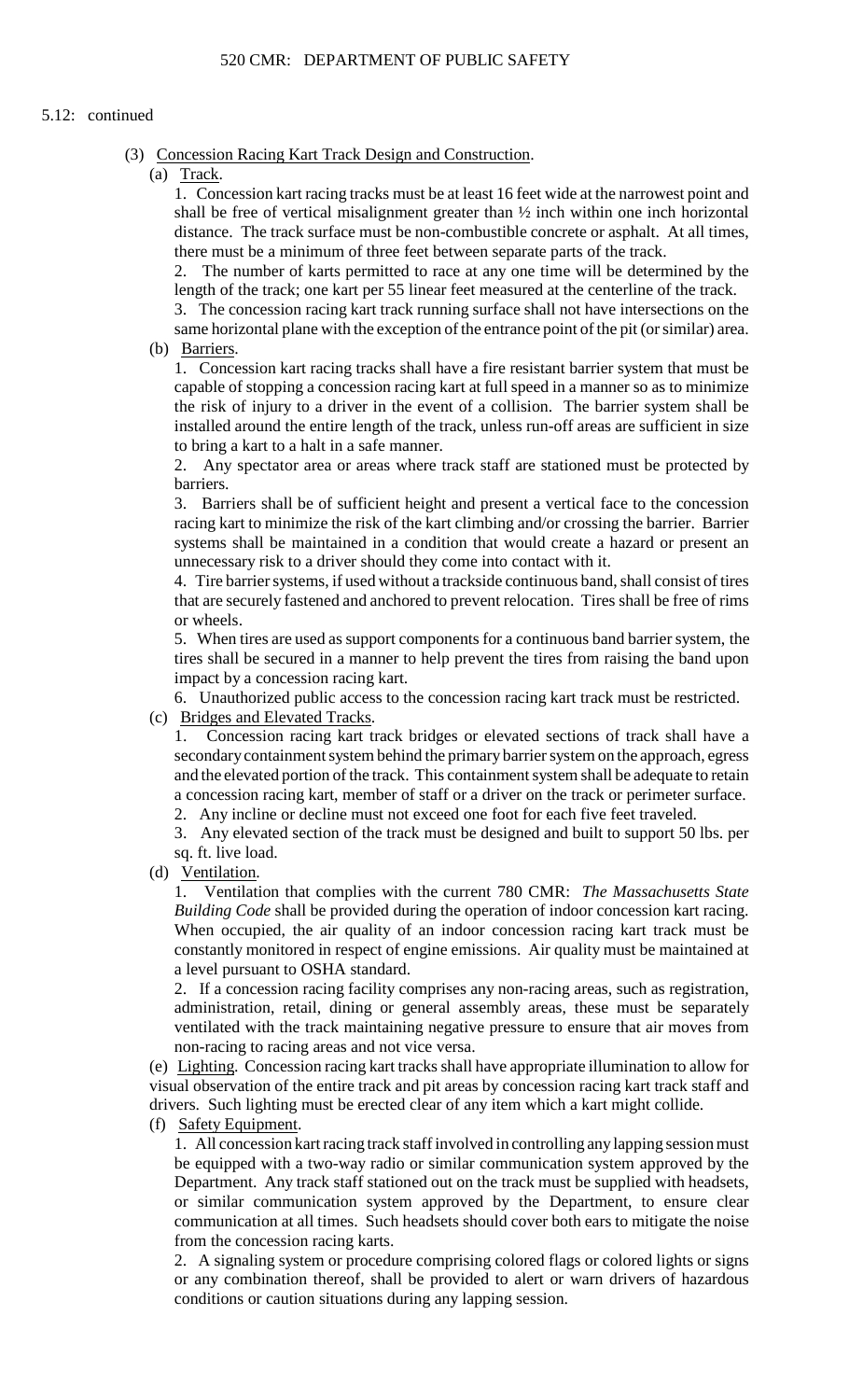5.12: continued

(3) Concession Racing Kart Track Design and Construction.

(a) Track.

1. Concession kart racing tracks must be at least 16 feet wide at the narrowest point and shall be free of vertical misalignment greater than ½ inch within one inch horizontal distance. The track surface must be non-combustible concrete or asphalt. At all times, there must be a minimum of three feet between separate parts of the track.

2. The number of karts permitted to race at any one time will be determined by the length of the track; one kart per 55 linear feet measured at the centerline of the track.

3. The concession racing kart track running surface shall not have intersections on the same horizontal plane with the exception of the entrance point of the pit (or similar) area.

(b) Barriers.

1. Concession kart racing tracks shall have a fire resistant barrier system that must be capable of stopping a concession racing kart at full speed in a manner so as to minimize the risk of injury to a driver in the event of a collision. The barrier system shall be installed around the entire length of the track, unless run-off areas are sufficient in size to bring a kart to a halt in a safe manner.

2. Any spectator area or areas where track staff are stationed must be protected by barriers.

3. Barriers shall be of sufficient height and present a vertical face to the concession racing kart to minimize the risk of the kart climbing and/or crossing the barrier. Barrier systems shall be maintained in a condition that would create a hazard or present an unnecessary risk to a driver should they come into contact with it.

4. Tire barrier systems, if used without a trackside continuous band, shall consist of tires that are securely fastened and anchored to prevent relocation. Tires shall be free of rims or wheels.

5. When tires are used as support components for a continuous band barrier system, the tires shall be secured in a manner to help prevent the tires from raising the band upon impact by a concession racing kart.

6. Unauthorized public access to the concession racing kart track must be restricted.

(c) Bridges and Elevated Tracks.

1. Concession racing kart track bridges or elevated sections of track shall have a secondary containment system behind the primary barrier system on the approach, egress and the elevated portion of the track. This containment system shall be adequate to retain a concession racing kart, member of staff or a driver on the track or perimeter surface.

2. Any incline or decline must not exceed one foot for each five feet traveled.

3. Any elevated section of the track must be designed and built to support 50 lbs. per sq. ft. live load.

(d) Ventilation.

1. Ventilation that complies with the current 780 CMR: *The Massachusetts State Building Code* shall be provided during the operation of indoor concession kart racing. When occupied, the air quality of an indoor concession racing kart track must be constantly monitored in respect of engine emissions. Air quality must be maintained at a level pursuant to OSHA standard.

2. If a concession racing facility comprises any non-racing areas, such as registration, administration, retail, dining or general assembly areas, these must be separately ventilated with the track maintaining negative pressure to ensure that air moves from non-racing to racing areas and not vice versa.

(e) Lighting. Concession racing kart tracks shall have appropriate illumination to allow for visual observation of the entire track and pit areas by concession racing kart track staff and drivers. Such lighting must be erected clear of any item which a kart might collide.

(f) Safety Equipment.

1. All concession kart racing track staff involved in controlling any lapping session must be equipped with a two-way radio or similar communication system approved by the Department. Any track staff stationed out on the track must be supplied with headsets, or similar communication system approved by the Department, to ensure clear communication at all times. Such headsets should cover both ears to mitigate the noise from the concession racing karts.

2. A signaling system or procedure comprising colored flags or colored lights or signs or any combination thereof, shall be provided to alert or warn drivers of hazardous conditions or caution situations during any lapping session.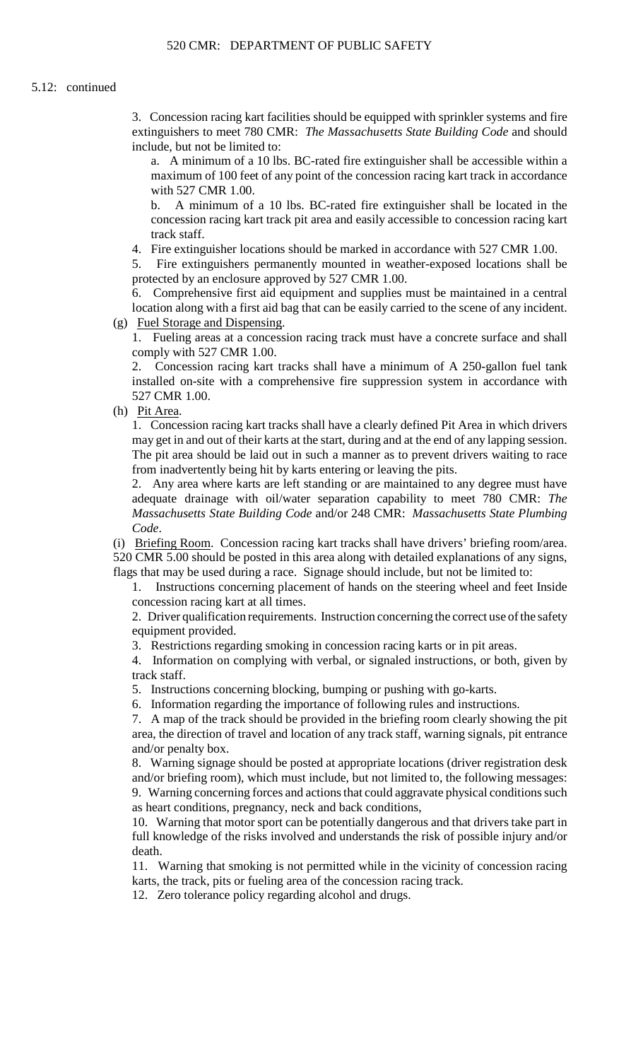5.12: continued

3. Concession racing kart facilities should be equipped with sprinkler systems and fire extinguishers to meet 780 CMR: *The Massachusetts State Building Code* and should include, but not be limited to:

a. A minimum of a 10 lbs. BC-rated fire extinguisher shall be accessible within a maximum of 100 feet of any point of the concession racing kart track in accordance with 527 CMR 1.00.

b. A minimum of a 10 lbs. BC-rated fire extinguisher shall be located in the concession racing kart track pit area and easily accessible to concession racing kart track staff.

4. Fire extinguisher locations should be marked in accordance with 527 CMR 1.00.

5. Fire extinguishers permanently mounted in weather-exposed locations shall be protected by an enclosure approved by 527 CMR 1.00.

6. Comprehensive first aid equipment and supplies must be maintained in a central location along with a first aid bag that can be easily carried to the scene of any incident.

(g) Fuel Storage and Dispensing.

1. Fueling areas at a concession racing track must have a concrete surface and shall comply with 527 CMR 1.00.

2. Concession racing kart tracks shall have a minimum of A 250-gallon fuel tank installed on-site with a comprehensive fire suppression system in accordance with 527 CMR 1.00.

(h) Pit Area.

1. Concession racing kart tracks shall have a clearly defined Pit Area in which drivers may get in and out of their karts at the start, during and at the end of any lapping session. The pit area should be laid out in such a manner as to prevent drivers waiting to race from inadvertently being hit by karts entering or leaving the pits.

2. Any area where karts are left standing or are maintained to any degree must have adequate drainage with oil/water separation capability to meet 780 CMR: *The Massachusetts State Building Code* and/or 248 CMR: *Massachusetts State Plumbing Code*.

(i) Briefing Room. Concession racing kart tracks shall have drivers' briefing room/area. 520 CMR 5.00 should be posted in this area along with detailed explanations of any signs, flags that may be used during a race. Signage should include, but not be limited to:

1. Instructions concerning placement of hands on the steering wheel and feet Inside concession racing kart at all times.

2. Driver qualification requirements. Instruction concerning the correct use of the safety equipment provided.

3. Restrictions regarding smoking in concession racing karts or in pit areas.

4. Information on complying with verbal, or signaled instructions, or both, given by track staff.

5. Instructions concerning blocking, bumping or pushing with go-karts.

6. Information regarding the importance of following rules and instructions.

7. A map of the track should be provided in the briefing room clearly showing the pit area, the direction of travel and location of any track staff, warning signals, pit entrance and/or penalty box.

8. Warning signage should be posted at appropriate locations (driver registration desk and/or briefing room), which must include, but not limited to, the following messages:

9. Warning concerning forces and actions that could aggravate physical conditions such as heart conditions, pregnancy, neck and back conditions,

10. Warning that motor sport can be potentially dangerous and that drivers take part in full knowledge of the risks involved and understands the risk of possible injury and/or death.

11. Warning that smoking is not permitted while in the vicinity of concession racing karts, the track, pits or fueling area of the concession racing track.

12. Zero tolerance policy regarding alcohol and drugs.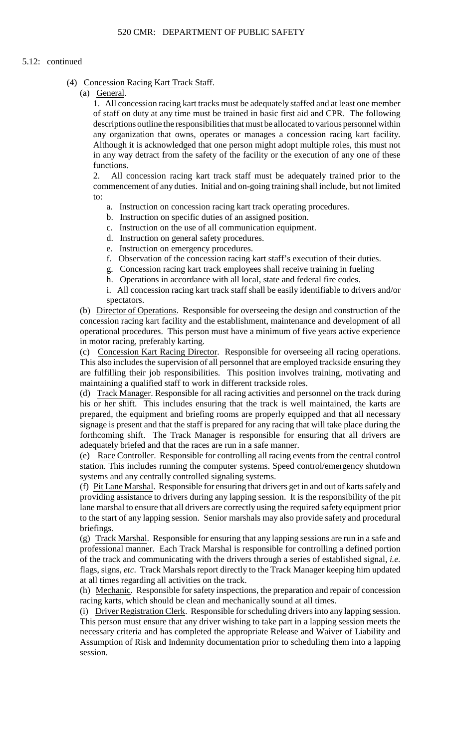5.12: continued

(4) Concession Racing Kart Track Staff.

(a) General.

1. All concession racing kart tracks must be adequately staffed and at least one member of staff on duty at any time must be trained in basic first aid and CPR. The following descriptions outline the responsibilities that must be allocated to various personnel within any organization that owns, operates or manages a concession racing kart facility. Although it is acknowledged that one person might adopt multiple roles, this must not in any way detract from the safety of the facility or the execution of any one of these functions.

2. All concession racing kart track staff must be adequately trained prior to the commencement of any duties. Initial and on-going training shall include, but not limited to:

a. Instruction on concession racing kart track operating procedures.

b. Instruction on specific duties of an assigned position.

c. Instruction on the use of all communication equipment.

d. Instruction on general safety procedures.

e. Instruction on emergency procedures.

f. Observation of the concession racing kart staff's execution of their duties.

g. Concession racing kart track employees shall receive training in fueling

h. Operations in accordance with all local, state and federal fire codes.

i. All concession racing kart track staff shall be easily identifiable to drivers and/or spectators.

(b) Director of Operations. Responsible for overseeing the design and construction of the concession racing kart facility and the establishment, maintenance and development of all operational procedures. This person must have a minimum of five years active experience in motor racing, preferably karting.

(c) Concession Kart Racing Director. Responsible for overseeing all racing operations. This also includes the supervision of all personnel that are employed trackside ensuring they are fulfilling their job responsibilities. This position involves training, motivating and maintaining a qualified staff to work in different trackside roles.

(d) Track Manager. Responsible for all racing activities and personnel on the track during his or her shift. This includes ensuring that the track is well maintained, the karts are prepared, the equipment and briefing rooms are properly equipped and that all necessary signage is present and that the staff is prepared for any racing that will take place during the forthcoming shift. The Track Manager is responsible for ensuring that all drivers are adequately briefed and that the races are run in a safe manner.

(e) Race Controller. Responsible for controlling all racing events from the central control station. This includes running the computer systems. Speed control/emergency shutdown systems and any centrally controlled signaling systems.

(f) Pit Lane Marshal. Responsible for ensuring that drivers get in and out of karts safely and providing assistance to drivers during any lapping session. It is the responsibility of the pit lane marshal to ensure that all drivers are correctly using the required safety equipment prior to the start of any lapping session. Senior marshals may also provide safety and procedural briefings.

(g) Track Marshal. Responsible for ensuring that any lapping sessions are run in a safe and professional manner. Each Track Marshal is responsible for controlling a defined portion of the track and communicating with the drivers through a series of established signal, *i.e.* flags, signs, *etc*. Track Marshals report directly to the Track Manager keeping him updated at all times regarding all activities on the track.

(h) Mechanic. Responsible for safety inspections, the preparation and repair of concession racing karts, which should be clean and mechanically sound at all times.

(i) Driver Registration Clerk. Responsible for scheduling drivers into any lapping session. This person must ensure that any driver wishing to take part in a lapping session meets the necessary criteria and has completed the appropriate Release and Waiver of Liability and Assumption of Risk and Indemnity documentation prior to scheduling them into a lapping session.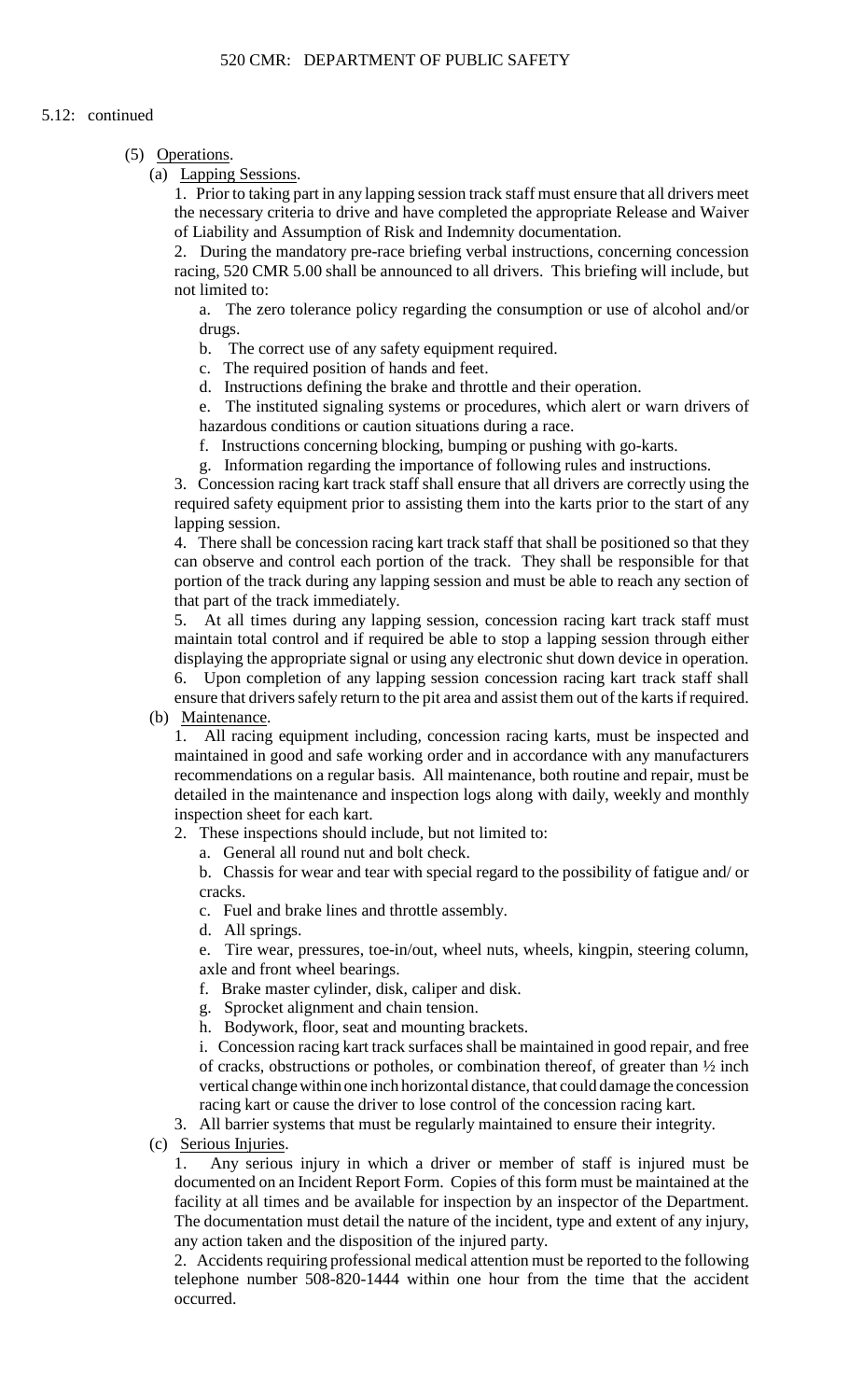5.12: continued

(5) Operations.

(a) Lapping Sessions.

1. Prior to taking part in any lapping session track staff must ensure that all drivers meet the necessary criteria to drive and have completed the appropriate Release and Waiver of Liability and Assumption of Risk and Indemnity documentation.

2. During the mandatory pre-race briefing verbal instructions, concerning concession racing, 520 CMR 5.00 shall be announced to all drivers. This briefing will include, but not limited to:

a. The zero tolerance policy regarding the consumption or use of alcohol and/or drugs.

b. The correct use of any safety equipment required.

c. The required position of hands and feet.

d. Instructions defining the brake and throttle and their operation.

e. The instituted signaling systems or procedures, which alert or warn drivers of hazardous conditions or caution situations during a race.

f. Instructions concerning blocking, bumping or pushing with go-karts.

g. Information regarding the importance of following rules and instructions.

3. Concession racing kart track staff shall ensure that all drivers are correctly using the required safety equipment prior to assisting them into the karts prior to the start of any lapping session.

4. There shall be concession racing kart track staff that shall be positioned so that they can observe and control each portion of the track. They shall be responsible for that portion of the track during any lapping session and must be able to reach any section of that part of the track immediately.

5. At all times during any lapping session, concession racing kart track staff must maintain total control and if required be able to stop a lapping session through either displaying the appropriate signal or using any electronic shut down device in operation.

6. Upon completion of any lapping session concession racing kart track staff shall ensure that drivers safely return to the pit area and assist them out of the karts if required.

(b) Maintenance.

1. All racing equipment including, concession racing karts, must be inspected and maintained in good and safe working order and in accordance with any manufacturers recommendations on a regular basis. All maintenance, both routine and repair, must be detailed in the maintenance and inspection logs along with daily, weekly and monthly inspection sheet for each kart.

2. These inspections should include, but not limited to:

a. General all round nut and bolt check.

b. Chassis for wear and tear with special regard to the possibility of fatigue and/ or cracks.

c. Fuel and brake lines and throttle assembly.

d. All springs.

e. Tire wear, pressures, toe-in/out, wheel nuts, wheels, kingpin, steering column, axle and front wheel bearings.

f. Brake master cylinder, disk, caliper and disk.

g. Sprocket alignment and chain tension.

h. Bodywork, floor, seat and mounting brackets.

i. Concession racing kart track surfaces shall be maintained in good repair, and free of cracks, obstructions or potholes, or combination thereof, of greater than ½ inch vertical change within one inch horizontal distance, that could damage the concession racing kart or cause the driver to lose control of the concession racing kart.

3. All barrier systems that must be regularly maintained to ensure their integrity.

(c) Serious Injuries.

1. Any serious injury in which a driver or member of staff is injured must be documented on an Incident Report Form. Copies of this form must be maintained at the facility at all times and be available for inspection by an inspector of the Department. The documentation must detail the nature of the incident, type and extent of any injury, any action taken and the disposition of the injured party.

2. Accidents requiring professional medical attention must be reported to the following telephone number 508-820-1444 within one hour from the time that the accident occurred.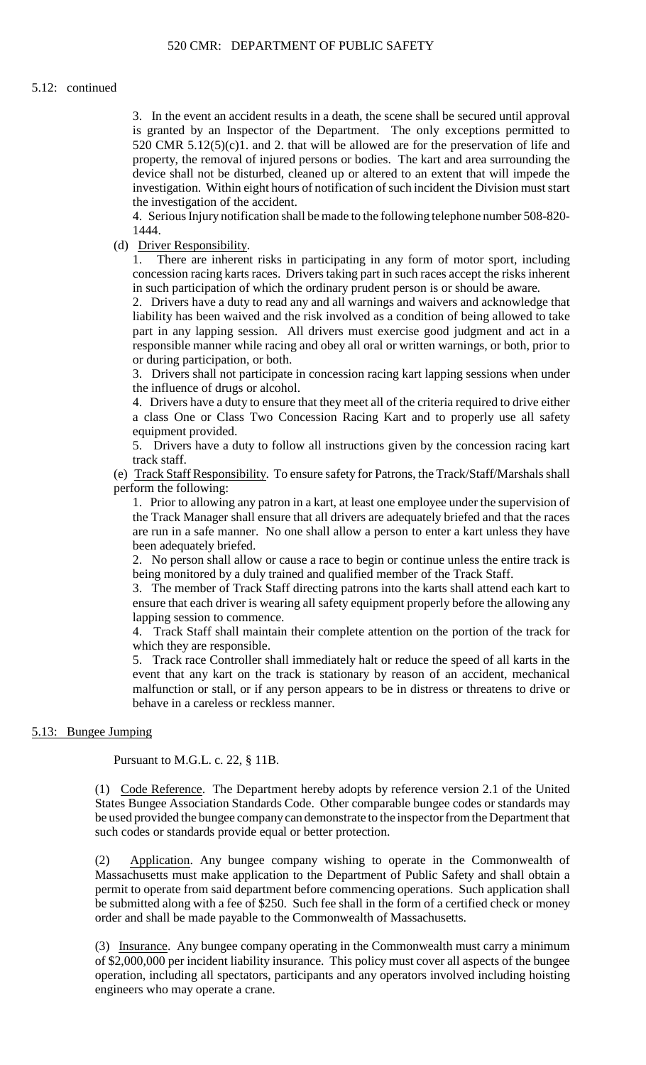5.12: continued

3. In the event an accident results in a death, the scene shall be secured until approval is granted by an Inspector of the Department. The only exceptions permitted to 520 CMR 5.12(5)(c)1. and 2. that will be allowed are for the preservation of life and property, the removal of injured persons or bodies. The kart and area surrounding the device shall not be disturbed, cleaned up or altered to an extent that will impede the investigation. Within eight hours of notification of such incident the Division must start the investigation of the accident.

4. Serious Injury notification shall be made to the following telephone number 508-820-1444.

(d) Driver Responsibility.

1. There are inherent risks in participating in any form of motor sport, including concession racing karts races. Drivers taking part in such races accept the risks inherent in such participation of which the ordinary prudent person is or should be aware.

2. Drivers have a duty to read any and all warnings and waivers and acknowledge that liability has been waived and the risk involved as a condition of being allowed to take part in any lapping session. All drivers must exercise good judgment and act in a responsible manner while racing and obey all oral or written warnings, or both, prior to or during participation, or both.

3. Drivers shall not participate in concession racing kart lapping sessions when under the influence of drugs or alcohol.

4. Drivers have a duty to ensure that they meet all of the criteria required to drive either a class One or Class Two Concession Racing Kart and to properly use all safety equipment provided.

5. Drivers have a duty to follow all instructions given by the concession racing kart track staff.

(e) Track Staff Responsibility. To ensure safety for Patrons, the Track/Staff/Marshals shall perform the following:

1. Prior to allowing any patron in a kart, at least one employee under the supervision of the Track Manager shall ensure that all drivers are adequately briefed and that the races are run in a safe manner. No one shall allow a person to enter a kart unless they have been adequately briefed.

2. No person shall allow or cause a race to begin or continue unless the entire track is being monitored by a duly trained and qualified member of the Track Staff.

3. The member of Track Staff directing patrons into the karts shall attend each kart to ensure that each driver is wearing all safety equipment properly before the allowing any lapping session to commence.

4. Track Staff shall maintain their complete attention on the portion of the track for which they are responsible.

5. Track race Controller shall immediately halt or reduce the speed of all karts in the event that any kart on the track is stationary by reason of an accident, mechanical malfunction or stall, or if any person appears to be in distress or threatens to drive or behave in a careless or reckless manner.

## 5.13: Bungee Jumping

Pursuant to M.G.L. c. 22, § 11B.

(1) Code Reference. The Department hereby adopts by reference version 2.1 of the United States Bungee Association Standards Code. Other comparable bungee codes or standards may be used provided the bungee company can demonstrate to the inspector from the Department that such codes or standards provide equal or better protection.

(2) Application. Any bungee company wishing to operate in the Commonwealth of Massachusetts must make application to the Department of Public Safety and shall obtain a permit to operate from said department before commencing operations. Such application shall be submitted along with a fee of $250. Such fee shall in the form of a certified check or money order and shall be made payable to the Commonwealth of Massachusetts.

(3) Insurance. Any bungee company operating in the Commonwealth must carry a minimum of $2,000,000 per incident liability insurance. This policy must cover all aspects of the bungee operation, including all spectators, participants and any operators involved including hoisting engineers who may operate a crane.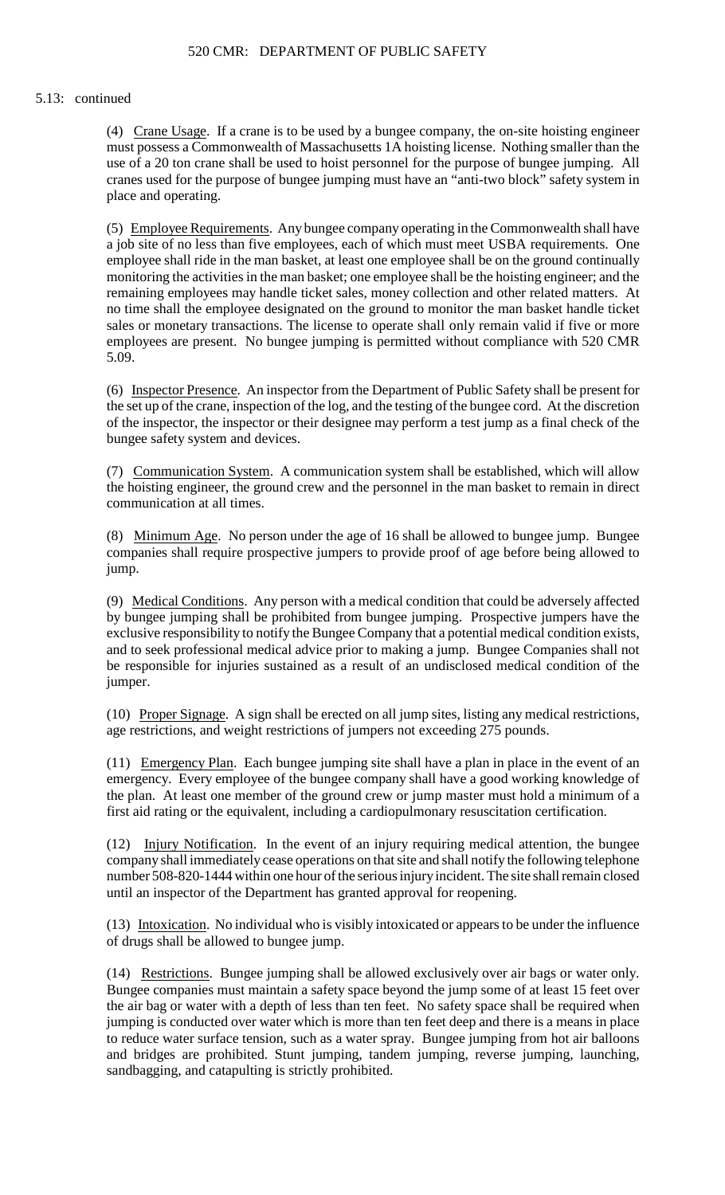5.13: continued

(4) Crane Usage. If a crane is to be used by a bungee company, the on-site hoisting engineer must possess a Commonwealth of Massachusetts 1A hoisting license. Nothing smaller than the use of a 20 ton crane shall be used to hoist personnel for the purpose of bungee jumping. All cranes used for the purpose of bungee jumping must have an "anti-two block" safety system in place and operating.

(5) Employee Requirements. Any bungee company operating in the Commonwealth shall have a job site of no less than five employees, each of which must meet USBA requirements. One employee shall ride in the man basket, at least one employee shall be on the ground continually monitoring the activities in the man basket; one employee shall be the hoisting engineer; and the remaining employees may handle ticket sales, money collection and other related matters. At no time shall the employee designated on the ground to monitor the man basket handle ticket sales or monetary transactions. The license to operate shall only remain valid if five or more employees are present. No bungee jumping is permitted without compliance with 520 CMR 5.09.

(6) Inspector Presence. An inspector from the Department of Public Safety shall be present for the set up of the crane, inspection of the log, and the testing of the bungee cord. At the discretion of the inspector, the inspector or their designee may perform a test jump as a final check of the bungee safety system and devices.

(7) Communication System. A communication system shall be established, which will allow the hoisting engineer, the ground crew and the personnel in the man basket to remain in direct communication at all times.

(8) Minimum Age. No person under the age of 16 shall be allowed to bungee jump. Bungee companies shall require prospective jumpers to provide proof of age before being allowed to jump.

(9) Medical Conditions. Any person with a medical condition that could be adversely affected by bungee jumping shall be prohibited from bungee jumping. Prospective jumpers have the exclusive responsibility to notify the Bungee Company that a potential medical condition exists, and to seek professional medical advice prior to making a jump. Bungee Companies shall not be responsible for injuries sustained as a result of an undisclosed medical condition of the jumper.

(10) Proper Signage. A sign shall be erected on all jump sites, listing any medical restrictions, age restrictions, and weight restrictions of jumpers not exceeding 275 pounds.

(11) Emergency Plan. Each bungee jumping site shall have a plan in place in the event of an emergency. Every employee of the bungee company shall have a good working knowledge of the plan. At least one member of the ground crew or jump master must hold a minimum of a first aid rating or the equivalent, including a cardiopulmonary resuscitation certification.

(12) Injury Notification. In the event of an injury requiring medical attention, the bungee company shall immediately cease operations on that site and shall notify the following telephone number 508-820-1444 within one hour of the serious injury incident. The site shall remain closed until an inspector of the Department has granted approval for reopening.

(13) Intoxication. No individual who is visibly intoxicated or appears to be under the influence of drugs shall be allowed to bungee jump.

(14) Restrictions. Bungee jumping shall be allowed exclusively over air bags or water only. Bungee companies must maintain a safety space beyond the jump some of at least 15 feet over the air bag or water with a depth of less than ten feet. No safety space shall be required when jumping is conducted over water which is more than ten feet deep and there is a means in place to reduce water surface tension, such as a water spray. Bungee jumping from hot air balloons and bridges are prohibited. Stunt jumping, tandem jumping, reverse jumping, launching, sandbagging, and catapulting is strictly prohibited.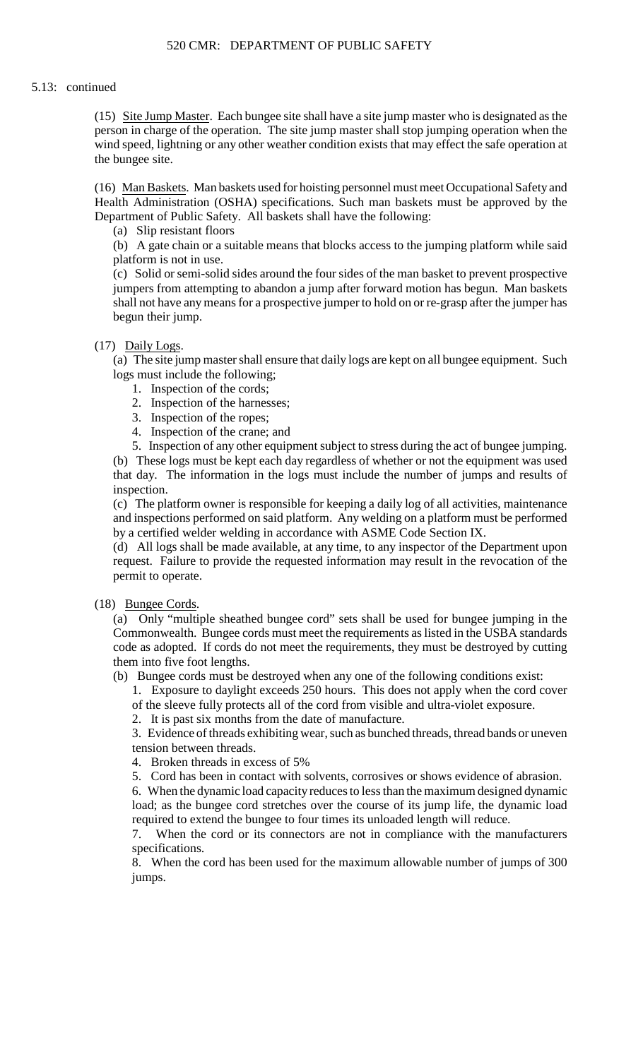5.13: continued

(15) Site Jump Master. Each bungee site shall have a site jump master who is designated as the person in charge of the operation. The site jump master shall stop jumping operation when the wind speed, lightning or any other weather condition exists that may effect the safe operation at the bungee site.

(16) Man Baskets. Man baskets used for hoisting personnel must meet Occupational Safety and Health Administration (OSHA) specifications. Such man baskets must be approved by the Department of Public Safety. All baskets shall have the following:

(a) Slip resistant floors

(b) A gate chain or a suitable means that blocks access to the jumping platform while said platform is not in use.

(c) Solid or semi-solid sides around the four sides of the man basket to prevent prospective jumpers from attempting to abandon a jump after forward motion has begun. Man baskets shall not have any means for a prospective jumper to hold on or re-grasp after the jumper has begun their jump.

(17) Daily Logs.

(a) The site jump master shall ensure that daily logs are kept on all bungee equipment. Such logs must include the following;

1. Inspection of the cords;
2. Inspection of the harnesses;
3. Inspection of the ropes;
4. Inspection of the crane; and
5. Inspection of any other equipment subject to stress during the act of bungee jumping.

(b) These logs must be kept each day regardless of whether or not the equipment was used that day. The information in the logs must include the number of jumps and results of inspection.

(c) The platform owner is responsible for keeping a daily log of all activities, maintenance and inspections performed on said platform. Any welding on a platform must be performed by a certified welder welding in accordance with ASME Code Section IX.

(d) All logs shall be made available, at any time, to any inspector of the Department upon request. Failure to provide the requested information may result in the revocation of the permit to operate.

(18) Bungee Cords.

(a) Only "multiple sheathed bungee cord" sets shall be used for bungee jumping in the Commonwealth. Bungee cords must meet the requirements as listed in the USBA standards code as adopted. If cords do not meet the requirements, they must be destroyed by cutting them into five foot lengths.

(b) Bungee cords must be destroyed when any one of the following conditions exist:

1. Exposure to daylight exceeds 250 hours. This does not apply when the cord cover of the sleeve fully protects all of the cord from visible and ultra-violet exposure.
2. It is past six months from the date of manufacture.
3. Evidence of threads exhibiting wear, such as bunched threads, thread bands or uneven tension between threads.
4. Broken threads in excess of 5%
5. Cord has been in contact with solvents, corrosives or shows evidence of abrasion.
6. When the dynamic load capacity reduces to less than the maximum designed dynamic load; as the bungee cord stretches over the course of its jump life, the dynamic load required to extend the bungee to four times its unloaded length will reduce.
7. When the cord or its connectors are not in compliance with the manufacturers specifications.
8. When the cord has been used for the maximum allowable number of jumps of 300 jumps.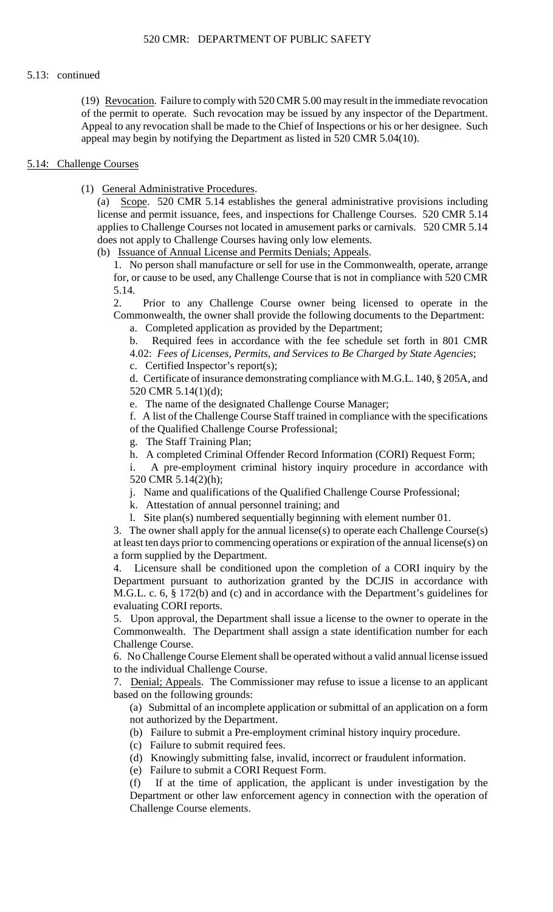5.13: continued

(19) Revocation. Failure to comply with 520 CMR 5.00 may result in the immediate revocation of the permit to operate. Such revocation may be issued by any inspector of the Department. Appeal to any revocation shall be made to the Chief of Inspections or his or her designee. Such appeal may begin by notifying the Department as listed in 520 CMR 5.04(10).

## 5.14: Challenge Courses

(1) General Administrative Procedures.

(a) Scope. 520 CMR 5.14 establishes the general administrative provisions including license and permit issuance, fees, and inspections for Challenge Courses. 520 CMR 5.14 applies to Challenge Courses not located in amusement parks or carnivals. 520 CMR 5.14 does not apply to Challenge Courses having only low elements.

(b) Issuance of Annual License and Permits Denials; Appeals.

1. No person shall manufacture or sell for use in the Commonwealth, operate, arrange for, or cause to be used, any Challenge Course that is not in compliance with 520 CMR 5.14.

2. Prior to any Challenge Course owner being licensed to operate in the Commonwealth, the owner shall provide the following documents to the Department:

a. Completed application as provided by the Department;

b. Required fees in accordance with the fee schedule set forth in 801 CMR 4.02: *Fees of Licenses, Permits, and Services to Be Charged by State Agencies*;

c. Certified Inspector's report(s);

d. Certificate of insurance demonstrating compliance with M.G.L. 140, § 205A, and 520 CMR 5.14(1)(d);

e. The name of the designated Challenge Course Manager;

f. A list of the Challenge Course Staff trained in compliance with the specifications of the Qualified Challenge Course Professional;

g. The Staff Training Plan;

h. A completed Criminal Offender Record Information (CORI) Request Form;

i. A pre-employment criminal history inquiry procedure in accordance with 520 CMR 5.14(2)(h);

j. Name and qualifications of the Qualified Challenge Course Professional;

k. Attestation of annual personnel training; and

l. Site plan(s) numbered sequentially beginning with element number 01.

3. The owner shall apply for the annual license(s) to operate each Challenge Course(s) at least ten days prior to commencing operations or expiration of the annual license(s) on a form supplied by the Department.

4. Licensure shall be conditioned upon the completion of a CORI inquiry by the Department pursuant to authorization granted by the DCJIS in accordance with M.G.L. c. 6, § 172(b) and (c) and in accordance with the Department's guidelines for evaluating CORI reports.

5. Upon approval, the Department shall issue a license to the owner to operate in the Commonwealth. The Department shall assign a state identification number for each Challenge Course.

6. No Challenge Course Element shall be operated without a valid annual license issued to the individual Challenge Course.

7. Denial; Appeals. The Commissioner may refuse to issue a license to an applicant based on the following grounds:

(a) Submittal of an incomplete application or submittal of an application on a form not authorized by the Department.

(b) Failure to submit a Pre-employment criminal history inquiry procedure.

(c) Failure to submit required fees.

(d) Knowingly submitting false, invalid, incorrect or fraudulent information.

(e) Failure to submit a CORI Request Form.

(f) If at the time of application, the applicant is under investigation by the Department or other law enforcement agency in connection with the operation of Challenge Course elements.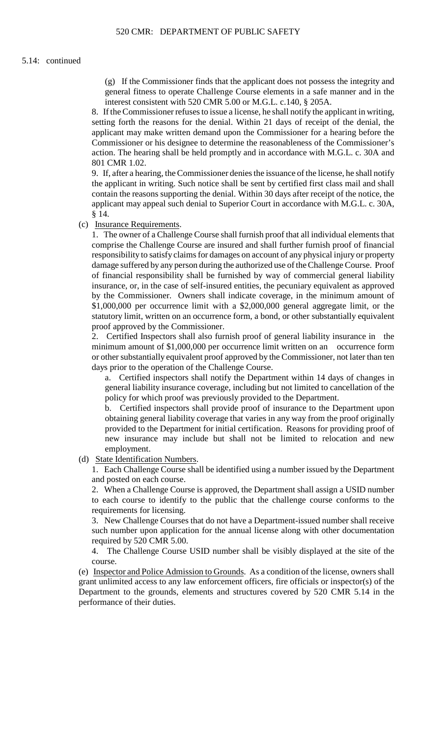5.14: continued

(g) If the Commissioner finds that the applicant does not possess the integrity and general fitness to operate Challenge Course elements in a safe manner and in the interest consistent with 520 CMR 5.00 or M.G.L. c.140, § 205A.

8. If the Commissioner refuses to issue a license, he shall notify the applicant in writing, setting forth the reasons for the denial. Within 21 days of receipt of the denial, the applicant may make written demand upon the Commissioner for a hearing before the Commissioner or his designee to determine the reasonableness of the Commissioner's action. The hearing shall be held promptly and in accordance with M.G.L. c. 30A and 801 CMR 1.02.

9. If, after a hearing, the Commissioner denies the issuance of the license, he shall notify the applicant in writing. Such notice shall be sent by certified first class mail and shall contain the reasons supporting the denial. Within 30 days after receipt of the notice, the applicant may appeal such denial to Superior Court in accordance with M.G.L. c. 30A, § 14.

(c) Insurance Requirements.

1. The owner of a Challenge Course shall furnish proof that all individual elements that comprise the Challenge Course are insured and shall further furnish proof of financial responsibility to satisfy claims for damages on account of any physical injury or property damage suffered by any person during the authorized use of the Challenge Course. Proof of financial responsibility shall be furnished by way of commercial general liability insurance, or, in the case of self-insured entities, the pecuniary equivalent as approved by the Commissioner. Owners shall indicate coverage, in the minimum amount of $1,000,000 per occurrence limit with a $2,000,000 general aggregate limit, or the statutory limit, written on an occurrence form, a bond, or other substantially equivalent proof approved by the Commissioner.

2. Certified Inspectors shall also furnish proof of general liability insurance in the minimum amount of $1,000,000 per occurrence limit written on an occurrence form or other substantially equivalent proof approved by the Commissioner, not later than ten days prior to the operation of the Challenge Course.

a. Certified inspectors shall notify the Department within 14 days of changes in general liability insurance coverage, including but not limited to cancellation of the policy for which proof was previously provided to the Department.

b. Certified inspectors shall provide proof of insurance to the Department upon obtaining general liability coverage that varies in any way from the proof originally provided to the Department for initial certification. Reasons for providing proof of new insurance may include but shall not be limited to relocation and new employment.

(d) State Identification Numbers.

1. Each Challenge Course shall be identified using a number issued by the Department and posted on each course.

2. When a Challenge Course is approved, the Department shall assign a USID number to each course to identify to the public that the challenge course conforms to the requirements for licensing.

3. New Challenge Courses that do not have a Department-issued number shall receive such number upon application for the annual license along with other documentation required by 520 CMR 5.00.

4. The Challenge Course USID number shall be visibly displayed at the site of the course.

(e) Inspector and Police Admission to Grounds. As a condition of the license, owners shall grant unlimited access to any law enforcement officers, fire officials or inspector(s) of the Department to the grounds, elements and structures covered by 520 CMR 5.14 in the performance of their duties.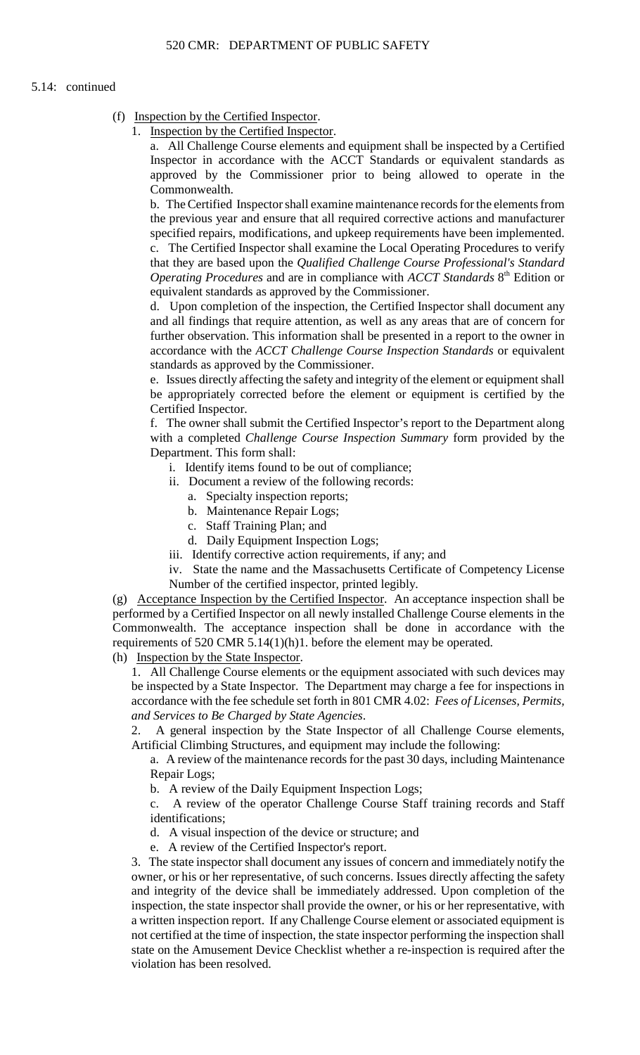5.14: continued

(f) Inspection by the Certified Inspector.

1. Inspection by the Certified Inspector.

a. All Challenge Course elements and equipment shall be inspected by a Certified Inspector in accordance with the ACCT Standards or equivalent standards as approved by the Commissioner prior to being allowed to operate in the Commonwealth.

b. The Certified Inspector shall examine maintenance records for the elements from the previous year and ensure that all required corrective actions and manufacturer specified repairs, modifications, and upkeep requirements have been implemented.

c. The Certified Inspector shall examine the Local Operating Procedures to verify that they are based upon the *Qualified Challenge Course Professional's Standard Operating Procedures* and are in compliance with *ACCT Standards* 8th Edition or equivalent standards as approved by the Commissioner.

d. Upon completion of the inspection, the Certified Inspector shall document any and all findings that require attention, as well as any areas that are of concern for further observation. This information shall be presented in a report to the owner in accordance with the *ACCT Challenge Course Inspection Standards* or equivalent standards as approved by the Commissioner.

e. Issues directly affecting the safety and integrity of the element or equipment shall be appropriately corrected before the element or equipment is certified by the Certified Inspector.

f. The owner shall submit the Certified Inspector's report to the Department along with a completed *Challenge Course Inspection Summary* form provided by the Department. This form shall:

i. Identify items found to be out of compliance;

ii. Document a review of the following records:

a. Specialty inspection reports;

b. Maintenance Repair Logs;

c. Staff Training Plan; and

d. Daily Equipment Inspection Logs;

iii. Identify corrective action requirements, if any; and

iv. State the name and the Massachusetts Certificate of Competency License Number of the certified inspector, printed legibly.

(g) Acceptance Inspection by the Certified Inspector. An acceptance inspection shall be performed by a Certified Inspector on all newly installed Challenge Course elements in the Commonwealth. The acceptance inspection shall be done in accordance with the requirements of 520 CMR 5.14(1)(h)1. before the element may be operated.

(h) Inspection by the State Inspector.

1. All Challenge Course elements or the equipment associated with such devices may be inspected by a State Inspector. The Department may charge a fee for inspections in accordance with the fee schedule set forth in 801 CMR 4.02: *Fees of Licenses, Permits, and Services to Be Charged by State Agencies*.

2. A general inspection by the State Inspector of all Challenge Course elements, Artificial Climbing Structures, and equipment may include the following:

a. A review of the maintenance records for the past 30 days, including Maintenance Repair Logs;

b. A review of the Daily Equipment Inspection Logs;

c. A review of the operator Challenge Course Staff training records and Staff identifications;

d. A visual inspection of the device or structure; and

e. A review of the Certified Inspector's report.

3. The state inspector shall document any issues of concern and immediately notify the owner, or his or her representative, of such concerns. Issues directly affecting the safety and integrity of the device shall be immediately addressed. Upon completion of the inspection, the state inspector shall provide the owner, or his or her representative, with a written inspection report. If any Challenge Course element or associated equipment is not certified at the time of inspection, the state inspector performing the inspection shall state on the Amusement Device Checklist whether a re-inspection is required after the violation has been resolved.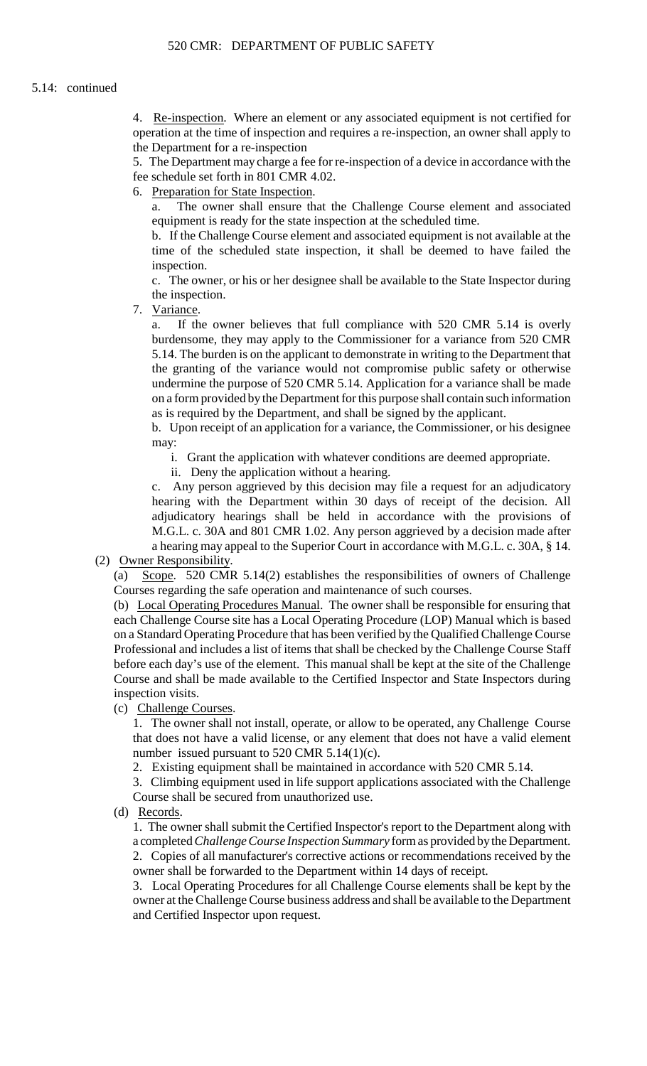5.14: continued

4. Re-inspection. Where an element or any associated equipment is not certified for operation at the time of inspection and requires a re-inspection, an owner shall apply to the Department for a re-inspection

5. The Department may charge a fee for re-inspection of a device in accordance with the fee schedule set forth in 801 CMR 4.02.

6. Preparation for State Inspection.

a. The owner shall ensure that the Challenge Course element and associated equipment is ready for the state inspection at the scheduled time.

b. If the Challenge Course element and associated equipment is not available at the time of the scheduled state inspection, it shall be deemed to have failed the inspection.

c. The owner, or his or her designee shall be available to the State Inspector during the inspection.

7. Variance.

a. If the owner believes that full compliance with 520 CMR 5.14 is overly burdensome, they may apply to the Commissioner for a variance from 520 CMR 5.14. The burden is on the applicant to demonstrate in writing to the Department that the granting of the variance would not compromise public safety or otherwise undermine the purpose of 520 CMR 5.14. Application for a variance shall be made on a form provided by the Department for this purpose shall contain such information as is required by the Department, and shall be signed by the applicant.

b. Upon receipt of an application for a variance, the Commissioner, or his designee may:

i. Grant the application with whatever conditions are deemed appropriate.

ii. Deny the application without a hearing.

c. Any person aggrieved by this decision may file a request for an adjudicatory hearing with the Department within 30 days of receipt of the decision. All adjudicatory hearings shall be held in accordance with the provisions of M.G.L. c. 30A and 801 CMR 1.02. Any person aggrieved by a decision made after a hearing may appeal to the Superior Court in accordance with M.G.L. c. 30A, § 14.

(2) Owner Responsibility.

(a) Scope. 520 CMR 5.14(2) establishes the responsibilities of owners of Challenge Courses regarding the safe operation and maintenance of such courses.

(b) Local Operating Procedures Manual. The owner shall be responsible for ensuring that each Challenge Course site has a Local Operating Procedure (LOP) Manual which is based on a Standard Operating Procedure that has been verified by the Qualified Challenge Course Professional and includes a list of items that shall be checked by the Challenge Course Staff before each day's use of the element. This manual shall be kept at the site of the Challenge Course and shall be made available to the Certified Inspector and State Inspectors during inspection visits.

(c) Challenge Courses.

1. The owner shall not install, operate, or allow to be operated, any Challenge Course that does not have a valid license, or any element that does not have a valid element number issued pursuant to 520 CMR 5.14(1)(c).

2. Existing equipment shall be maintained in accordance with 520 CMR 5.14.

3. Climbing equipment used in life support applications associated with the Challenge Course shall be secured from unauthorized use.

(d) Records.

1. The owner shall submit the Certified Inspector's report to the Department along with a completed *Challenge Course Inspection Summary* form as provided by the Department.

2. Copies of all manufacturer's corrective actions or recommendations received by the owner shall be forwarded to the Department within 14 days of receipt.

3. Local Operating Procedures for all Challenge Course elements shall be kept by the owner at the Challenge Course business address and shall be available to the Department and Certified Inspector upon request.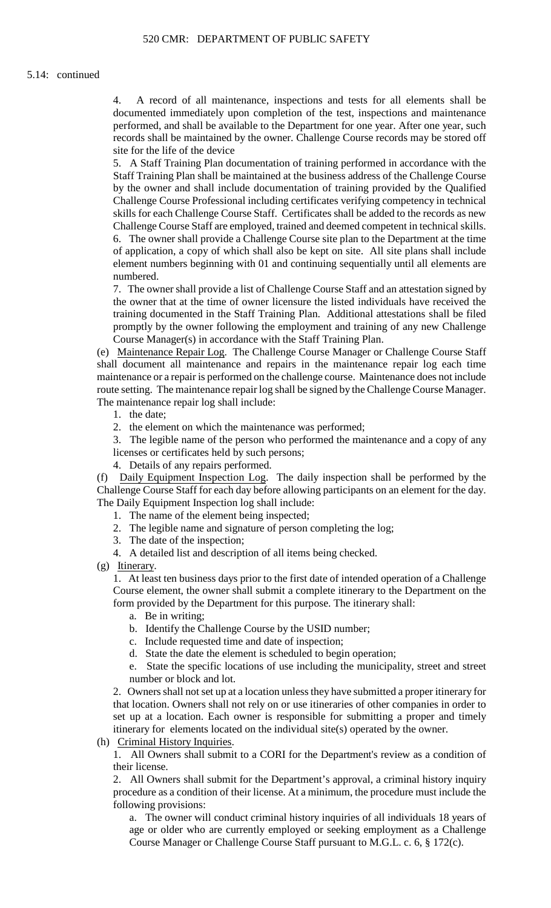5.14: continued

4. A record of all maintenance, inspections and tests for all elements shall be documented immediately upon completion of the test, inspections and maintenance performed, and shall be available to the Department for one year. After one year, such records shall be maintained by the owner. Challenge Course records may be stored off site for the life of the device

5. A Staff Training Plan documentation of training performed in accordance with the Staff Training Plan shall be maintained at the business address of the Challenge Course by the owner and shall include documentation of training provided by the Qualified Challenge Course Professional including certificates verifying competency in technical skills for each Challenge Course Staff. Certificates shall be added to the records as new Challenge Course Staff are employed, trained and deemed competent in technical skills.

6. The owner shall provide a Challenge Course site plan to the Department at the time of application, a copy of which shall also be kept on site. All site plans shall include element numbers beginning with 01 and continuing sequentially until all elements are numbered.

7. The owner shall provide a list of Challenge Course Staff and an attestation signed by the owner that at the time of owner licensure the listed individuals have received the training documented in the Staff Training Plan. Additional attestations shall be filed promptly by the owner following the employment and training of any new Challenge Course Manager(s) in accordance with the Staff Training Plan.

(e) Maintenance Repair Log. The Challenge Course Manager or Challenge Course Staff shall document all maintenance and repairs in the maintenance repair log each time maintenance or a repair is performed on the challenge course. Maintenance does not include route setting. The maintenance repair log shall be signed by the Challenge Course Manager. The maintenance repair log shall include:

1. the date;
2. the element on which the maintenance was performed;
3. The legible name of the person who performed the maintenance and a copy of any licenses or certificates held by such persons;
4. Details of any repairs performed.

(f) Daily Equipment Inspection Log. The daily inspection shall be performed by the Challenge Course Staff for each day before allowing participants on an element for the day. The Daily Equipment Inspection log shall include:

1. The name of the element being inspected;
2. The legible name and signature of person completing the log;
3. The date of the inspection;
4. A detailed list and description of all items being checked.

(g) Itinerary.

1. At least ten business days prior to the first date of intended operation of a Challenge Course element, the owner shall submit a complete itinerary to the Department on the form provided by the Department for this purpose. The itinerary shall:

a. Be in writing;
b. Identify the Challenge Course by the USID number;
c. Include requested time and date of inspection;
d. State the date the element is scheduled to begin operation;
e. State the specific locations of use including the municipality, street and street number or block and lot.

2. Owners shall not set up at a location unless they have submitted a proper itinerary for that location. Owners shall not rely on or use itineraries of other companies in order to set up at a location. Each owner is responsible for submitting a proper and timely itinerary for elements located on the individual site(s) operated by the owner.

(h) Criminal History Inquiries.

1. All Owners shall submit to a CORI for the Department's review as a condition of their license.

2. All Owners shall submit for the Department's approval, a criminal history inquiry procedure as a condition of their license. At a minimum, the procedure must include the following provisions:

a. The owner will conduct criminal history inquiries of all individuals 18 years of age or older who are currently employed or seeking employment as a Challenge Course Manager or Challenge Course Staff pursuant to M.G.L. c. 6, § 172(c).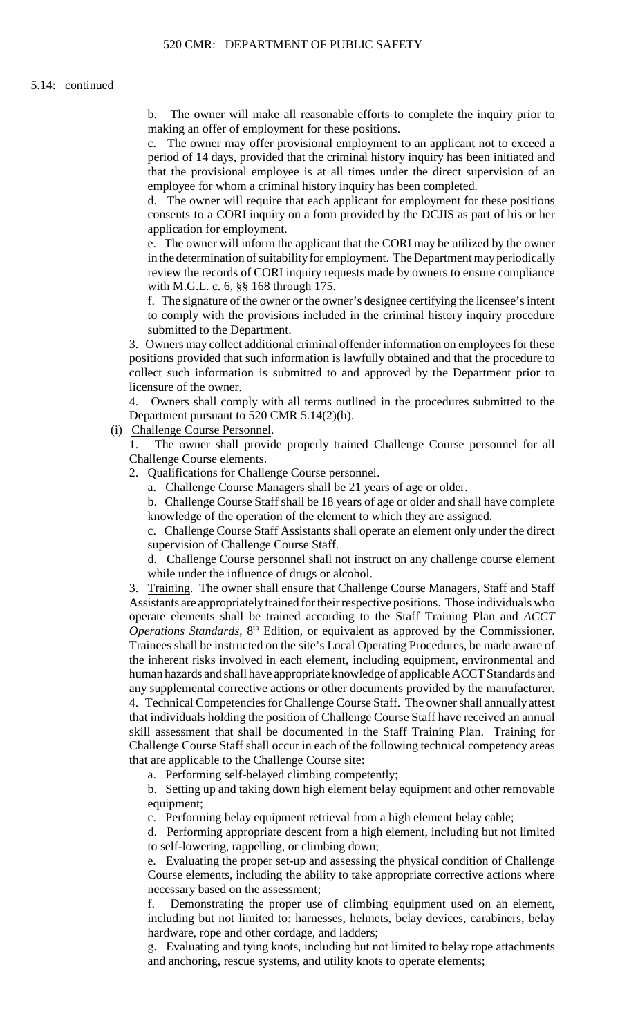5.14: continued

b. The owner will make all reasonable efforts to complete the inquiry prior to making an offer of employment for these positions.

c. The owner may offer provisional employment to an applicant not to exceed a period of 14 days, provided that the criminal history inquiry has been initiated and that the provisional employee is at all times under the direct supervision of an employee for whom a criminal history inquiry has been completed.

d. The owner will require that each applicant for employment for these positions consents to a CORI inquiry on a form provided by the DCJIS as part of his or her application for employment.

e. The owner will inform the applicant that the CORI may be utilized by the owner in the determination of suitability for employment. The Department may periodically review the records of CORI inquiry requests made by owners to ensure compliance with M.G.L. c. 6, §§ 168 through 175.

f. The signature of the owner or the owner's designee certifying the licensee's intent to comply with the provisions included in the criminal history inquiry procedure submitted to the Department.

3. Owners may collect additional criminal offender information on employees for these positions provided that such information is lawfully obtained and that the procedure to collect such information is submitted to and approved by the Department prior to licensure of the owner.

4. Owners shall comply with all terms outlined in the procedures submitted to the Department pursuant to 520 CMR 5.14(2)(h).

(i) Challenge Course Personnel.

1. The owner shall provide properly trained Challenge Course personnel for all Challenge Course elements.

2. Qualifications for Challenge Course personnel.

a. Challenge Course Managers shall be 21 years of age or older.

b. Challenge Course Staff shall be 18 years of age or older and shall have complete knowledge of the operation of the element to which they are assigned.

c. Challenge Course Staff Assistants shall operate an element only under the direct supervision of Challenge Course Staff.

d. Challenge Course personnel shall not instruct on any challenge course element while under the influence of drugs or alcohol.

3. Training. The owner shall ensure that Challenge Course Managers, Staff and Staff Assistants are appropriately trained for their respective positions. Those individuals who operate elements shall be trained according to the Staff Training Plan and *ACCT Operations Standards*, 8th Edition, or equivalent as approved by the Commissioner. Trainees shall be instructed on the site's Local Operating Procedures, be made aware of the inherent risks involved in each element, including equipment, environmental and human hazards and shall have appropriate knowledge of applicable ACCT Standards and any supplemental corrective actions or other documents provided by the manufacturer.

4. Technical Competencies for Challenge Course Staff. The owner shall annually attest that individuals holding the position of Challenge Course Staff have received an annual skill assessment that shall be documented in the Staff Training Plan. Training for Challenge Course Staff shall occur in each of the following technical competency areas that are applicable to the Challenge Course site:

a. Performing self-belayed climbing competently;

b. Setting up and taking down high element belay equipment and other removable equipment;

c. Performing belay equipment retrieval from a high element belay cable;

d. Performing appropriate descent from a high element, including but not limited to self-lowering, rappelling, or climbing down;

e. Evaluating the proper set-up and assessing the physical condition of Challenge Course elements, including the ability to take appropriate corrective actions where necessary based on the assessment;

f. Demonstrating the proper use of climbing equipment used on an element, including but not limited to: harnesses, helmets, belay devices, carabiners, belay hardware, rope and other cordage, and ladders;

g. Evaluating and tying knots, including but not limited to belay rope attachments and anchoring, rescue systems, and utility knots to operate elements;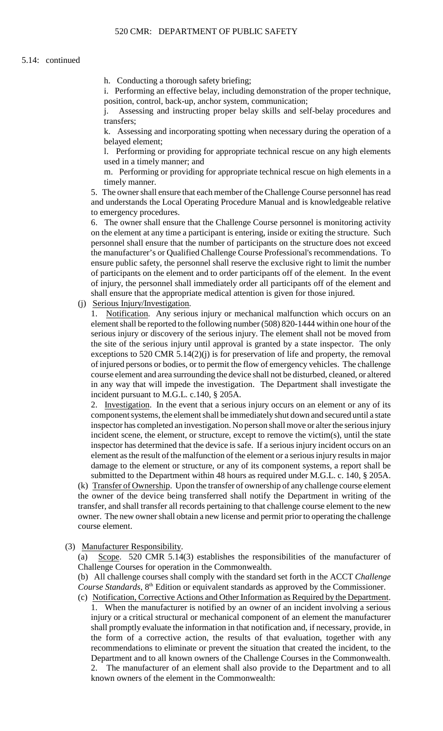5.14: continued

h. Conducting a thorough safety briefing;

i. Performing an effective belay, including demonstration of the proper technique, position, control, back-up, anchor system, communication;

j. Assessing and instructing proper belay skills and self-belay procedures and transfers;

k. Assessing and incorporating spotting when necessary during the operation of a belayed element;

l. Performing or providing for appropriate technical rescue on any high elements used in a timely manner; and

m. Performing or providing for appropriate technical rescue on high elements in a timely manner.

5. The owner shall ensure that each member of the Challenge Course personnel has read and understands the Local Operating Procedure Manual and is knowledgeable relative to emergency procedures.

6. The owner shall ensure that the Challenge Course personnel is monitoring activity on the element at any time a participant is entering, inside or exiting the structure. Such personnel shall ensure that the number of participants on the structure does not exceed the manufacturer's or Qualified Challenge Course Professional's recommendations. To ensure public safety, the personnel shall reserve the exclusive right to limit the number of participants on the element and to order participants off of the element. In the event of injury, the personnel shall immediately order all participants off of the element and shall ensure that the appropriate medical attention is given for those injured.

(j) Serious Injury/Investigation.

1. Notification. Any serious injury or mechanical malfunction which occurs on an element shall be reported to the following number (508) 820-1444 within one hour of the serious injury or discovery of the serious injury. The element shall not be moved from the site of the serious injury until approval is granted by a state inspector. The only exceptions to 520 CMR 5.14(2)(j) is for preservation of life and property, the removal of injured persons or bodies, or to permit the flow of emergency vehicles. The challenge course element and area surrounding the device shall not be disturbed, cleaned, or altered in any way that will impede the investigation. The Department shall investigate the incident pursuant to M.G.L. c.140, § 205A.

2. Investigation. In the event that a serious injury occurs on an element or any of its component systems, the element shall be immediately shut down and secured until a state inspector has completed an investigation. No person shall move or alter the serious injury incident scene, the element, or structure, except to remove the victim(s), until the state inspector has determined that the device is safe. If a serious injury incident occurs on an element as the result of the malfunction of the element or a serious injury results in major damage to the element or structure, or any of its component systems, a report shall be submitted to the Department within 48 hours as required under M.G.L. c. 140, § 205A.

(k) Transfer of Ownership. Upon the transfer of ownership of any challenge course element the owner of the device being transferred shall notify the Department in writing of the transfer, and shall transfer all records pertaining to that challenge course element to the new owner. The new owner shall obtain a new license and permit prior to operating the challenge course element.

(3) Manufacturer Responsibility.

(a) Scope. 520 CMR 5.14(3) establishes the responsibilities of the manufacturer of Challenge Courses for operation in the Commonwealth.

(b) All challenge courses shall comply with the standard set forth in the ACCT *Challenge Course Standards*, 8th Edition or equivalent standards as approved by the Commissioner.

(c) Notification, Corrective Actions and Other Information as Required by the Department.

1. When the manufacturer is notified by an owner of an incident involving a serious injury or a critical structural or mechanical component of an element the manufacturer shall promptly evaluate the information in that notification and, if necessary, provide, in the form of a corrective action, the results of that evaluation, together with any recommendations to eliminate or prevent the situation that created the incident, to the Department and to all known owners of the Challenge Courses in the Commonwealth.

2. The manufacturer of an element shall also provide to the Department and to all known owners of the element in the Commonwealth: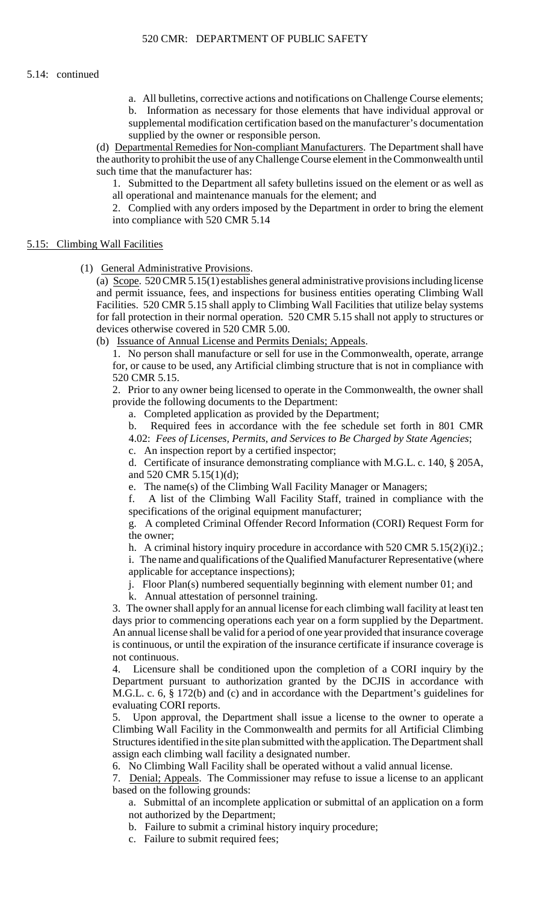5.14: continued

a. All bulletins, corrective actions and notifications on Challenge Course elements;

b. Information as necessary for those elements that have individual approval or supplemental modification certification based on the manufacturer's documentation supplied by the owner or responsible person.

(d) Departmental Remedies for Non-compliant Manufacturers. The Department shall have the authority to prohibit the use of any Challenge Course element in the Commonwealth until such time that the manufacturer has:

1. Submitted to the Department all safety bulletins issued on the element or as well as all operational and maintenance manuals for the element; and

2. Complied with any orders imposed by the Department in order to bring the element into compliance with 520 CMR 5.14

## 5.15: Climbing Wall Facilities

(1) General Administrative Provisions.

(a) Scope. 520 CMR 5.15(1) establishes general administrative provisions including license and permit issuance, fees, and inspections for business entities operating Climbing Wall Facilities. 520 CMR 5.15 shall apply to Climbing Wall Facilities that utilize belay systems for fall protection in their normal operation. 520 CMR 5.15 shall not apply to structures or devices otherwise covered in 520 CMR 5.00.

(b) Issuance of Annual License and Permits Denials; Appeals.

1. No person shall manufacture or sell for use in the Commonwealth, operate, arrange for, or cause to be used, any Artificial climbing structure that is not in compliance with 520 CMR 5.15.

2. Prior to any owner being licensed to operate in the Commonwealth, the owner shall provide the following documents to the Department:

a. Completed application as provided by the Department;

b. Required fees in accordance with the fee schedule set forth in 801 CMR 4.02: *Fees of Licenses, Permits, and Services to Be Charged by State Agencies*;

c. An inspection report by a certified inspector;

d. Certificate of insurance demonstrating compliance with M.G.L. c. 140, § 205A, and 520 CMR 5.15(1)(d);

e. The name(s) of the Climbing Wall Facility Manager or Managers;

f. A list of the Climbing Wall Facility Staff, trained in compliance with the specifications of the original equipment manufacturer;

g. A completed Criminal Offender Record Information (CORI) Request Form for the owner;

h. A criminal history inquiry procedure in accordance with 520 CMR 5.15(2)(i)2.;

i. The name and qualifications of the Qualified Manufacturer Representative (where applicable for acceptance inspections);

j. Floor Plan(s) numbered sequentially beginning with element number 01; and

k. Annual attestation of personnel training.

3. The owner shall apply for an annual license for each climbing wall facility at least ten days prior to commencing operations each year on a form supplied by the Department. An annual license shall be valid for a period of one year provided that insurance coverage is continuous, or until the expiration of the insurance certificate if insurance coverage is not continuous.

4. Licensure shall be conditioned upon the completion of a CORI inquiry by the Department pursuant to authorization granted by the DCJIS in accordance with M.G.L. c. 6, § 172(b) and (c) and in accordance with the Department's guidelines for evaluating CORI reports.

5. Upon approval, the Department shall issue a license to the owner to operate a Climbing Wall Facility in the Commonwealth and permits for all Artificial Climbing Structures identified in the site plan submitted with the application. The Department shall assign each climbing wall facility a designated number.

6. No Climbing Wall Facility shall be operated without a valid annual license.

7. Denial; Appeals. The Commissioner may refuse to issue a license to an applicant based on the following grounds:

a. Submittal of an incomplete application or submittal of an application on a form not authorized by the Department;

b. Failure to submit a criminal history inquiry procedure;

c. Failure to submit required fees;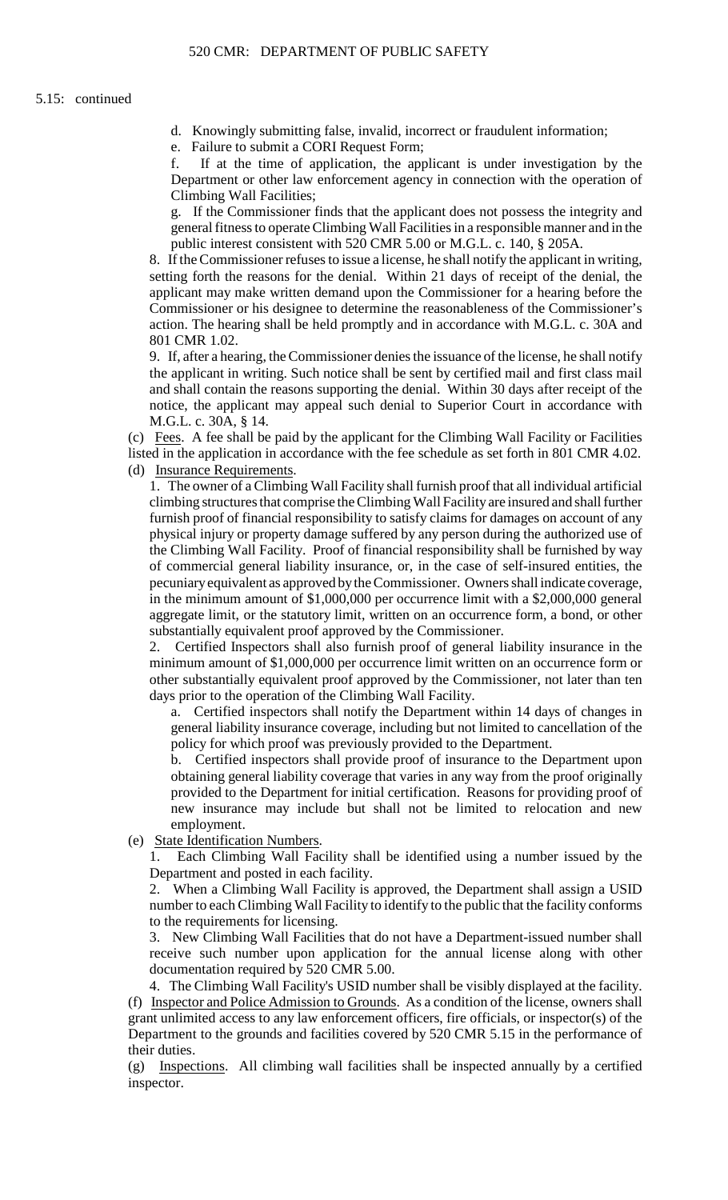5.15: continued

d. Knowingly submitting false, invalid, incorrect or fraudulent information;

e. Failure to submit a CORI Request Form;

f. If at the time of application, the applicant is under investigation by the Department or other law enforcement agency in connection with the operation of Climbing Wall Facilities;

g. If the Commissioner finds that the applicant does not possess the integrity and general fitness to operate Climbing Wall Facilities in a responsible manner and in the public interest consistent with 520 CMR 5.00 or M.G.L. c. 140, § 205A.

8. If the Commissioner refuses to issue a license, he shall notify the applicant in writing, setting forth the reasons for the denial. Within 21 days of receipt of the denial, the applicant may make written demand upon the Commissioner for a hearing before the Commissioner or his designee to determine the reasonableness of the Commissioner's action. The hearing shall be held promptly and in accordance with M.G.L. c. 30A and 801 CMR 1.02.

9. If, after a hearing, the Commissioner denies the issuance of the license, he shall notify the applicant in writing. Such notice shall be sent by certified mail and first class mail and shall contain the reasons supporting the denial. Within 30 days after receipt of the notice, the applicant may appeal such denial to Superior Court in accordance with M.G.L. c. 30A, § 14.

(c) Fees. A fee shall be paid by the applicant for the Climbing Wall Facility or Facilities listed in the application in accordance with the fee schedule as set forth in 801 CMR 4.02.

(d) Insurance Requirements.

1. The owner of a Climbing Wall Facility shall furnish proof that all individual artificial climbing structures that comprise the Climbing Wall Facility are insured and shall further furnish proof of financial responsibility to satisfy claims for damages on account of any physical injury or property damage suffered by any person during the authorized use of the Climbing Wall Facility. Proof of financial responsibility shall be furnished by way of commercial general liability insurance, or, in the case of self-insured entities, the pecuniary equivalent as approved by the Commissioner. Owners shall indicate coverage, in the minimum amount of $1,000,000 per occurrence limit with a $2,000,000 general aggregate limit, or the statutory limit, written on an occurrence form, a bond, or other substantially equivalent proof approved by the Commissioner.

2. Certified Inspectors shall also furnish proof of general liability insurance in the minimum amount of $1,000,000 per occurrence limit written on an occurrence form or other substantially equivalent proof approved by the Commissioner, not later than ten days prior to the operation of the Climbing Wall Facility.

a. Certified inspectors shall notify the Department within 14 days of changes in general liability insurance coverage, including but not limited to cancellation of the policy for which proof was previously provided to the Department.

b. Certified inspectors shall provide proof of insurance to the Department upon obtaining general liability coverage that varies in any way from the proof originally provided to the Department for initial certification. Reasons for providing proof of new insurance may include but shall not be limited to relocation and new employment.

(e) State Identification Numbers.

1. Each Climbing Wall Facility shall be identified using a number issued by the Department and posted in each facility.

2. When a Climbing Wall Facility is approved, the Department shall assign a USID number to each Climbing Wall Facility to identify to the public that the facility conforms to the requirements for licensing.

3. New Climbing Wall Facilities that do not have a Department-issued number shall receive such number upon application for the annual license along with other documentation required by 520 CMR 5.00.

4. The Climbing Wall Facility's USID number shall be visibly displayed at the facility.

(f) Inspector and Police Admission to Grounds. As a condition of the license, owners shall grant unlimited access to any law enforcement officers, fire officials, or inspector(s) of the Department to the grounds and facilities covered by 520 CMR 5.15 in the performance of their duties.

(g) Inspections. All climbing wall facilities shall be inspected annually by a certified inspector.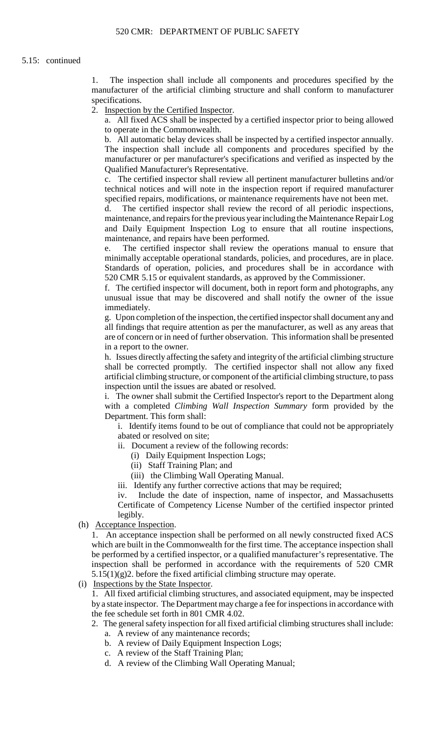5.15: continued

1. The inspection shall include all components and procedures specified by the manufacturer of the artificial climbing structure and shall conform to manufacturer specifications.

2. Inspection by the Certified Inspector.

   a. All fixed ACS shall be inspected by a certified inspector prior to being allowed to operate in the Commonwealth.

   b. All automatic belay devices shall be inspected by a certified inspector annually. The inspection shall include all components and procedures specified by the manufacturer or per manufacturer's specifications and verified as inspected by the Qualified Manufacturer's Representative.

   c. The certified inspector shall review all pertinent manufacturer bulletins and/or technical notices and will note in the inspection report if required manufacturer specified repairs, modifications, or maintenance requirements have not been met.

   d. The certified inspector shall review the record of all periodic inspections, maintenance, and repairs for the previous year including the Maintenance Repair Log and Daily Equipment Inspection Log to ensure that all routine inspections, maintenance, and repairs have been performed.

   e. The certified inspector shall review the operations manual to ensure that minimally acceptable operational standards, policies, and procedures, are in place. Standards of operation, policies, and procedures shall be in accordance with 520 CMR 5.15 or equivalent standards, as approved by the Commissioner.

   f. The certified inspector will document, both in report form and photographs, any unusual issue that may be discovered and shall notify the owner of the issue immediately.

   g. Upon completion of the inspection, the certified inspector shall document any and all findings that require attention as per the manufacturer, as well as any areas that are of concern or in need of further observation. This information shall be presented in a report to the owner.

   h. Issues directly affecting the safety and integrity of the artificial climbing structure shall be corrected promptly. The certified inspector shall not allow any fixed artificial climbing structure, or component of the artificial climbing structure, to pass inspection until the issues are abated or resolved.

   i. The owner shall submit the Certified Inspector's report to the Department along with a completed *Climbing Wall Inspection Summary* form provided by the Department. This form shall:

      i. Identify items found to be out of compliance that could not be appropriately abated or resolved on site;

      ii. Document a review of the following records:

         (i) Daily Equipment Inspection Logs;

         (ii) Staff Training Plan; and

         (iii) the Climbing Wall Operating Manual.

      iii. Identify any further corrective actions that may be required;

      iv. Include the date of inspection, name of inspector, and Massachusetts Certificate of Competency License Number of the certified inspector printed legibly.

(h) Acceptance Inspection.

1. An acceptance inspection shall be performed on all newly constructed fixed ACS which are built in the Commonwealth for the first time. The acceptance inspection shall be performed by a certified inspector, or a qualified manufacturer's representative. The inspection shall be performed in accordance with the requirements of 520 CMR 5.15(1)(g)2. before the fixed artificial climbing structure may operate.

(i) Inspections by the State Inspector.

1. All fixed artificial climbing structures, and associated equipment, may be inspected by a state inspector. The Department may charge a fee for inspections in accordance with the fee schedule set forth in 801 CMR 4.02.

2. The general safety inspection for all fixed artificial climbing structures shall include:

   a. A review of any maintenance records;

   b. A review of Daily Equipment Inspection Logs;

   c. A review of the Staff Training Plan;

   d. A review of the Climbing Wall Operating Manual;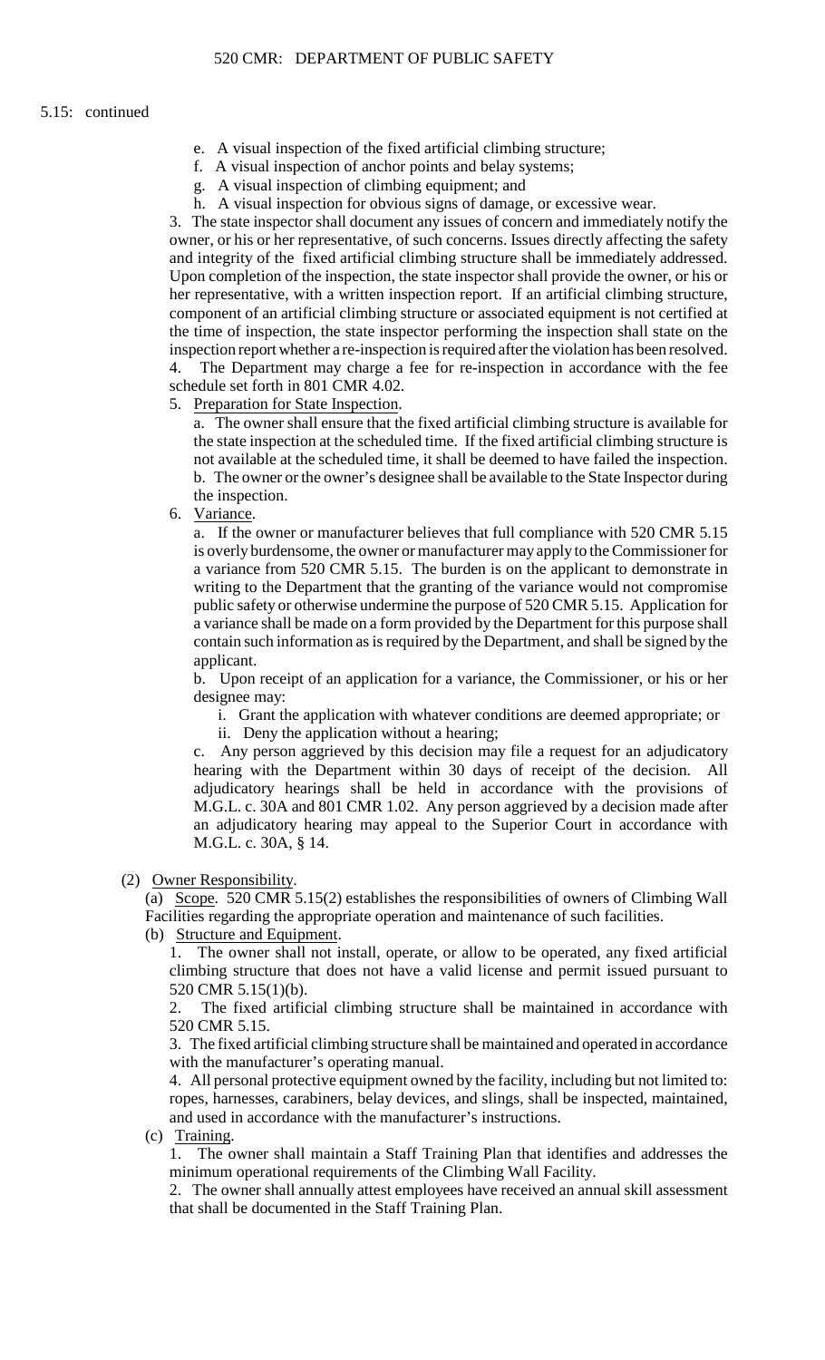5.15: continued

e. A visual inspection of the fixed artificial climbing structure;

f. A visual inspection of anchor points and belay systems;

g. A visual inspection of climbing equipment; and

h. A visual inspection for obvious signs of damage, or excessive wear.

3. The state inspector shall document any issues of concern and immediately notify the owner, or his or her representative, of such concerns. Issues directly affecting the safety and integrity of the fixed artificial climbing structure shall be immediately addressed. Upon completion of the inspection, the state inspector shall provide the owner, or his or her representative, with a written inspection report. If an artificial climbing structure, component of an artificial climbing structure or associated equipment is not certified at the time of inspection, the state inspector performing the inspection shall state on the inspection report whether a re-inspection is required after the violation has been resolved.

4. The Department may charge a fee for re-inspection in accordance with the fee schedule set forth in 801 CMR 4.02.

5. Preparation for State Inspection.

a. The owner shall ensure that the fixed artificial climbing structure is available for the state inspection at the scheduled time. If the fixed artificial climbing structure is not available at the scheduled time, it shall be deemed to have failed the inspection.

b. The owner or the owner's designee shall be available to the State Inspector during the inspection.

6. Variance.

a. If the owner or manufacturer believes that full compliance with 520 CMR 5.15 is overly burdensome, the owner or manufacturer may apply to the Commissioner for a variance from 520 CMR 5.15. The burden is on the applicant to demonstrate in writing to the Department that the granting of the variance would not compromise public safety or otherwise undermine the purpose of 520 CMR 5.15. Application for a variance shall be made on a form provided by the Department for this purpose shall contain such information as is required by the Department, and shall be signed by the applicant.

b. Upon receipt of an application for a variance, the Commissioner, or his or her designee may:

i. Grant the application with whatever conditions are deemed appropriate; or

ii. Deny the application without a hearing;

c. Any person aggrieved by this decision may file a request for an adjudicatory hearing with the Department within 30 days of receipt of the decision. All adjudicatory hearings shall be held in accordance with the provisions of M.G.L. c. 30A and 801 CMR 1.02. Any person aggrieved by a decision made after an adjudicatory hearing may appeal to the Superior Court in accordance with M.G.L. c. 30A, § 14.

(2) Owner Responsibility.

(a) Scope. 520 CMR 5.15(2) establishes the responsibilities of owners of Climbing Wall Facilities regarding the appropriate operation and maintenance of such facilities.

(b) Structure and Equipment.

1. The owner shall not install, operate, or allow to be operated, any fixed artificial climbing structure that does not have a valid license and permit issued pursuant to 520 CMR 5.15(1)(b).

2. The fixed artificial climbing structure shall be maintained in accordance with 520 CMR 5.15.

3. The fixed artificial climbing structure shall be maintained and operated in accordance with the manufacturer's operating manual.

4. All personal protective equipment owned by the facility, including but not limited to: ropes, harnesses, carabiners, belay devices, and slings, shall be inspected, maintained, and used in accordance with the manufacturer's instructions.

(c) Training.

1. The owner shall maintain a Staff Training Plan that identifies and addresses the minimum operational requirements of the Climbing Wall Facility.

2. The owner shall annually attest employees have received an annual skill assessment that shall be documented in the Staff Training Plan.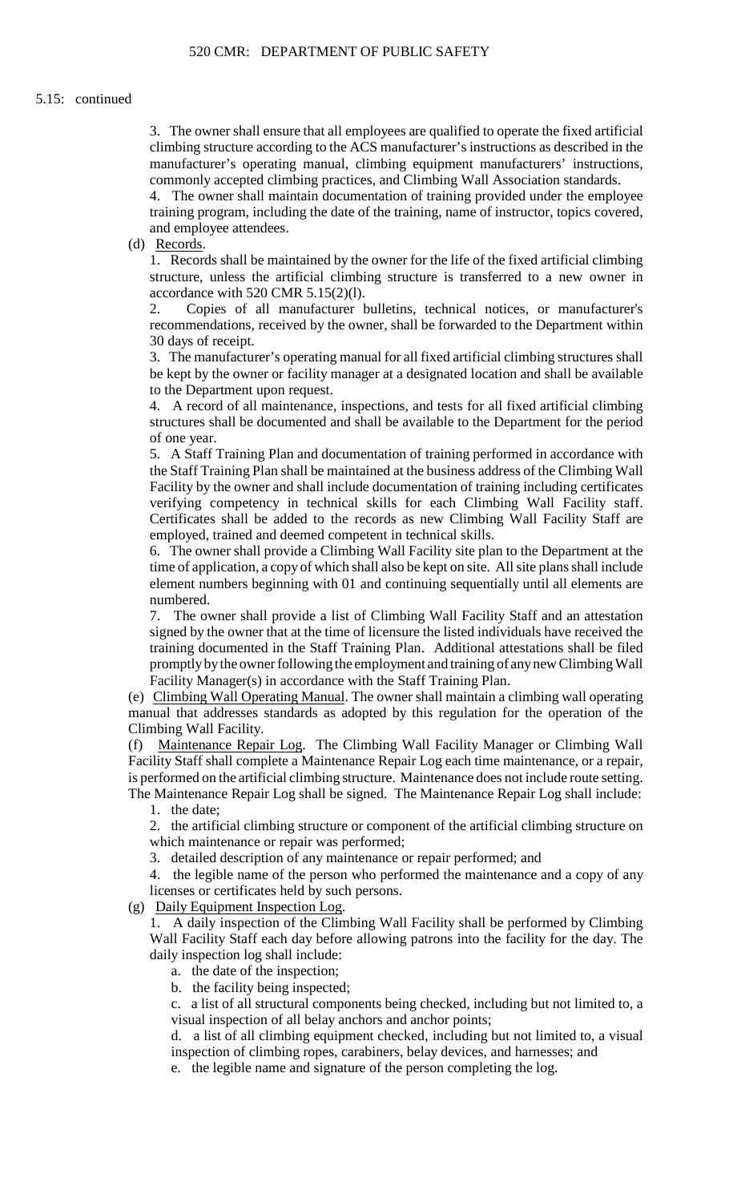5.15: continued

3. The owner shall ensure that all employees are qualified to operate the fixed artificial climbing structure according to the ACS manufacturer's instructions as described in the manufacturer's operating manual, climbing equipment manufacturers' instructions, commonly accepted climbing practices, and Climbing Wall Association standards.

4. The owner shall maintain documentation of training provided under the employee training program, including the date of the training, name of instructor, topics covered, and employee attendees.

(d) Records.

1. Records shall be maintained by the owner for the life of the fixed artificial climbing structure, unless the artificial climbing structure is transferred to a new owner in accordance with 520 CMR 5.15(2)(l).

2. Copies of all manufacturer bulletins, technical notices, or manufacturer's recommendations, received by the owner, shall be forwarded to the Department within 30 days of receipt.

3. The manufacturer's operating manual for all fixed artificial climbing structures shall be kept by the owner or facility manager at a designated location and shall be available to the Department upon request.

4. A record of all maintenance, inspections, and tests for all fixed artificial climbing structures shall be documented and shall be available to the Department for the period of one year.

5. A Staff Training Plan and documentation of training performed in accordance with the Staff Training Plan shall be maintained at the business address of the Climbing Wall Facility by the owner and shall include documentation of training including certificates verifying competency in technical skills for each Climbing Wall Facility staff. Certificates shall be added to the records as new Climbing Wall Facility Staff are employed, trained and deemed competent in technical skills.

6. The owner shall provide a Climbing Wall Facility site plan to the Department at the time of application, a copy of which shall also be kept on site. All site plans shall include element numbers beginning with 01 and continuing sequentially until all elements are numbered.

7. The owner shall provide a list of Climbing Wall Facility Staff and an attestation signed by the owner that at the time of licensure the listed individuals have received the training documented in the Staff Training Plan. Additional attestations shall be filed promptly by the owner following the employment and training of any new Climbing Wall Facility Manager(s) in accordance with the Staff Training Plan.

(e) Climbing Wall Operating Manual. The owner shall maintain a climbing wall operating manual that addresses standards as adopted by this regulation for the operation of the Climbing Wall Facility.

(f) Maintenance Repair Log. The Climbing Wall Facility Manager or Climbing Wall Facility Staff shall complete a Maintenance Repair Log each time maintenance, or a repair, is performed on the artificial climbing structure. Maintenance does not include route setting. The Maintenance Repair Log shall be signed. The Maintenance Repair Log shall include:

1. the date;

2. the artificial climbing structure or component of the artificial climbing structure on which maintenance or repair was performed;

3. detailed description of any maintenance or repair performed; and

4. the legible name of the person who performed the maintenance and a copy of any licenses or certificates held by such persons.

(g) Daily Equipment Inspection Log.

1. A daily inspection of the Climbing Wall Facility shall be performed by Climbing Wall Facility Staff each day before allowing patrons into the facility for the day. The daily inspection log shall include:

a. the date of the inspection;

b. the facility being inspected;

c. a list of all structural components being checked, including but not limited to, a visual inspection of all belay anchors and anchor points;

d. a list of all climbing equipment checked, including but not limited to, a visual inspection of climbing ropes, carabiners, belay devices, and harnesses; and

e. the legible name and signature of the person completing the log.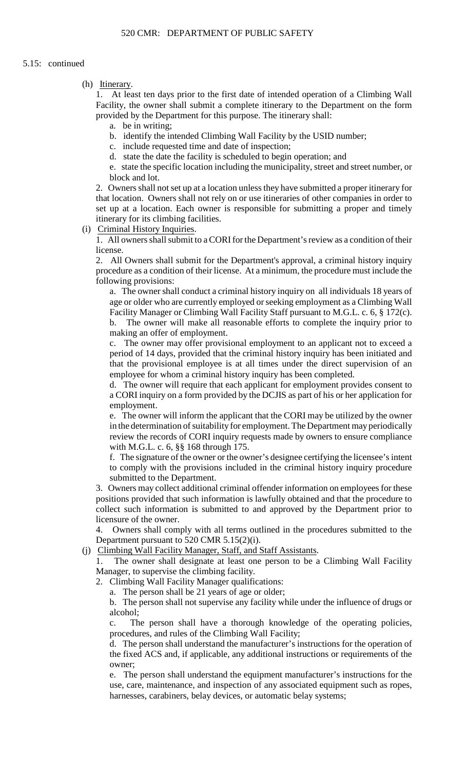5.15: continued

(h) Itinerary.

1. At least ten days prior to the first date of intended operation of a Climbing Wall Facility, the owner shall submit a complete itinerary to the Department on the form provided by the Department for this purpose. The itinerary shall:

a. be in writing;

b. identify the intended Climbing Wall Facility by the USID number;

c. include requested time and date of inspection;

d. state the date the facility is scheduled to begin operation; and

e. state the specific location including the municipality, street and street number, or block and lot.

2. Owners shall not set up at a location unless they have submitted a proper itinerary for that location. Owners shall not rely on or use itineraries of other companies in order to set up at a location. Each owner is responsible for submitting a proper and timely itinerary for its climbing facilities.

(i) Criminal History Inquiries.

1. All owners shall submit to a CORI for the Department's review as a condition of their license.

2. All Owners shall submit for the Department's approval, a criminal history inquiry procedure as a condition of their license. At a minimum, the procedure must include the following provisions:

a. The owner shall conduct a criminal history inquiry on all individuals 18 years of age or older who are currently employed or seeking employment as a Climbing Wall Facility Manager or Climbing Wall Facility Staff pursuant to M.G.L. c. 6, § 172(c).

b. The owner will make all reasonable efforts to complete the inquiry prior to making an offer of employment.

c. The owner may offer provisional employment to an applicant not to exceed a period of 14 days, provided that the criminal history inquiry has been initiated and that the provisional employee is at all times under the direct supervision of an employee for whom a criminal history inquiry has been completed.

d. The owner will require that each applicant for employment provides consent to a CORI inquiry on a form provided by the DCJIS as part of his or her application for employment.

e. The owner will inform the applicant that the CORI may be utilized by the owner in the determination of suitability for employment. The Department may periodically review the records of CORI inquiry requests made by owners to ensure compliance with M.G.L. c. 6, §§ 168 through 175.

f. The signature of the owner or the owner's designee certifying the licensee's intent to comply with the provisions included in the criminal history inquiry procedure submitted to the Department.

3. Owners may collect additional criminal offender information on employees for these positions provided that such information is lawfully obtained and that the procedure to collect such information is submitted to and approved by the Department prior to licensure of the owner.

4. Owners shall comply with all terms outlined in the procedures submitted to the Department pursuant to 520 CMR 5.15(2)(i).

(j) Climbing Wall Facility Manager, Staff, and Staff Assistants.

1. The owner shall designate at least one person to be a Climbing Wall Facility Manager, to supervise the climbing facility.

2. Climbing Wall Facility Manager qualifications:

a. The person shall be 21 years of age or older;

b. The person shall not supervise any facility while under the influence of drugs or alcohol;

c. The person shall have a thorough knowledge of the operating policies, procedures, and rules of the Climbing Wall Facility;

d. The person shall understand the manufacturer's instructions for the operation of the fixed ACS and, if applicable, any additional instructions or requirements of the owner;

e. The person shall understand the equipment manufacturer's instructions for the use, care, maintenance, and inspection of any associated equipment such as ropes, harnesses, carabiners, belay devices, or automatic belay systems;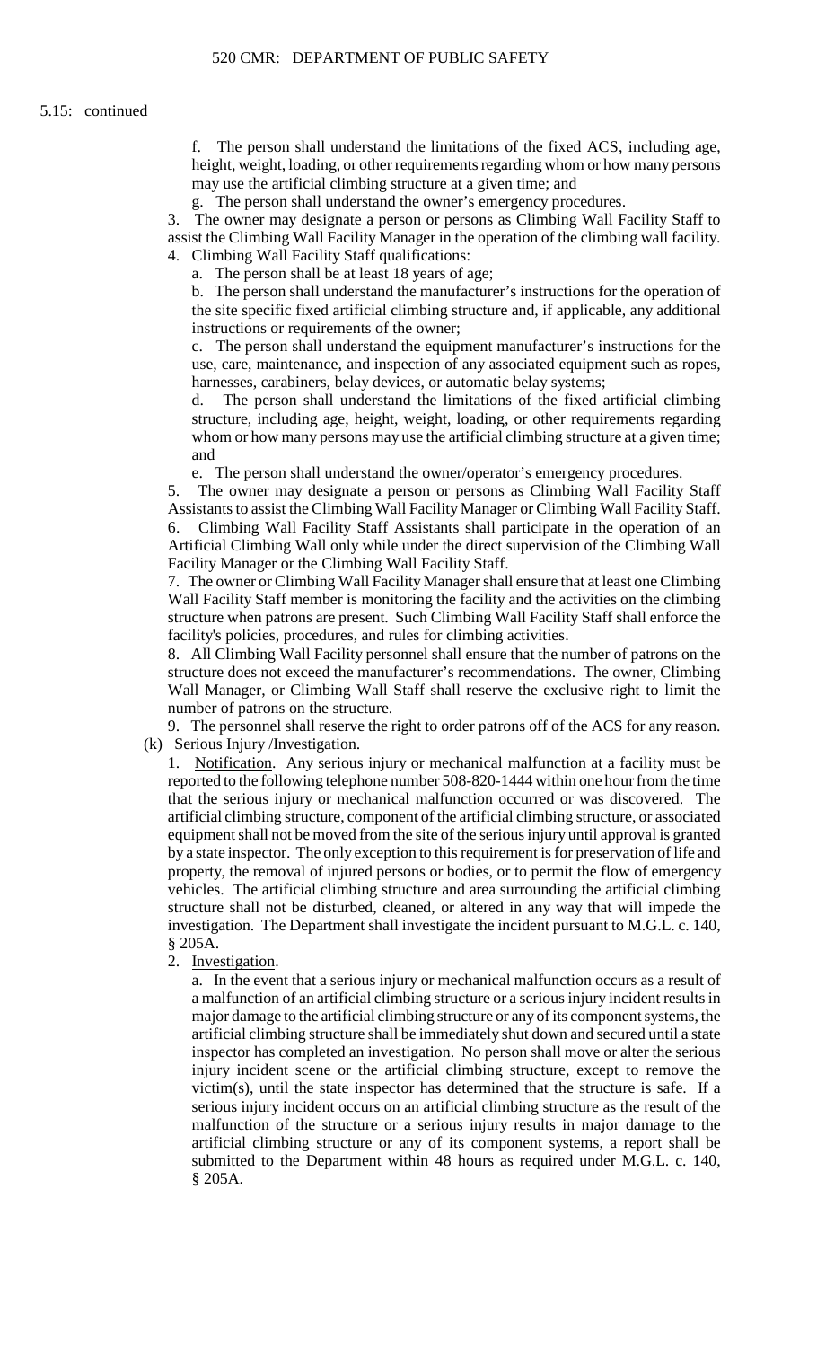5.15: continued

f. The person shall understand the limitations of the fixed ACS, including age, height, weight, loading, or other requirements regarding whom or how many persons may use the artificial climbing structure at a given time; and

g. The person shall understand the owner's emergency procedures.

3. The owner may designate a person or persons as Climbing Wall Facility Staff to assist the Climbing Wall Facility Manager in the operation of the climbing wall facility.

4. Climbing Wall Facility Staff qualifications:

a. The person shall be at least 18 years of age;

b. The person shall understand the manufacturer's instructions for the operation of the site specific fixed artificial climbing structure and, if applicable, any additional instructions or requirements of the owner;

c. The person shall understand the equipment manufacturer's instructions for the use, care, maintenance, and inspection of any associated equipment such as ropes, harnesses, carabiners, belay devices, or automatic belay systems;

d. The person shall understand the limitations of the fixed artificial climbing structure, including age, height, weight, loading, or other requirements regarding whom or how many persons may use the artificial climbing structure at a given time; and

e. The person shall understand the owner/operator's emergency procedures.

5. The owner may designate a person or persons as Climbing Wall Facility Staff Assistants to assist the Climbing Wall Facility Manager or Climbing Wall Facility Staff.

6. Climbing Wall Facility Staff Assistants shall participate in the operation of an Artificial Climbing Wall only while under the direct supervision of the Climbing Wall Facility Manager or the Climbing Wall Facility Staff.

7. The owner or Climbing Wall Facility Manager shall ensure that at least one Climbing Wall Facility Staff member is monitoring the facility and the activities on the climbing structure when patrons are present. Such Climbing Wall Facility Staff shall enforce the facility's policies, procedures, and rules for climbing activities.

8. All Climbing Wall Facility personnel shall ensure that the number of patrons on the structure does not exceed the manufacturer's recommendations. The owner, Climbing Wall Manager, or Climbing Wall Staff shall reserve the exclusive right to limit the number of patrons on the structure.

9. The personnel shall reserve the right to order patrons off of the ACS for any reason.

(k) Serious Injury /Investigation.

1. Notification. Any serious injury or mechanical malfunction at a facility must be reported to the following telephone number 508-820-1444 within one hour from the time that the serious injury or mechanical malfunction occurred or was discovered. The artificial climbing structure, component of the artificial climbing structure, or associated equipment shall not be moved from the site of the serious injury until approval is granted by a state inspector. The only exception to this requirement is for preservation of life and property, the removal of injured persons or bodies, or to permit the flow of emergency vehicles. The artificial climbing structure and area surrounding the artificial climbing structure shall not be disturbed, cleaned, or altered in any way that will impede the investigation. The Department shall investigate the incident pursuant to M.G.L. c. 140, § 205A.

2. Investigation.

a. In the event that a serious injury or mechanical malfunction occurs as a result of a malfunction of an artificial climbing structure or a serious injury incident results in major damage to the artificial climbing structure or any of its component systems, the artificial climbing structure shall be immediately shut down and secured until a state inspector has completed an investigation. No person shall move or alter the serious injury incident scene or the artificial climbing structure, except to remove the victim(s), until the state inspector has determined that the structure is safe. If a serious injury incident occurs on an artificial climbing structure as the result of the malfunction of the structure or a serious injury results in major damage to the artificial climbing structure or any of its component systems, a report shall be submitted to the Department within 48 hours as required under M.G.L. c. 140, § 205A.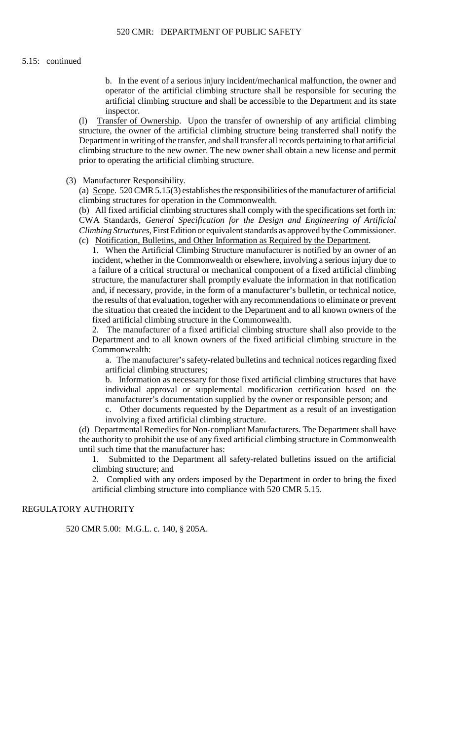5.15: continued

b. In the event of a serious injury incident/mechanical malfunction, the owner and operator of the artificial climbing structure shall be responsible for securing the artificial climbing structure and shall be accessible to the Department and its state inspector.

(l) Transfer of Ownership. Upon the transfer of ownership of any artificial climbing structure, the owner of the artificial climbing structure being transferred shall notify the Department in writing of the transfer, and shall transfer all records pertaining to that artificial climbing structure to the new owner. The new owner shall obtain a new license and permit prior to operating the artificial climbing structure.

(3) Manufacturer Responsibility.

(a) Scope. 520 CMR 5.15(3) establishes the responsibilities of the manufacturer of artificial climbing structures for operation in the Commonwealth.

(b) All fixed artificial climbing structures shall comply with the specifications set forth in: CWA Standards, *General Specification for the Design and Engineering of Artificial Climbing Structures*, First Edition or equivalent standards as approved by the Commissioner.

(c) Notification, Bulletins, and Other Information as Required by the Department.

1. When the Artificial Climbing Structure manufacturer is notified by an owner of an incident, whether in the Commonwealth or elsewhere, involving a serious injury due to a failure of a critical structural or mechanical component of a fixed artificial climbing structure, the manufacturer shall promptly evaluate the information in that notification and, if necessary, provide, in the form of a manufacturer's bulletin, or technical notice, the results of that evaluation, together with any recommendations to eliminate or prevent the situation that created the incident to the Department and to all known owners of the fixed artificial climbing structure in the Commonwealth.

2. The manufacturer of a fixed artificial climbing structure shall also provide to the Department and to all known owners of the fixed artificial climbing structure in the Commonwealth:

a. The manufacturer's safety-related bulletins and technical notices regarding fixed artificial climbing structures;

b. Information as necessary for those fixed artificial climbing structures that have individual approval or supplemental modification certification based on the manufacturer's documentation supplied by the owner or responsible person; and

c. Other documents requested by the Department as a result of an investigation involving a fixed artificial climbing structure.

(d) Departmental Remedies for Non-compliant Manufacturers. The Department shall have the authority to prohibit the use of any fixed artificial climbing structure in Commonwealth until such time that the manufacturer has:

1. Submitted to the Department all safety-related bulletins issued on the artificial climbing structure; and

2. Complied with any orders imposed by the Department in order to bring the fixed artificial climbing structure into compliance with 520 CMR 5.15.

REGULATORY AUTHORITY

520 CMR 5.00: M.G.L. c. 140, § 205A.